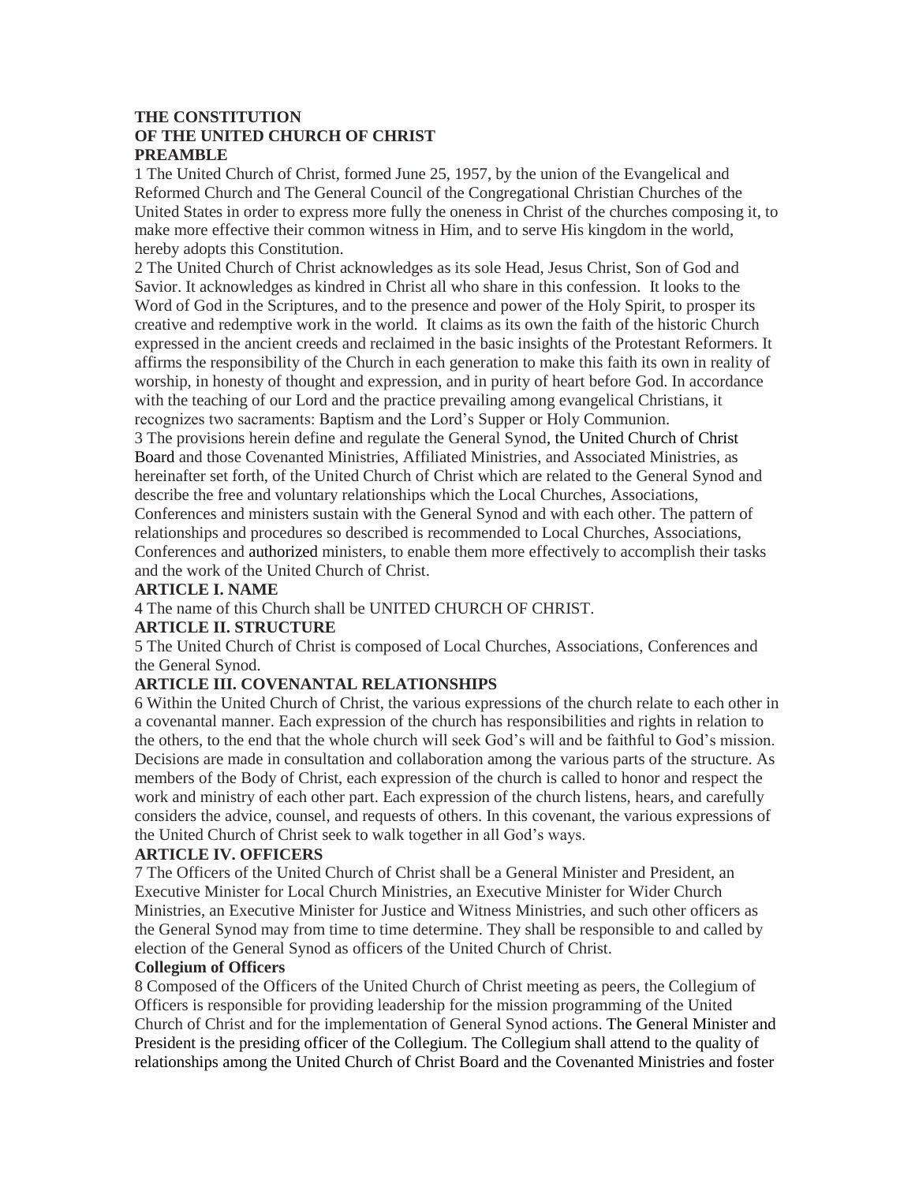# THE CONSTITUTION OF THE UNITED CHURCH OF CHRIST

## PREAMBLE

1 The United Church of Christ, formed June 25, 1957, by the union of the Evangelical and Reformed Church and The General Council of the Congregational Christian Churches of the United States in order to express more fully the oneness in Christ of the churches composing it, to make more effective their common witness in Him, and to serve His kingdom in the world, hereby adopts this Constitution.

2 The United Church of Christ acknowledges as its sole Head, Jesus Christ, Son of God and Savior. It acknowledges as kindred in Christ all who share in this confession. It looks to the Word of God in the Scriptures, and to the presence and power of the Holy Spirit, to prosper its creative and redemptive work in the world. It claims as its own the faith of the historic Church expressed in the ancient creeds and reclaimed in the basic insights of the Protestant Reformers. It affirms the responsibility of the Church in each generation to make this faith its own in reality of worship, in honesty of thought and expression, and in purity of heart before God. In accordance with the teaching of our Lord and the practice prevailing among evangelical Christians, it recognizes two sacraments: Baptism and the Lord's Supper or Holy Communion.

3 The provisions herein define and regulate the General Synod, the United Church of Christ Board and those Covenanted Ministries, Affiliated Ministries, and Associated Ministries, as hereinafter set forth, of the United Church of Christ which are related to the General Synod and describe the free and voluntary relationships which the Local Churches, Associations, Conferences and ministers sustain with the General Synod and with each other. The pattern of relationships and procedures so described is recommended to Local Churches, Associations, Conferences and authorized ministers, to enable them more effectively to accomplish their tasks and the work of the United Church of Christ.

## ARTICLE I. NAME

4 The name of this Church shall be UNITED CHURCH OF CHRIST.

## ARTICLE II. STRUCTURE

5 The United Church of Christ is composed of Local Churches, Associations, Conferences and the General Synod.

## ARTICLE III. COVENANTAL RELATIONSHIPS

6 Within the United Church of Christ, the various expressions of the church relate to each other in a covenantal manner. Each expression of the church has responsibilities and rights in relation to the others, to the end that the whole church will seek God's will and be faithful to God's mission. Decisions are made in consultation and collaboration among the various parts of the structure. As members of the Body of Christ, each expression of the church is called to honor and respect the work and ministry of each other part. Each expression of the church listens, hears, and carefully considers the advice, counsel, and requests of others. In this covenant, the various expressions of the United Church of Christ seek to walk together in all God's ways.

## ARTICLE IV. OFFICERS

7 The Officers of the United Church of Christ shall be a General Minister and President, an Executive Minister for Local Church Ministries, an Executive Minister for Wider Church Ministries, an Executive Minister for Justice and Witness Ministries, and such other officers as the General Synod may from time to time determine. They shall be responsible to and called by election of the General Synod as officers of the United Church of Christ.

### Collegium of Officers

8 Composed of the Officers of the United Church of Christ meeting as peers, the Collegium of Officers is responsible for providing leadership for the mission programming of the United Church of Christ and for the implementation of General Synod actions. The General Minister and President is the presiding officer of the Collegium. The Collegium shall attend to the quality of relationships among the United Church of Christ Board and the Covenanted Ministries and foster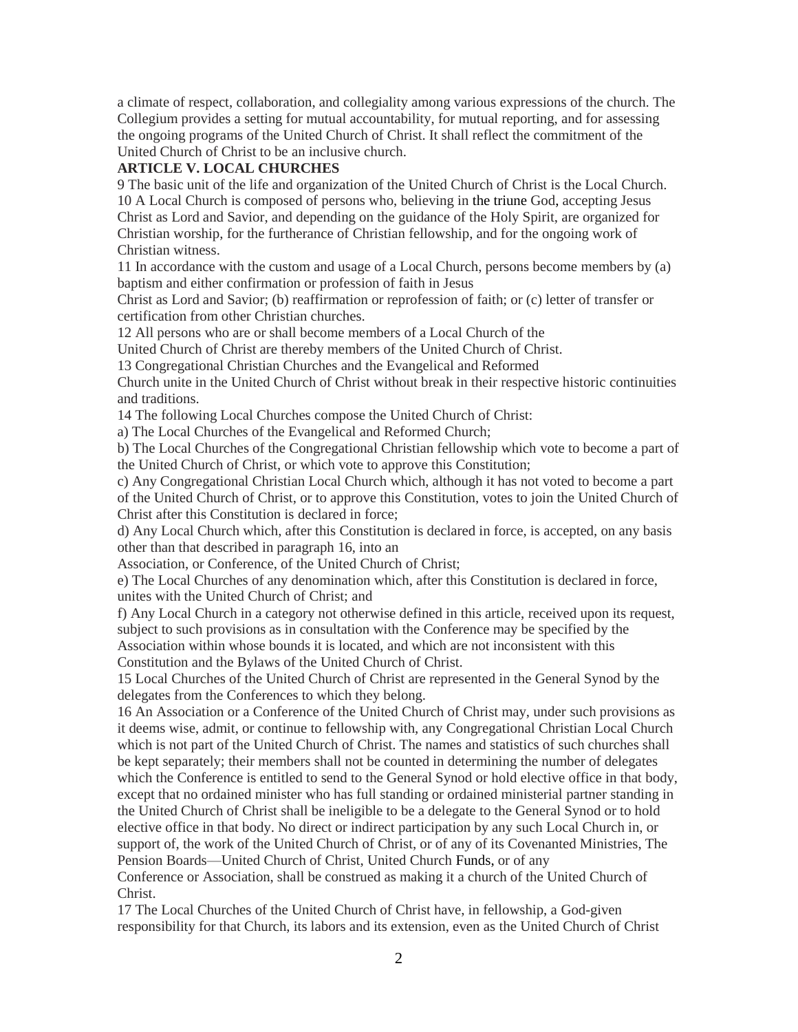a climate of respect, collaboration, and collegiality among various expressions of the church. The Collegium provides a setting for mutual accountability, for mutual reporting, and for assessing the ongoing programs of the United Church of Christ. It shall reflect the commitment of the United Church of Christ to be an inclusive church.

**ARTICLE V. LOCAL CHURCHES**

9 The basic unit of the life and organization of the United Church of Christ is the Local Church.

10 A Local Church is composed of persons who, believing in the triune God, accepting Jesus Christ as Lord and Savior, and depending on the guidance of the Holy Spirit, are organized for Christian worship, for the furtherance of Christian fellowship, and for the ongoing work of Christian witness.

11 In accordance with the custom and usage of a Local Church, persons become members by (a) baptism and either confirmation or profession of faith in Jesus Christ as Lord and Savior; (b) reaffirmation or reprofession of faith; or (c) letter of transfer or certification from other Christian churches.

12 All persons who are or shall become members of a Local Church of the United Church of Christ are thereby members of the United Church of Christ.

13 Congregational Christian Churches and the Evangelical and Reformed Church unite in the United Church of Christ without break in their respective historic continuities and traditions.

14 The following Local Churches compose the United Church of Christ:

a) The Local Churches of the Evangelical and Reformed Church;

b) The Local Churches of the Congregational Christian fellowship which vote to become a part of the United Church of Christ, or which vote to approve this Constitution;

c) Any Congregational Christian Local Church which, although it has not voted to become a part of the United Church of Christ, or to approve this Constitution, votes to join the United Church of Christ after this Constitution is declared in force;

d) Any Local Church which, after this Constitution is declared in force, is accepted, on any basis other than that described in paragraph 16, into an Association, or Conference, of the United Church of Christ;

e) The Local Churches of any denomination which, after this Constitution is declared in force, unites with the United Church of Christ; and

f) Any Local Church in a category not otherwise defined in this article, received upon its request, subject to such provisions as in consultation with the Conference may be specified by the Association within whose bounds it is located, and which are not inconsistent with this Constitution and the Bylaws of the United Church of Christ.

15 Local Churches of the United Church of Christ are represented in the General Synod by the delegates from the Conferences to which they belong.

16 An Association or a Conference of the United Church of Christ may, under such provisions as it deems wise, admit, or continue to fellowship with, any Congregational Christian Local Church which is not part of the United Church of Christ. The names and statistics of such churches shall be kept separately; their members shall not be counted in determining the number of delegates which the Conference is entitled to send to the General Synod or hold elective office in that body, except that no ordained minister who has full standing or ordained ministerial partner standing in the United Church of Christ shall be ineligible to be a delegate to the General Synod or to hold elective office in that body. No direct or indirect participation by any such Local Church in, or support of, the work of the United Church of Christ, or of any of its Covenanted Ministries, The Pension Boards—United Church of Christ, United Church Funds, or of any Conference or Association, shall be construed as making it a church of the United Church of Christ.

17 The Local Churches of the United Church of Christ have, in fellowship, a God-given responsibility for that Church, its labors and its extension, even as the United Church of Christ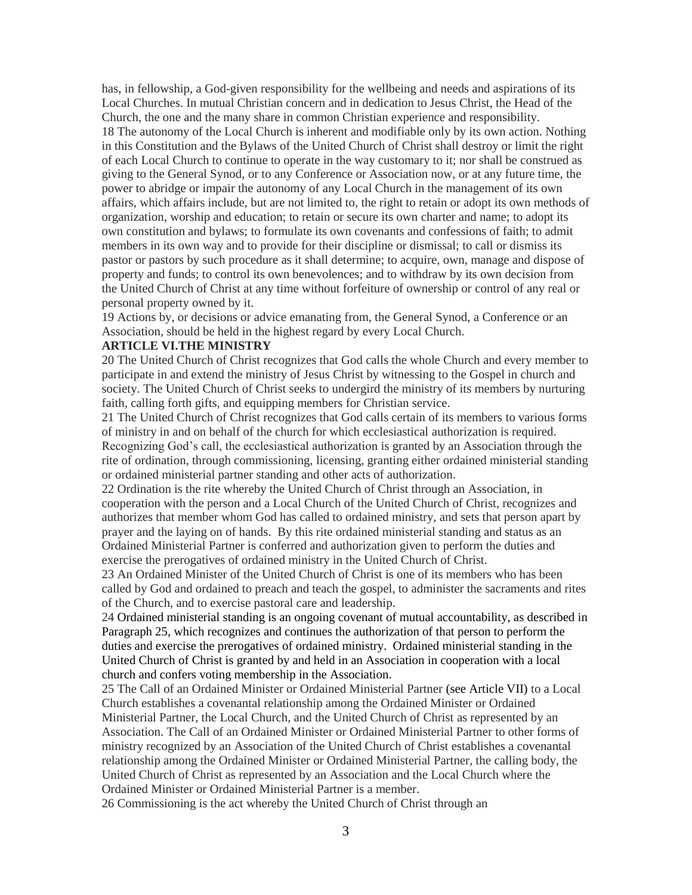has, in fellowship, a God-given responsibility for the wellbeing and needs and aspirations of its Local Churches. In mutual Christian concern and in dedication to Jesus Christ, the Head of the Church, the one and the many share in common Christian experience and responsibility.

18 The autonomy of the Local Church is inherent and modifiable only by its own action. Nothing in this Constitution and the Bylaws of the United Church of Christ shall destroy or limit the right of each Local Church to continue to operate in the way customary to it; nor shall be construed as giving to the General Synod, or to any Conference or Association now, or at any future time, the power to abridge or impair the autonomy of any Local Church in the management of its own affairs, which affairs include, but are not limited to, the right to retain or adopt its own methods of organization, worship and education; to retain or secure its own charter and name; to adopt its own constitution and bylaws; to formulate its own covenants and confessions of faith; to admit members in its own way and to provide for their discipline or dismissal; to call or dismiss its pastor or pastors by such procedure as it shall determine; to acquire, own, manage and dispose of property and funds; to control its own benevolences; and to withdraw by its own decision from the United Church of Christ at any time without forfeiture of ownership or control of any real or personal property owned by it.

19 Actions by, or decisions or advice emanating from, the General Synod, a Conference or an Association, should be held in the highest regard by every Local Church.

## ARTICLE VI.THE MINISTRY

20 The United Church of Christ recognizes that God calls the whole Church and every member to participate in and extend the ministry of Jesus Christ by witnessing to the Gospel in church and society. The United Church of Christ seeks to undergird the ministry of its members by nurturing faith, calling forth gifts, and equipping members for Christian service.

21 The United Church of Christ recognizes that God calls certain of its members to various forms of ministry in and on behalf of the church for which ecclesiastical authorization is required. Recognizing God's call, the ecclesiastical authorization is granted by an Association through the rite of ordination, through commissioning, licensing, granting either ordained ministerial standing or ordained ministerial partner standing and other acts of authorization.

22 Ordination is the rite whereby the United Church of Christ through an Association, in cooperation with the person and a Local Church of the United Church of Christ, recognizes and authorizes that member whom God has called to ordained ministry, and sets that person apart by prayer and the laying on of hands. By this rite ordained ministerial standing and status as an Ordained Ministerial Partner is conferred and authorization given to perform the duties and exercise the prerogatives of ordained ministry in the United Church of Christ.

23 An Ordained Minister of the United Church of Christ is one of its members who has been called by God and ordained to preach and teach the gospel, to administer the sacraments and rites of the Church, and to exercise pastoral care and leadership.

24 Ordained ministerial standing is an ongoing covenant of mutual accountability, as described in Paragraph 25, which recognizes and continues the authorization of that person to perform the duties and exercise the prerogatives of ordained ministry. Ordained ministerial standing in the United Church of Christ is granted by and held in an Association in cooperation with a local church and confers voting membership in the Association.

25 The Call of an Ordained Minister or Ordained Ministerial Partner (see Article VII) to a Local Church establishes a covenantal relationship among the Ordained Minister or Ordained Ministerial Partner, the Local Church, and the United Church of Christ as represented by an Association. The Call of an Ordained Minister or Ordained Ministerial Partner to other forms of ministry recognized by an Association of the United Church of Christ establishes a covenantal relationship among the Ordained Minister or Ordained Ministerial Partner, the calling body, the United Church of Christ as represented by an Association and the Local Church where the Ordained Minister or Ordained Ministerial Partner is a member.

26 Commissioning is the act whereby the United Church of Christ through an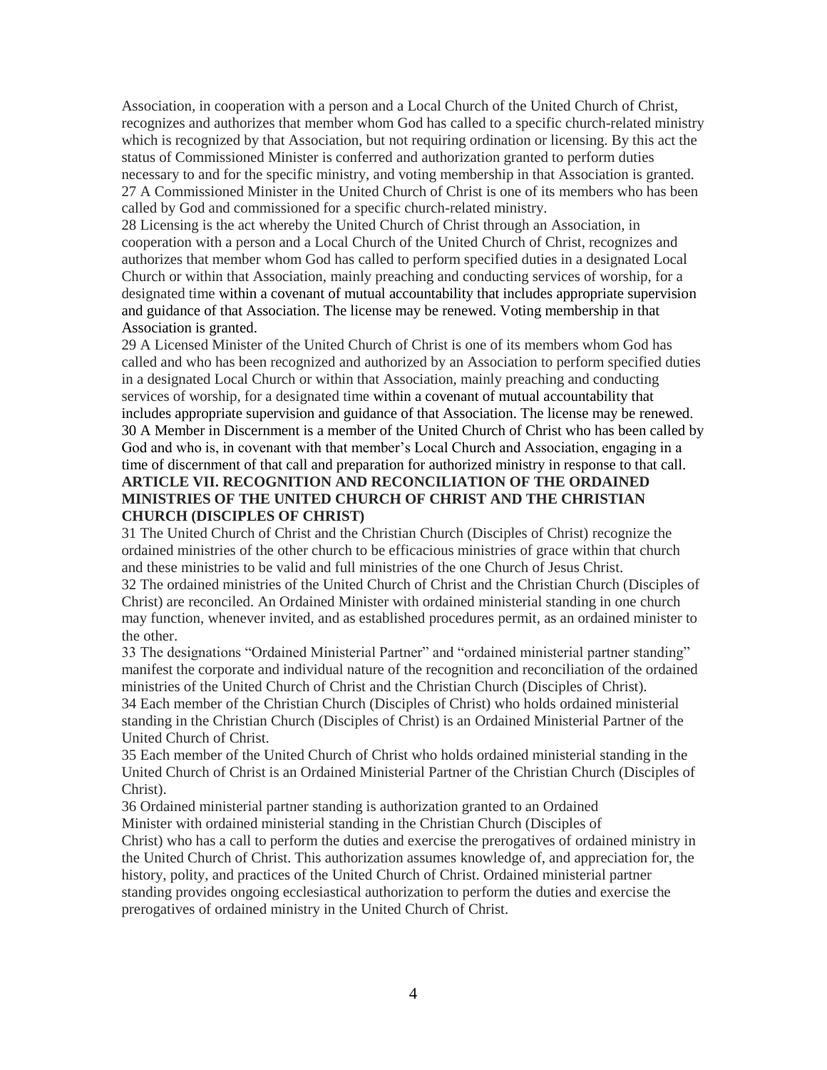Association, in cooperation with a person and a Local Church of the United Church of Christ, recognizes and authorizes that member whom God has called to a specific church-related ministry which is recognized by that Association, but not requiring ordination or licensing. By this act the status of Commissioned Minister is conferred and authorization granted to perform duties necessary to and for the specific ministry, and voting membership in that Association is granted.

27 A Commissioned Minister in the United Church of Christ is one of its members who has been called by God and commissioned for a specific church-related ministry.

28 Licensing is the act whereby the United Church of Christ through an Association, in cooperation with a person and a Local Church of the United Church of Christ, recognizes and authorizes that member whom God has called to perform specified duties in a designated Local Church or within that Association, mainly preaching and conducting services of worship, for a designated time within a covenant of mutual accountability that includes appropriate supervision and guidance of that Association. The license may be renewed. Voting membership in that Association is granted.

29 A Licensed Minister of the United Church of Christ is one of its members whom God has called and who has been recognized and authorized by an Association to perform specified duties in a designated Local Church or within that Association, mainly preaching and conducting services of worship, for a designated time within a covenant of mutual accountability that includes appropriate supervision and guidance of that Association. The license may be renewed.

30 A Member in Discernment is a member of the United Church of Christ who has been called by God and who is, in covenant with that member's Local Church and Association, engaging in a time of discernment of that call and preparation for authorized ministry in response to that call.

**ARTICLE VII. RECOGNITION AND RECONCILIATION OF THE ORDAINED MINISTRIES OF THE UNITED CHURCH OF CHRIST AND THE CHRISTIAN CHURCH (DISCIPLES OF CHRIST)**

31 The United Church of Christ and the Christian Church (Disciples of Christ) recognize the ordained ministries of the other church to be efficacious ministries of grace within that church and these ministries to be valid and full ministries of the one Church of Jesus Christ.

32 The ordained ministries of the United Church of Christ and the Christian Church (Disciples of Christ) are reconciled. An Ordained Minister with ordained ministerial standing in one church may function, whenever invited, and as established procedures permit, as an ordained minister to the other.

33 The designations "Ordained Ministerial Partner" and "ordained ministerial partner standing" manifest the corporate and individual nature of the recognition and reconciliation of the ordained ministries of the United Church of Christ and the Christian Church (Disciples of Christ).

34 Each member of the Christian Church (Disciples of Christ) who holds ordained ministerial standing in the Christian Church (Disciples of Christ) is an Ordained Ministerial Partner of the United Church of Christ.

35 Each member of the United Church of Christ who holds ordained ministerial standing in the United Church of Christ is an Ordained Ministerial Partner of the Christian Church (Disciples of Christ).

36 Ordained ministerial partner standing is authorization granted to an Ordained Minister with ordained ministerial standing in the Christian Church (Disciples of Christ) who has a call to perform the duties and exercise the prerogatives of ordained ministry in the United Church of Christ. This authorization assumes knowledge of, and appreciation for, the history, polity, and practices of the United Church of Christ. Ordained ministerial partner standing provides ongoing ecclesiastical authorization to perform the duties and exercise the prerogatives of ordained ministry in the United Church of Christ.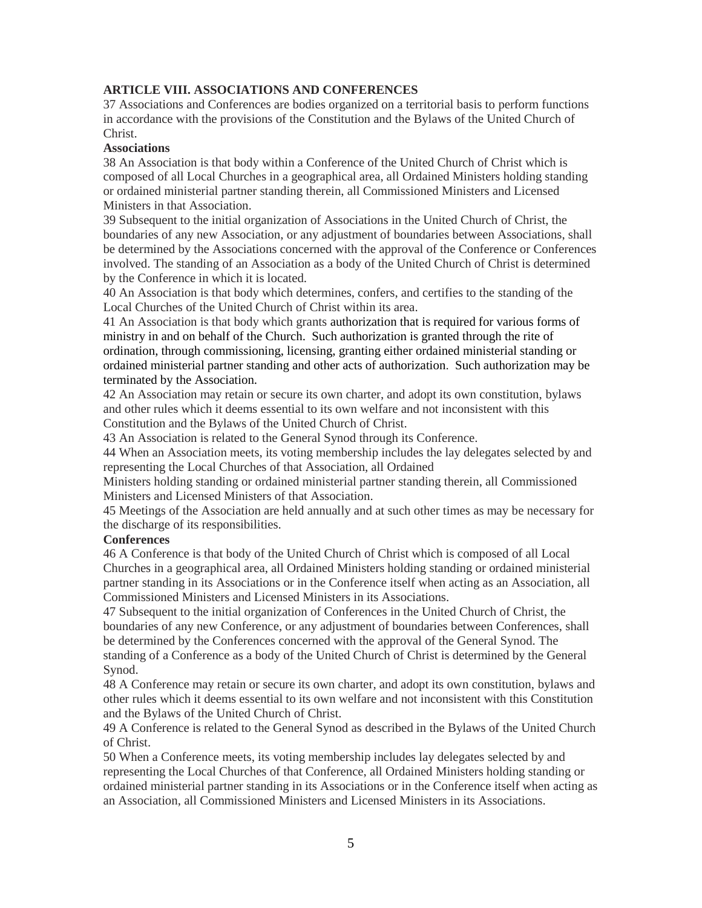**ARTICLE VIII. ASSOCIATIONS AND CONFERENCES**

37 Associations and Conferences are bodies organized on a territorial basis to perform functions in accordance with the provisions of the Constitution and the Bylaws of the United Church of Christ.

**Associations**

38 An Association is that body within a Conference of the United Church of Christ which is composed of all Local Churches in a geographical area, all Ordained Ministers holding standing or ordained ministerial partner standing therein, all Commissioned Ministers and Licensed Ministers in that Association.

39 Subsequent to the initial organization of Associations in the United Church of Christ, the boundaries of any new Association, or any adjustment of boundaries between Associations, shall be determined by the Associations concerned with the approval of the Conference or Conferences involved. The standing of an Association as a body of the United Church of Christ is determined by the Conference in which it is located.

40 An Association is that body which determines, confers, and certifies to the standing of the Local Churches of the United Church of Christ within its area.

41 An Association is that body which grants authorization that is required for various forms of ministry in and on behalf of the Church. Such authorization is granted through the rite of ordination, through commissioning, licensing, granting either ordained ministerial standing or ordained ministerial partner standing and other acts of authorization. Such authorization may be terminated by the Association.

42 An Association may retain or secure its own charter, and adopt its own constitution, bylaws and other rules which it deems essential to its own welfare and not inconsistent with this Constitution and the Bylaws of the United Church of Christ.

43 An Association is related to the General Synod through its Conference.

44 When an Association meets, its voting membership includes the lay delegates selected by and representing the Local Churches of that Association, all Ordained Ministers holding standing or ordained ministerial partner standing therein, all Commissioned Ministers and Licensed Ministers of that Association.

45 Meetings of the Association are held annually and at such other times as may be necessary for the discharge of its responsibilities.

**Conferences**

46 A Conference is that body of the United Church of Christ which is composed of all Local Churches in a geographical area, all Ordained Ministers holding standing or ordained ministerial partner standing in its Associations or in the Conference itself when acting as an Association, all Commissioned Ministers and Licensed Ministers in its Associations.

47 Subsequent to the initial organization of Conferences in the United Church of Christ, the boundaries of any new Conference, or any adjustment of boundaries between Conferences, shall be determined by the Conferences concerned with the approval of the General Synod. The standing of a Conference as a body of the United Church of Christ is determined by the General Synod.

48 A Conference may retain or secure its own charter, and adopt its own constitution, bylaws and other rules which it deems essential to its own welfare and not inconsistent with this Constitution and the Bylaws of the United Church of Christ.

49 A Conference is related to the General Synod as described in the Bylaws of the United Church of Christ.

50 When a Conference meets, its voting membership includes lay delegates selected by and representing the Local Churches of that Conference, all Ordained Ministers holding standing or ordained ministerial partner standing in its Associations or in the Conference itself when acting as an Association, all Commissioned Ministers and Licensed Ministers in its Associations.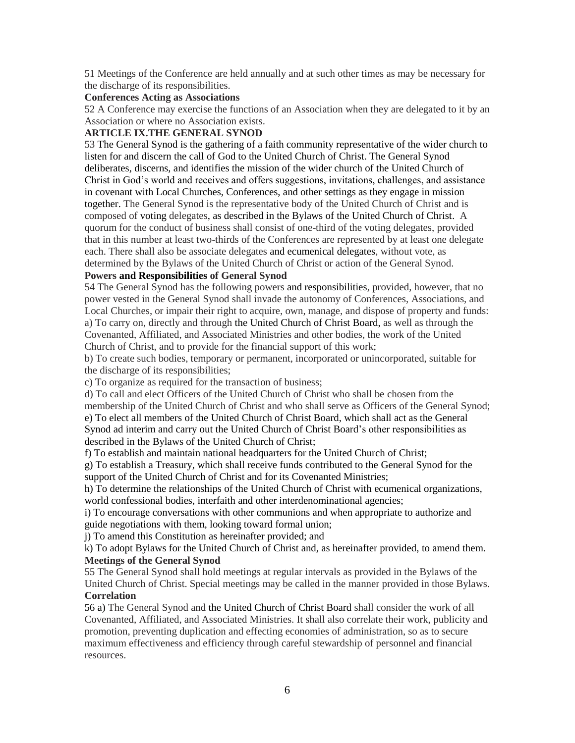51 Meetings of the Conference are held annually and at such other times as may be necessary for the discharge of its responsibilities.

**Conferences Acting as Associations**

52 A Conference may exercise the functions of an Association when they are delegated to it by an Association or where no Association exists.

**ARTICLE IX.THE GENERAL SYNOD**

53 The General Synod is the gathering of a faith community representative of the wider church to listen for and discern the call of God to the United Church of Christ. The General Synod deliberates, discerns, and identifies the mission of the wider church of the United Church of Christ in God's world and receives and offers suggestions, invitations, challenges, and assistance in covenant with Local Churches, Conferences, and other settings as they engage in mission together. The General Synod is the representative body of the United Church of Christ and is composed of voting delegates, as described in the Bylaws of the United Church of Christ. A quorum for the conduct of business shall consist of one-third of the voting delegates, provided that in this number at least two-thirds of the Conferences are represented by at least one delegate each. There shall also be associate delegates and ecumenical delegates, without vote, as determined by the Bylaws of the United Church of Christ or action of the General Synod.

**Powers and Responsibilities of General Synod**

54 The General Synod has the following powers and responsibilities, provided, however, that no power vested in the General Synod shall invade the autonomy of Conferences, Associations, and Local Churches, or impair their right to acquire, own, manage, and dispose of property and funds:

a) To carry on, directly and through the United Church of Christ Board, as well as through the Covenanted, Affiliated, and Associated Ministries and other bodies, the work of the United Church of Christ, and to provide for the financial support of this work;

b) To create such bodies, temporary or permanent, incorporated or unincorporated, suitable for the discharge of its responsibilities;

c) To organize as required for the transaction of business;

d) To call and elect Officers of the United Church of Christ who shall be chosen from the membership of the United Church of Christ and who shall serve as Officers of the General Synod;

e) To elect all members of the United Church of Christ Board, which shall act as the General Synod ad interim and carry out the United Church of Christ Board's other responsibilities as described in the Bylaws of the United Church of Christ;

f) To establish and maintain national headquarters for the United Church of Christ;

g) To establish a Treasury, which shall receive funds contributed to the General Synod for the support of the United Church of Christ and for its Covenanted Ministries;

h) To determine the relationships of the United Church of Christ with ecumenical organizations, world confessional bodies, interfaith and other interdenominational agencies;

i) To encourage conversations with other communions and when appropriate to authorize and guide negotiations with them, looking toward formal union;

j) To amend this Constitution as hereinafter provided; and

k) To adopt Bylaws for the United Church of Christ and, as hereinafter provided, to amend them.

**Meetings of the General Synod**

55 The General Synod shall hold meetings at regular intervals as provided in the Bylaws of the United Church of Christ. Special meetings may be called in the manner provided in those Bylaws.

**Correlation**

56 a) The General Synod and the United Church of Christ Board shall consider the work of all Covenanted, Affiliated, and Associated Ministries. It shall also correlate their work, publicity and promotion, preventing duplication and effecting economies of administration, so as to secure maximum effectiveness and efficiency through careful stewardship of personnel and financial resources.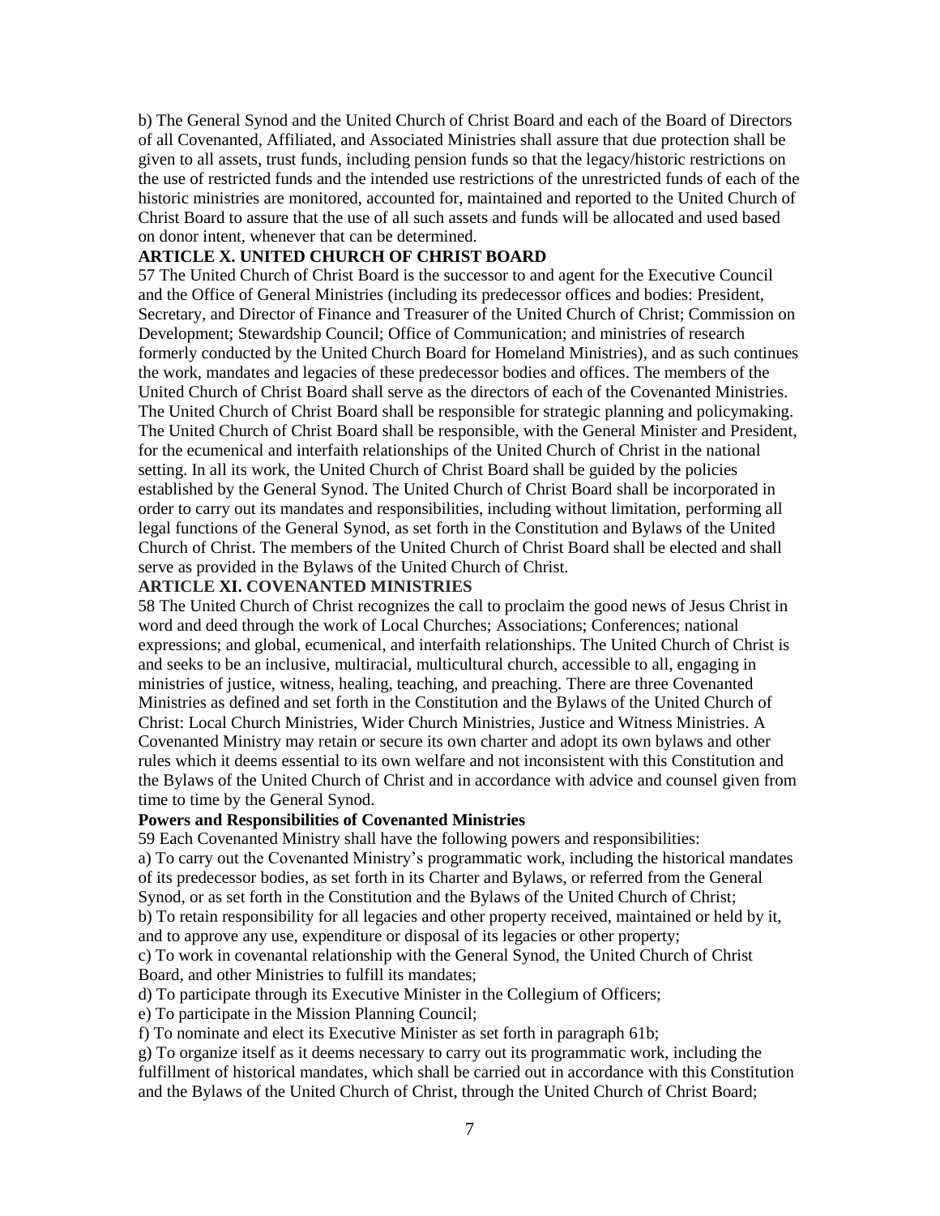b) The General Synod and the United Church of Christ Board and each of the Board of Directors of all Covenanted, Affiliated, and Associated Ministries shall assure that due protection shall be given to all assets, trust funds, including pension funds so that the legacy/historic restrictions on the use of restricted funds and the intended use restrictions of the unrestricted funds of each of the historic ministries are monitored, accounted for, maintained and reported to the United Church of Christ Board to assure that the use of all such assets and funds will be allocated and used based on donor intent, whenever that can be determined.

## ARTICLE X. UNITED CHURCH OF CHRIST BOARD

57 The United Church of Christ Board is the successor to and agent for the Executive Council and the Office of General Ministries (including its predecessor offices and bodies: President, Secretary, and Director of Finance and Treasurer of the United Church of Christ; Commission on Development; Stewardship Council; Office of Communication; and ministries of research formerly conducted by the United Church Board for Homeland Ministries), and as such continues the work, mandates and legacies of these predecessor bodies and offices. The members of the United Church of Christ Board shall serve as the directors of each of the Covenanted Ministries. The United Church of Christ Board shall be responsible for strategic planning and policymaking. The United Church of Christ Board shall be responsible, with the General Minister and President, for the ecumenical and interfaith relationships of the United Church of Christ in the national setting. In all its work, the United Church of Christ Board shall be guided by the policies established by the General Synod. The United Church of Christ Board shall be incorporated in order to carry out its mandates and responsibilities, including without limitation, performing all legal functions of the General Synod, as set forth in the Constitution and Bylaws of the United Church of Christ. The members of the United Church of Christ Board shall be elected and shall serve as provided in the Bylaws of the United Church of Christ.

## ARTICLE XI. COVENANTED MINISTRIES

58 The United Church of Christ recognizes the call to proclaim the good news of Jesus Christ in word and deed through the work of Local Churches; Associations; Conferences; national expressions; and global, ecumenical, and interfaith relationships. The United Church of Christ is and seeks to be an inclusive, multiracial, multicultural church, accessible to all, engaging in ministries of justice, witness, healing, teaching, and preaching. There are three Covenanted Ministries as defined and set forth in the Constitution and the Bylaws of the United Church of Christ: Local Church Ministries, Wider Church Ministries, Justice and Witness Ministries. A Covenanted Ministry may retain or secure its own charter and adopt its own bylaws and other rules which it deems essential to its own welfare and not inconsistent with this Constitution and the Bylaws of the United Church of Christ and in accordance with advice and counsel given from time to time by the General Synod.

### Powers and Responsibilities of Covenanted Ministries

59 Each Covenanted Ministry shall have the following powers and responsibilities:

a) To carry out the Covenanted Ministry's programmatic work, including the historical mandates of its predecessor bodies, as set forth in its Charter and Bylaws, or referred from the General Synod, or as set forth in the Constitution and the Bylaws of the United Church of Christ;

b) To retain responsibility for all legacies and other property received, maintained or held by it, and to approve any use, expenditure or disposal of its legacies or other property;

c) To work in covenantal relationship with the General Synod, the United Church of Christ Board, and other Ministries to fulfill its mandates;

d) To participate through its Executive Minister in the Collegium of Officers;

e) To participate in the Mission Planning Council;

f) To nominate and elect its Executive Minister as set forth in paragraph 61b;

g) To organize itself as it deems necessary to carry out its programmatic work, including the fulfillment of historical mandates, which shall be carried out in accordance with this Constitution and the Bylaws of the United Church of Christ, through the United Church of Christ Board;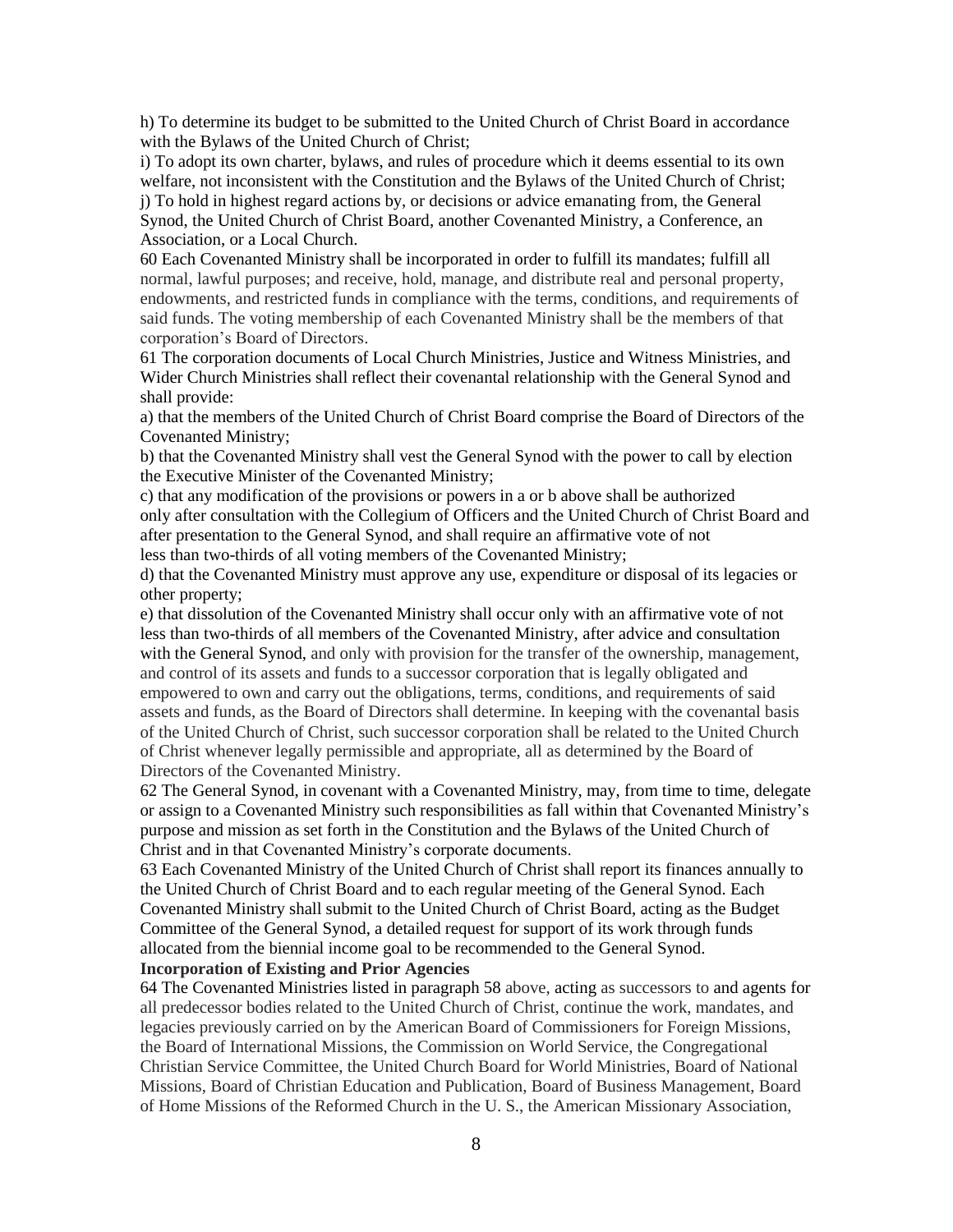h) To determine its budget to be submitted to the United Church of Christ Board in accordance with the Bylaws of the United Church of Christ;

i) To adopt its own charter, bylaws, and rules of procedure which it deems essential to its own welfare, not inconsistent with the Constitution and the Bylaws of the United Church of Christ;

j) To hold in highest regard actions by, or decisions or advice emanating from, the General Synod, the United Church of Christ Board, another Covenanted Ministry, a Conference, an Association, or a Local Church.

60 Each Covenanted Ministry shall be incorporated in order to fulfill its mandates; fulfill all normal, lawful purposes; and receive, hold, manage, and distribute real and personal property, endowments, and restricted funds in compliance with the terms, conditions, and requirements of said funds. The voting membership of each Covenanted Ministry shall be the members of that corporation's Board of Directors.

61 The corporation documents of Local Church Ministries, Justice and Witness Ministries, and Wider Church Ministries shall reflect their covenantal relationship with the General Synod and shall provide:

a) that the members of the United Church of Christ Board comprise the Board of Directors of the Covenanted Ministry;

b) that the Covenanted Ministry shall vest the General Synod with the power to call by election the Executive Minister of the Covenanted Ministry;

c) that any modification of the provisions or powers in a or b above shall be authorized only after consultation with the Collegium of Officers and the United Church of Christ Board and after presentation to the General Synod, and shall require an affirmative vote of not less than two-thirds of all voting members of the Covenanted Ministry;

d) that the Covenanted Ministry must approve any use, expenditure or disposal of its legacies or other property;

e) that dissolution of the Covenanted Ministry shall occur only with an affirmative vote of not less than two-thirds of all members of the Covenanted Ministry, after advice and consultation with the General Synod, and only with provision for the transfer of the ownership, management, and control of its assets and funds to a successor corporation that is legally obligated and empowered to own and carry out the obligations, terms, conditions, and requirements of said assets and funds, as the Board of Directors shall determine. In keeping with the covenantal basis of the United Church of Christ, such successor corporation shall be related to the United Church of Christ whenever legally permissible and appropriate, all as determined by the Board of Directors of the Covenanted Ministry.

62 The General Synod, in covenant with a Covenanted Ministry, may, from time to time, delegate or assign to a Covenanted Ministry such responsibilities as fall within that Covenanted Ministry's purpose and mission as set forth in the Constitution and the Bylaws of the United Church of Christ and in that Covenanted Ministry's corporate documents.

63 Each Covenanted Ministry of the United Church of Christ shall report its finances annually to the United Church of Christ Board and to each regular meeting of the General Synod. Each Covenanted Ministry shall submit to the United Church of Christ Board, acting as the Budget Committee of the General Synod, a detailed request for support of its work through funds allocated from the biennial income goal to be recommended to the General Synod.

**Incorporation of Existing and Prior Agencies**

64 The Covenanted Ministries listed in paragraph 58 above, acting as successors to and agents for all predecessor bodies related to the United Church of Christ, continue the work, mandates, and legacies previously carried on by the American Board of Commissioners for Foreign Missions, the Board of International Missions, the Commission on World Service, the Congregational Christian Service Committee, the United Church Board for World Ministries, Board of National Missions, Board of Christian Education and Publication, Board of Business Management, Board of Home Missions of the Reformed Church in the U. S., the American Missionary Association,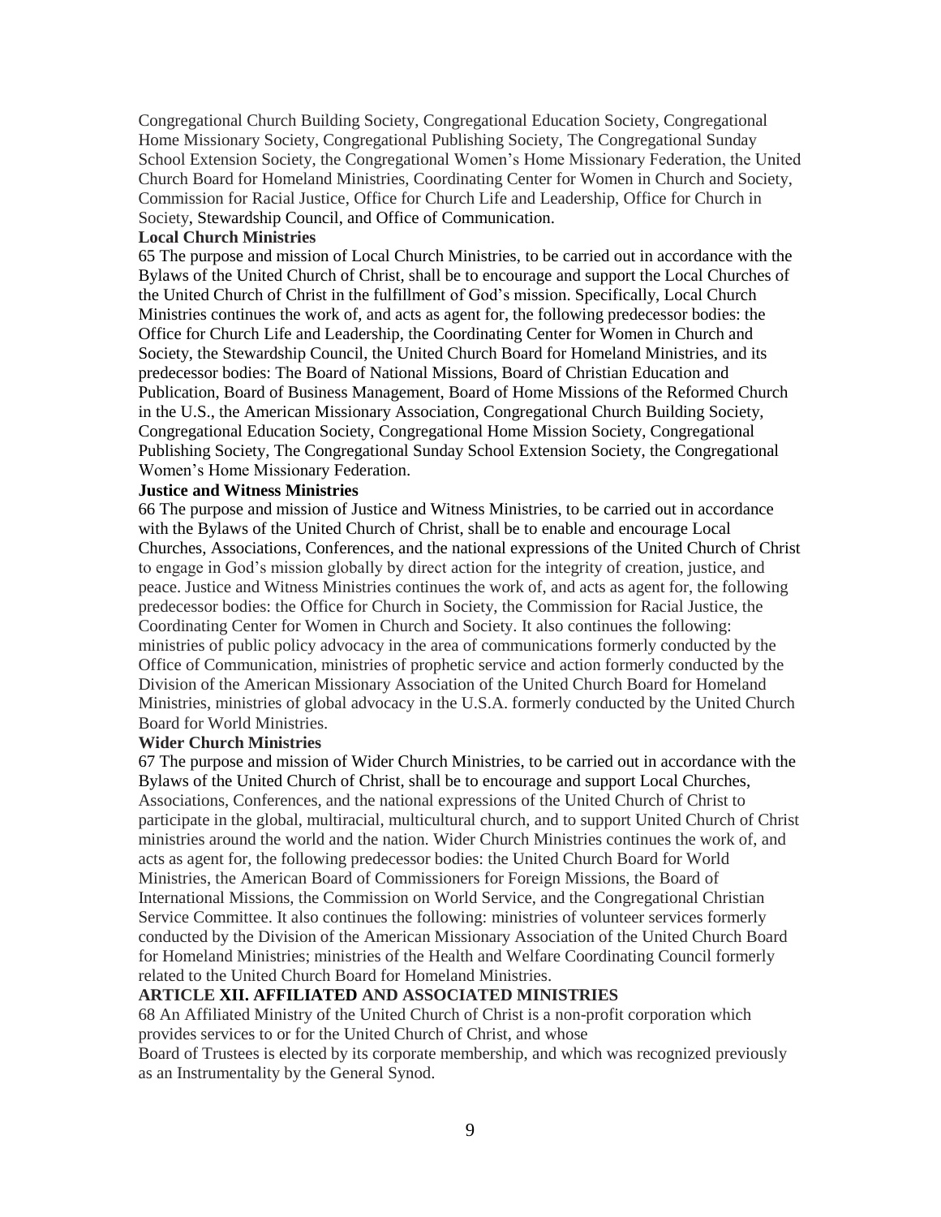Congregational Church Building Society, Congregational Education Society, Congregational Home Missionary Society, Congregational Publishing Society, The Congregational Sunday School Extension Society, the Congregational Women's Home Missionary Federation, the United Church Board for Homeland Ministries, Coordinating Center for Women in Church and Society, Commission for Racial Justice, Office for Church Life and Leadership, Office for Church in Society, Stewardship Council, and Office of Communication.

**Local Church Ministries**

65 The purpose and mission of Local Church Ministries, to be carried out in accordance with the Bylaws of the United Church of Christ, shall be to encourage and support the Local Churches of the United Church of Christ in the fulfillment of God's mission. Specifically, Local Church Ministries continues the work of, and acts as agent for, the following predecessor bodies: the Office for Church Life and Leadership, the Coordinating Center for Women in Church and Society, the Stewardship Council, the United Church Board for Homeland Ministries, and its predecessor bodies: The Board of National Missions, Board of Christian Education and Publication, Board of Business Management, Board of Home Missions of the Reformed Church in the U.S., the American Missionary Association, Congregational Church Building Society, Congregational Education Society, Congregational Home Mission Society, Congregational Publishing Society, The Congregational Sunday School Extension Society, the Congregational Women's Home Missionary Federation.

**Justice and Witness Ministries**

66 The purpose and mission of Justice and Witness Ministries, to be carried out in accordance with the Bylaws of the United Church of Christ, shall be to enable and encourage Local Churches, Associations, Conferences, and the national expressions of the United Church of Christ to engage in God's mission globally by direct action for the integrity of creation, justice, and peace. Justice and Witness Ministries continues the work of, and acts as agent for, the following predecessor bodies: the Office for Church in Society, the Commission for Racial Justice, the Coordinating Center for Women in Church and Society. It also continues the following: ministries of public policy advocacy in the area of communications formerly conducted by the Office of Communication, ministries of prophetic service and action formerly conducted by the Division of the American Missionary Association of the United Church Board for Homeland Ministries, ministries of global advocacy in the U.S.A. formerly conducted by the United Church Board for World Ministries.

**Wider Church Ministries**

67 The purpose and mission of Wider Church Ministries, to be carried out in accordance with the Bylaws of the United Church of Christ, shall be to encourage and support Local Churches, Associations, Conferences, and the national expressions of the United Church of Christ to participate in the global, multiracial, multicultural church, and to support United Church of Christ ministries around the world and the nation. Wider Church Ministries continues the work of, and acts as agent for, the following predecessor bodies: the United Church Board for World Ministries, the American Board of Commissioners for Foreign Missions, the Board of International Missions, the Commission on World Service, and the Congregational Christian Service Committee. It also continues the following: ministries of volunteer services formerly conducted by the Division of the American Missionary Association of the United Church Board for Homeland Ministries; ministries of the Health and Welfare Coordinating Council formerly related to the United Church Board for Homeland Ministries.

**ARTICLE XII. AFFILIATED AND ASSOCIATED MINISTRIES**

68 An Affiliated Ministry of the United Church of Christ is a non-profit corporation which provides services to or for the United Church of Christ, and whose Board of Trustees is elected by its corporate membership, and which was recognized previously as an Instrumentality by the General Synod.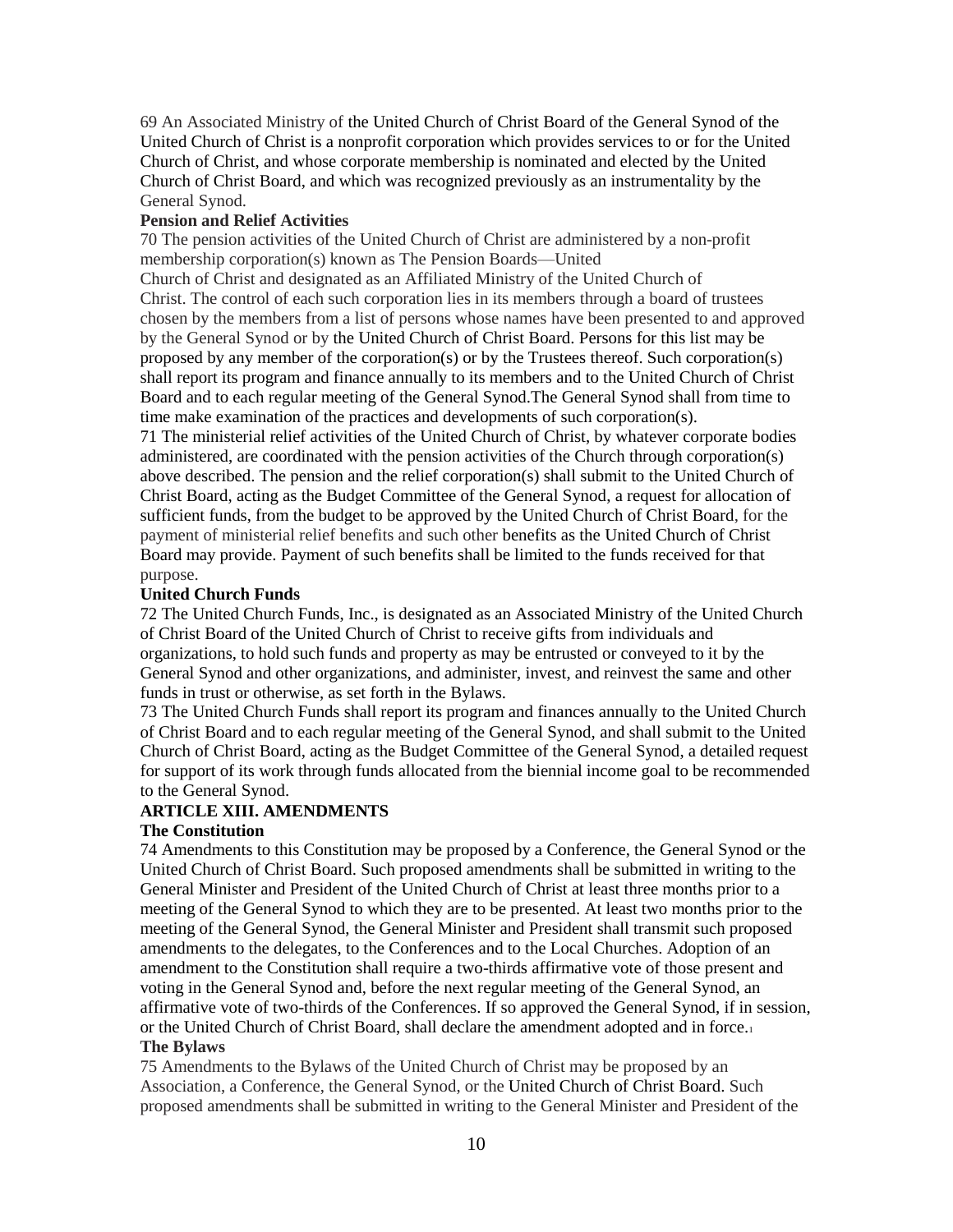69 An Associated Ministry of the United Church of Christ Board of the General Synod of the United Church of Christ is a nonprofit corporation which provides services to or for the United Church of Christ, and whose corporate membership is nominated and elected by the United Church of Christ Board, and which was recognized previously as an instrumentality by the General Synod.

**Pension and Relief Activities**

70 The pension activities of the United Church of Christ are administered by a non-profit membership corporation(s) known as The Pension Boards—United Church of Christ and designated as an Affiliated Ministry of the United Church of Christ. The control of each such corporation lies in its members through a board of trustees chosen by the members from a list of persons whose names have been presented to and approved by the General Synod or by the United Church of Christ Board. Persons for this list may be proposed by any member of the corporation(s) or by the Trustees thereof. Such corporation(s) shall report its program and finance annually to its members and to the United Church of Christ Board and to each regular meeting of the General Synod.The General Synod shall from time to time make examination of the practices and developments of such corporation(s).

71 The ministerial relief activities of the United Church of Christ, by whatever corporate bodies administered, are coordinated with the pension activities of the Church through corporation(s) above described. The pension and the relief corporation(s) shall submit to the United Church of Christ Board, acting as the Budget Committee of the General Synod, a request for allocation of sufficient funds, from the budget to be approved by the United Church of Christ Board, for the payment of ministerial relief benefits and such other benefits as the United Church of Christ Board may provide. Payment of such benefits shall be limited to the funds received for that purpose.

**United Church Funds**

72 The United Church Funds, Inc., is designated as an Associated Ministry of the United Church of Christ Board of the United Church of Christ to receive gifts from individuals and organizations, to hold such funds and property as may be entrusted or conveyed to it by the General Synod and other organizations, and administer, invest, and reinvest the same and other funds in trust or otherwise, as set forth in the Bylaws.

73 The United Church Funds shall report its program and finances annually to the United Church of Christ Board and to each regular meeting of the General Synod, and shall submit to the United Church of Christ Board, acting as the Budget Committee of the General Synod, a detailed request for support of its work through funds allocated from the biennial income goal to be recommended to the General Synod.

## ARTICLE XIII. AMENDMENTS

### The Constitution

74 Amendments to this Constitution may be proposed by a Conference, the General Synod or the United Church of Christ Board. Such proposed amendments shall be submitted in writing to the General Minister and President of the United Church of Christ at least three months prior to a meeting of the General Synod to which they are to be presented. At least two months prior to the meeting of the General Synod, the General Minister and President shall transmit such proposed amendments to the delegates, to the Conferences and to the Local Churches. Adoption of an amendment to the Constitution shall require a two-thirds affirmative vote of those present and voting in the General Synod and, before the next regular meeting of the General Synod, an affirmative vote of two-thirds of the Conferences. If so approved the General Synod, if in session, or the United Church of Christ Board, shall declare the amendment adopted and in force.[1]

### The Bylaws

75 Amendments to the Bylaws of the United Church of Christ may be proposed by an Association, a Conference, the General Synod, or the United Church of Christ Board. Such proposed amendments shall be submitted in writing to the General Minister and President of the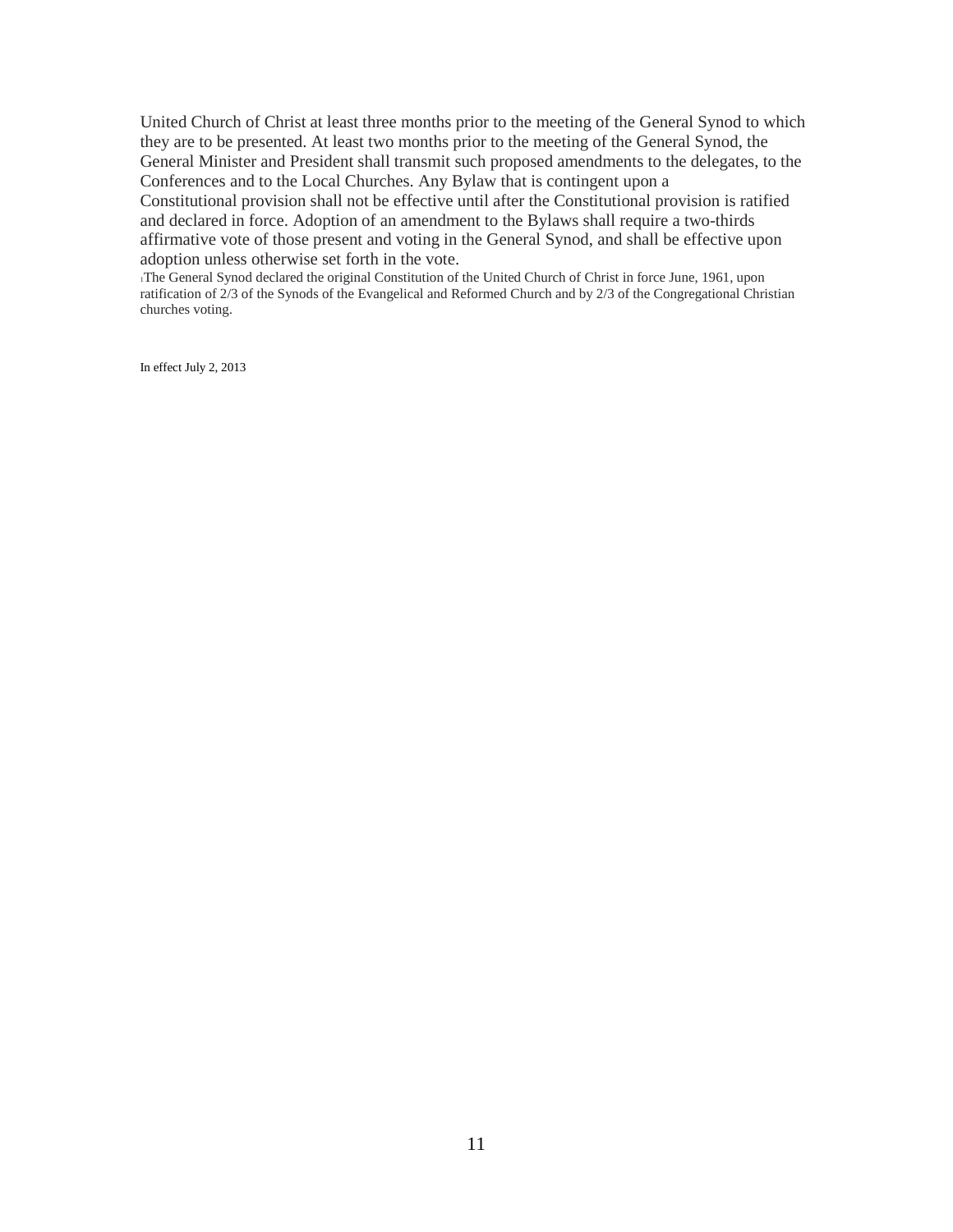United Church of Christ at least three months prior to the meeting of the General Synod to which they are to be presented. At least two months prior to the meeting of the General Synod, the General Minister and President shall transmit such proposed amendments to the delegates, to the Conferences and to the Local Churches. Any Bylaw that is contingent upon a Constitutional provision shall not be effective until after the Constitutional provision is ratified and declared in force. Adoption of an amendment to the Bylaws shall require a two-thirds affirmative vote of those present and voting in the General Synod, and shall be effective upon adoption unless otherwise set forth in the vote.

[1]The General Synod declared the original Constitution of the United Church of Christ in force June, 1961, upon ratification of 2/3 of the Synods of the Evangelical and Reformed Church and by 2/3 of the Congregational Christian churches voting.

In effect July 2, 2013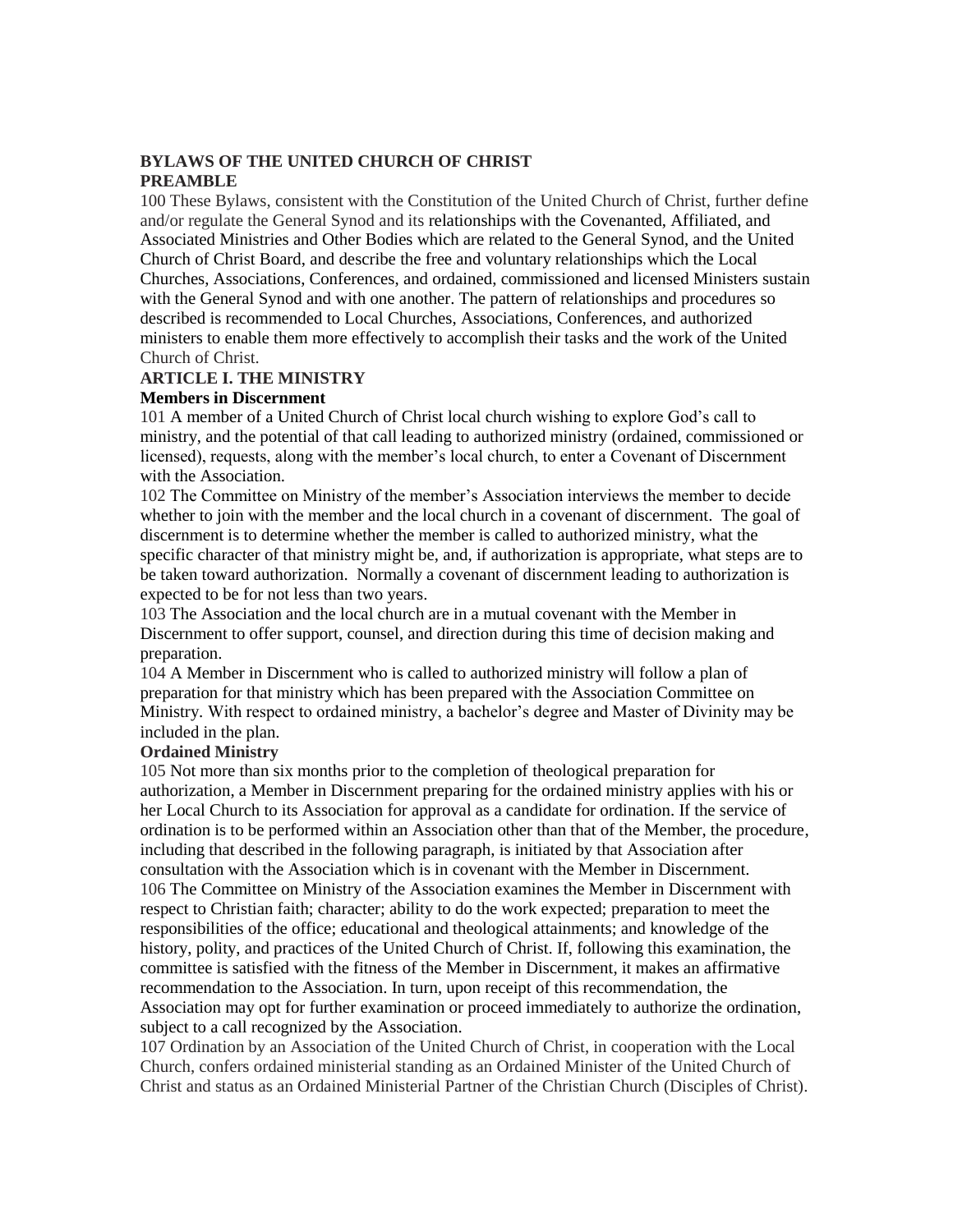# BYLAWS OF THE UNITED CHURCH OF CHRIST

## PREAMBLE

100 These Bylaws, consistent with the Constitution of the United Church of Christ, further define and/or regulate the General Synod and its relationships with the Covenanted, Affiliated, and Associated Ministries and Other Bodies which are related to the General Synod, and the United Church of Christ Board, and describe the free and voluntary relationships which the Local Churches, Associations, Conferences, and ordained, commissioned and licensed Ministers sustain with the General Synod and with one another. The pattern of relationships and procedures so described is recommended to Local Churches, Associations, Conferences, and authorized ministers to enable them more effectively to accomplish their tasks and the work of the United Church of Christ.

## ARTICLE I. THE MINISTRY

### Members in Discernment

101 A member of a United Church of Christ local church wishing to explore God's call to ministry, and the potential of that call leading to authorized ministry (ordained, commissioned or licensed), requests, along with the member's local church, to enter a Covenant of Discernment with the Association.

102 The Committee on Ministry of the member's Association interviews the member to decide whether to join with the member and the local church in a covenant of discernment. The goal of discernment is to determine whether the member is called to authorized ministry, what the specific character of that ministry might be, and, if authorization is appropriate, what steps are to be taken toward authorization. Normally a covenant of discernment leading to authorization is expected to be for not less than two years.

103 The Association and the local church are in a mutual covenant with the Member in Discernment to offer support, counsel, and direction during this time of decision making and preparation.

104 A Member in Discernment who is called to authorized ministry will follow a plan of preparation for that ministry which has been prepared with the Association Committee on Ministry. With respect to ordained ministry, a bachelor's degree and Master of Divinity may be included in the plan.

### Ordained Ministry

105 Not more than six months prior to the completion of theological preparation for authorization, a Member in Discernment preparing for the ordained ministry applies with his or her Local Church to its Association for approval as a candidate for ordination. If the service of ordination is to be performed within an Association other than that of the Member, the procedure, including that described in the following paragraph, is initiated by that Association after consultation with the Association which is in covenant with the Member in Discernment.

106 The Committee on Ministry of the Association examines the Member in Discernment with respect to Christian faith; character; ability to do the work expected; preparation to meet the responsibilities of the office; educational and theological attainments; and knowledge of the history, polity, and practices of the United Church of Christ. If, following this examination, the committee is satisfied with the fitness of the Member in Discernment, it makes an affirmative recommendation to the Association. In turn, upon receipt of this recommendation, the Association may opt for further examination or proceed immediately to authorize the ordination, subject to a call recognized by the Association.

107 Ordination by an Association of the United Church of Christ, in cooperation with the Local Church, confers ordained ministerial standing as an Ordained Minister of the United Church of Christ and status as an Ordained Ministerial Partner of the Christian Church (Disciples of Christ).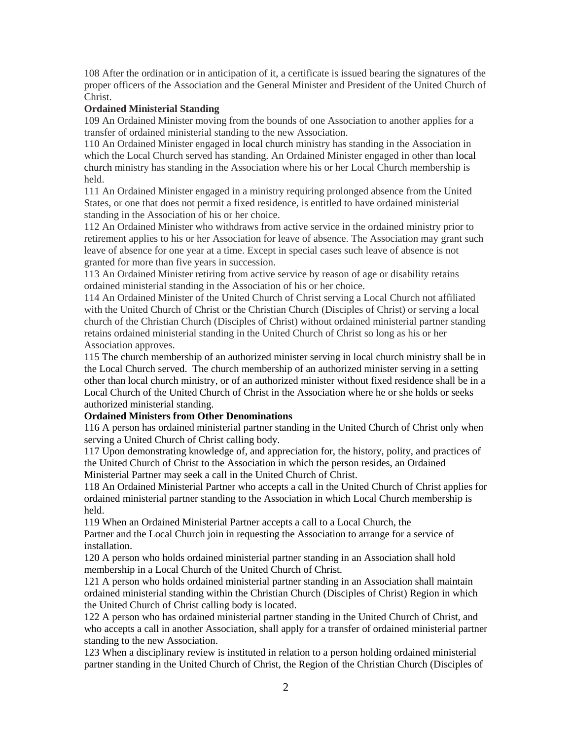108 After the ordination or in anticipation of it, a certificate is issued bearing the signatures of the proper officers of the Association and the General Minister and President of the United Church of Christ.

**Ordained Ministerial Standing**

109 An Ordained Minister moving from the bounds of one Association to another applies for a transfer of ordained ministerial standing to the new Association.

110 An Ordained Minister engaged in local church ministry has standing in the Association in which the Local Church served has standing. An Ordained Minister engaged in other than local church ministry has standing in the Association where his or her Local Church membership is held.

111 An Ordained Minister engaged in a ministry requiring prolonged absence from the United States, or one that does not permit a fixed residence, is entitled to have ordained ministerial standing in the Association of his or her choice.

112 An Ordained Minister who withdraws from active service in the ordained ministry prior to retirement applies to his or her Association for leave of absence. The Association may grant such leave of absence for one year at a time. Except in special cases such leave of absence is not granted for more than five years in succession.

113 An Ordained Minister retiring from active service by reason of age or disability retains ordained ministerial standing in the Association of his or her choice.

114 An Ordained Minister of the United Church of Christ serving a Local Church not affiliated with the United Church of Christ or the Christian Church (Disciples of Christ) or serving a local church of the Christian Church (Disciples of Christ) without ordained ministerial partner standing retains ordained ministerial standing in the United Church of Christ so long as his or her Association approves.

115 The church membership of an authorized minister serving in local church ministry shall be in the Local Church served. The church membership of an authorized minister serving in a setting other than local church ministry, or of an authorized minister without fixed residence shall be in a Local Church of the United Church of Christ in the Association where he or she holds or seeks authorized ministerial standing.

**Ordained Ministers from Other Denominations**

116 A person has ordained ministerial partner standing in the United Church of Christ only when serving a United Church of Christ calling body.

117 Upon demonstrating knowledge of, and appreciation for, the history, polity, and practices of the United Church of Christ to the Association in which the person resides, an Ordained Ministerial Partner may seek a call in the United Church of Christ.

118 An Ordained Ministerial Partner who accepts a call in the United Church of Christ applies for ordained ministerial partner standing to the Association in which Local Church membership is held.

119 When an Ordained Ministerial Partner accepts a call to a Local Church, the Partner and the Local Church join in requesting the Association to arrange for a service of installation.

120 A person who holds ordained ministerial partner standing in an Association shall hold membership in a Local Church of the United Church of Christ.

121 A person who holds ordained ministerial partner standing in an Association shall maintain ordained ministerial standing within the Christian Church (Disciples of Christ) Region in which the United Church of Christ calling body is located.

122 A person who has ordained ministerial partner standing in the United Church of Christ, and who accepts a call in another Association, shall apply for a transfer of ordained ministerial partner standing to the new Association.

123 When a disciplinary review is instituted in relation to a person holding ordained ministerial partner standing in the United Church of Christ, the Region of the Christian Church (Disciples of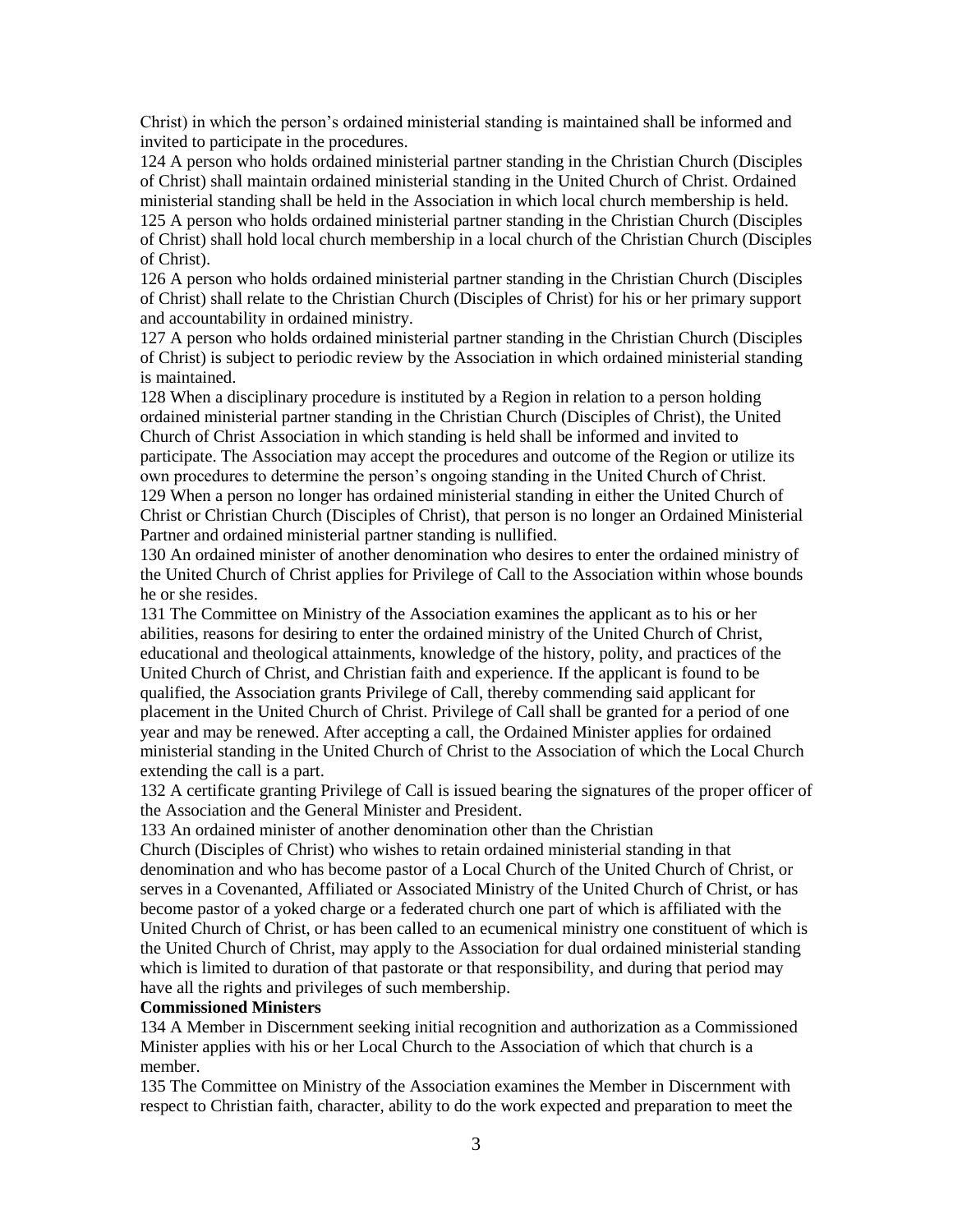Christ) in which the person's ordained ministerial standing is maintained shall be informed and invited to participate in the procedures.

124 A person who holds ordained ministerial partner standing in the Christian Church (Disciples of Christ) shall maintain ordained ministerial standing in the United Church of Christ. Ordained ministerial standing shall be held in the Association in which local church membership is held.

125 A person who holds ordained ministerial partner standing in the Christian Church (Disciples of Christ) shall hold local church membership in a local church of the Christian Church (Disciples of Christ).

126 A person who holds ordained ministerial partner standing in the Christian Church (Disciples of Christ) shall relate to the Christian Church (Disciples of Christ) for his or her primary support and accountability in ordained ministry.

127 A person who holds ordained ministerial partner standing in the Christian Church (Disciples of Christ) is subject to periodic review by the Association in which ordained ministerial standing is maintained.

128 When a disciplinary procedure is instituted by a Region in relation to a person holding ordained ministerial partner standing in the Christian Church (Disciples of Christ), the United Church of Christ Association in which standing is held shall be informed and invited to participate. The Association may accept the procedures and outcome of the Region or utilize its own procedures to determine the person's ongoing standing in the United Church of Christ.

129 When a person no longer has ordained ministerial standing in either the United Church of Christ or Christian Church (Disciples of Christ), that person is no longer an Ordained Ministerial Partner and ordained ministerial partner standing is nullified.

130 An ordained minister of another denomination who desires to enter the ordained ministry of the United Church of Christ applies for Privilege of Call to the Association within whose bounds he or she resides.

131 The Committee on Ministry of the Association examines the applicant as to his or her abilities, reasons for desiring to enter the ordained ministry of the United Church of Christ, educational and theological attainments, knowledge of the history, polity, and practices of the United Church of Christ, and Christian faith and experience. If the applicant is found to be qualified, the Association grants Privilege of Call, thereby commending said applicant for placement in the United Church of Christ. Privilege of Call shall be granted for a period of one year and may be renewed. After accepting a call, the Ordained Minister applies for ordained ministerial standing in the United Church of Christ to the Association of which the Local Church extending the call is a part.

132 A certificate granting Privilege of Call is issued bearing the signatures of the proper officer of the Association and the General Minister and President.

133 An ordained minister of another denomination other than the Christian Church (Disciples of Christ) who wishes to retain ordained ministerial standing in that denomination and who has become pastor of a Local Church of the United Church of Christ, or serves in a Covenanted, Affiliated or Associated Ministry of the United Church of Christ, or has become pastor of a yoked charge or a federated church one part of which is affiliated with the United Church of Christ, or has been called to an ecumenical ministry one constituent of which is the United Church of Christ, may apply to the Association for dual ordained ministerial standing which is limited to duration of that pastorate or that responsibility, and during that period may have all the rights and privileges of such membership.

**Commissioned Ministers**

134 A Member in Discernment seeking initial recognition and authorization as a Commissioned Minister applies with his or her Local Church to the Association of which that church is a member.

135 The Committee on Ministry of the Association examines the Member in Discernment with respect to Christian faith, character, ability to do the work expected and preparation to meet the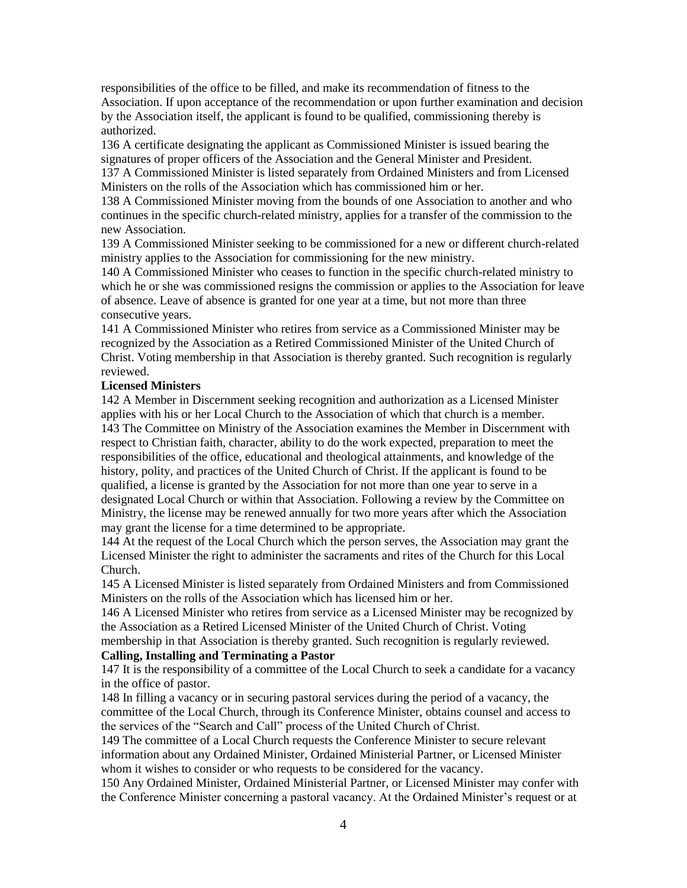responsibilities of the office to be filled, and make its recommendation of fitness to the Association. If upon acceptance of the recommendation or upon further examination and decision by the Association itself, the applicant is found to be qualified, commissioning thereby is authorized.

136 A certificate designating the applicant as Commissioned Minister is issued bearing the signatures of proper officers of the Association and the General Minister and President.

137 A Commissioned Minister is listed separately from Ordained Ministers and from Licensed Ministers on the rolls of the Association which has commissioned him or her.

138 A Commissioned Minister moving from the bounds of one Association to another and who continues in the specific church-related ministry, applies for a transfer of the commission to the new Association.

139 A Commissioned Minister seeking to be commissioned for a new or different church-related ministry applies to the Association for commissioning for the new ministry.

140 A Commissioned Minister who ceases to function in the specific church-related ministry to which he or she was commissioned resigns the commission or applies to the Association for leave of absence. Leave of absence is granted for one year at a time, but not more than three consecutive years.

141 A Commissioned Minister who retires from service as a Commissioned Minister may be recognized by the Association as a Retired Commissioned Minister of the United Church of Christ. Voting membership in that Association is thereby granted. Such recognition is regularly reviewed.

**Licensed Ministers**

142 A Member in Discernment seeking recognition and authorization as a Licensed Minister applies with his or her Local Church to the Association of which that church is a member.

143 The Committee on Ministry of the Association examines the Member in Discernment with respect to Christian faith, character, ability to do the work expected, preparation to meet the responsibilities of the office, educational and theological attainments, and knowledge of the history, polity, and practices of the United Church of Christ. If the applicant is found to be qualified, a license is granted by the Association for not more than one year to serve in a designated Local Church or within that Association. Following a review by the Committee on Ministry, the license may be renewed annually for two more years after which the Association may grant the license for a time determined to be appropriate.

144 At the request of the Local Church which the person serves, the Association may grant the Licensed Minister the right to administer the sacraments and rites of the Church for this Local Church.

145 A Licensed Minister is listed separately from Ordained Ministers and from Commissioned Ministers on the rolls of the Association which has licensed him or her.

146 A Licensed Minister who retires from service as a Licensed Minister may be recognized by the Association as a Retired Licensed Minister of the United Church of Christ. Voting membership in that Association is thereby granted. Such recognition is regularly reviewed.

**Calling, Installing and Terminating a Pastor**

147 It is the responsibility of a committee of the Local Church to seek a candidate for a vacancy in the office of pastor.

148 In filling a vacancy or in securing pastoral services during the period of a vacancy, the committee of the Local Church, through its Conference Minister, obtains counsel and access to the services of the "Search and Call" process of the United Church of Christ.

149 The committee of a Local Church requests the Conference Minister to secure relevant information about any Ordained Minister, Ordained Ministerial Partner, or Licensed Minister whom it wishes to consider or who requests to be considered for the vacancy.

150 Any Ordained Minister, Ordained Ministerial Partner, or Licensed Minister may confer with the Conference Minister concerning a pastoral vacancy. At the Ordained Minister's request or at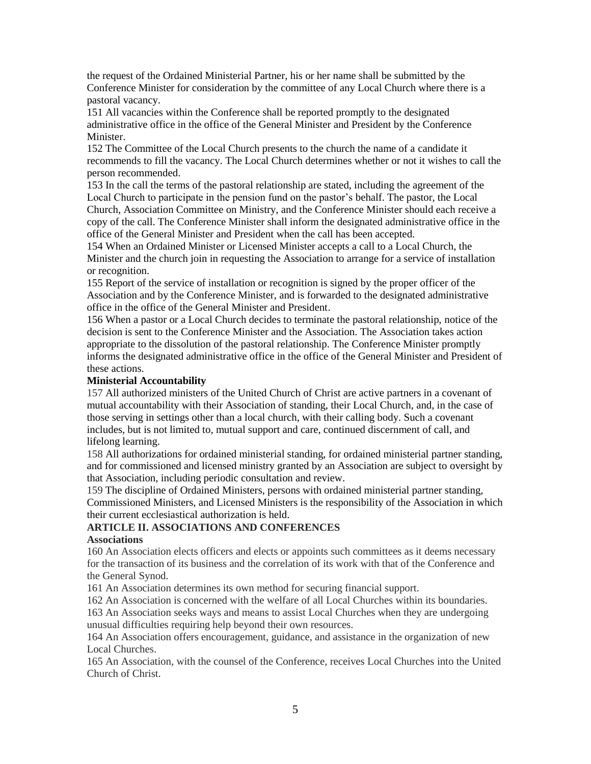the request of the Ordained Ministerial Partner, his or her name shall be submitted by the Conference Minister for consideration by the committee of any Local Church where there is a pastoral vacancy.

151 All vacancies within the Conference shall be reported promptly to the designated administrative office in the office of the General Minister and President by the Conference Minister.

152 The Committee of the Local Church presents to the church the name of a candidate it recommends to fill the vacancy. The Local Church determines whether or not it wishes to call the person recommended.

153 In the call the terms of the pastoral relationship are stated, including the agreement of the Local Church to participate in the pension fund on the pastor's behalf. The pastor, the Local Church, Association Committee on Ministry, and the Conference Minister should each receive a copy of the call. The Conference Minister shall inform the designated administrative office in the office of the General Minister and President when the call has been accepted.

154 When an Ordained Minister or Licensed Minister accepts a call to a Local Church, the Minister and the church join in requesting the Association to arrange for a service of installation or recognition.

155 Report of the service of installation or recognition is signed by the proper officer of the Association and by the Conference Minister, and is forwarded to the designated administrative office in the office of the General Minister and President.

156 When a pastor or a Local Church decides to terminate the pastoral relationship, notice of the decision is sent to the Conference Minister and the Association. The Association takes action appropriate to the dissolution of the pastoral relationship. The Conference Minister promptly informs the designated administrative office in the office of the General Minister and President of these actions.

**Ministerial Accountability**

157 All authorized ministers of the United Church of Christ are active partners in a covenant of mutual accountability with their Association of standing, their Local Church, and, in the case of those serving in settings other than a local church, with their calling body. Such a covenant includes, but is not limited to, mutual support and care, continued discernment of call, and lifelong learning.

158 All authorizations for ordained ministerial standing, for ordained ministerial partner standing, and for commissioned and licensed ministry granted by an Association are subject to oversight by that Association, including periodic consultation and review.

159 The discipline of Ordained Ministers, persons with ordained ministerial partner standing, Commissioned Ministers, and Licensed Ministers is the responsibility of the Association in which their current ecclesiastical authorization is held.

## ARTICLE II. ASSOCIATIONS AND CONFERENCES

**Associations**

160 An Association elects officers and elects or appoints such committees as it deems necessary for the transaction of its business and the correlation of its work with that of the Conference and the General Synod.

161 An Association determines its own method for securing financial support.

162 An Association is concerned with the welfare of all Local Churches within its boundaries.

163 An Association seeks ways and means to assist Local Churches when they are undergoing unusual difficulties requiring help beyond their own resources.

164 An Association offers encouragement, guidance, and assistance in the organization of new Local Churches.

165 An Association, with the counsel of the Conference, receives Local Churches into the United Church of Christ.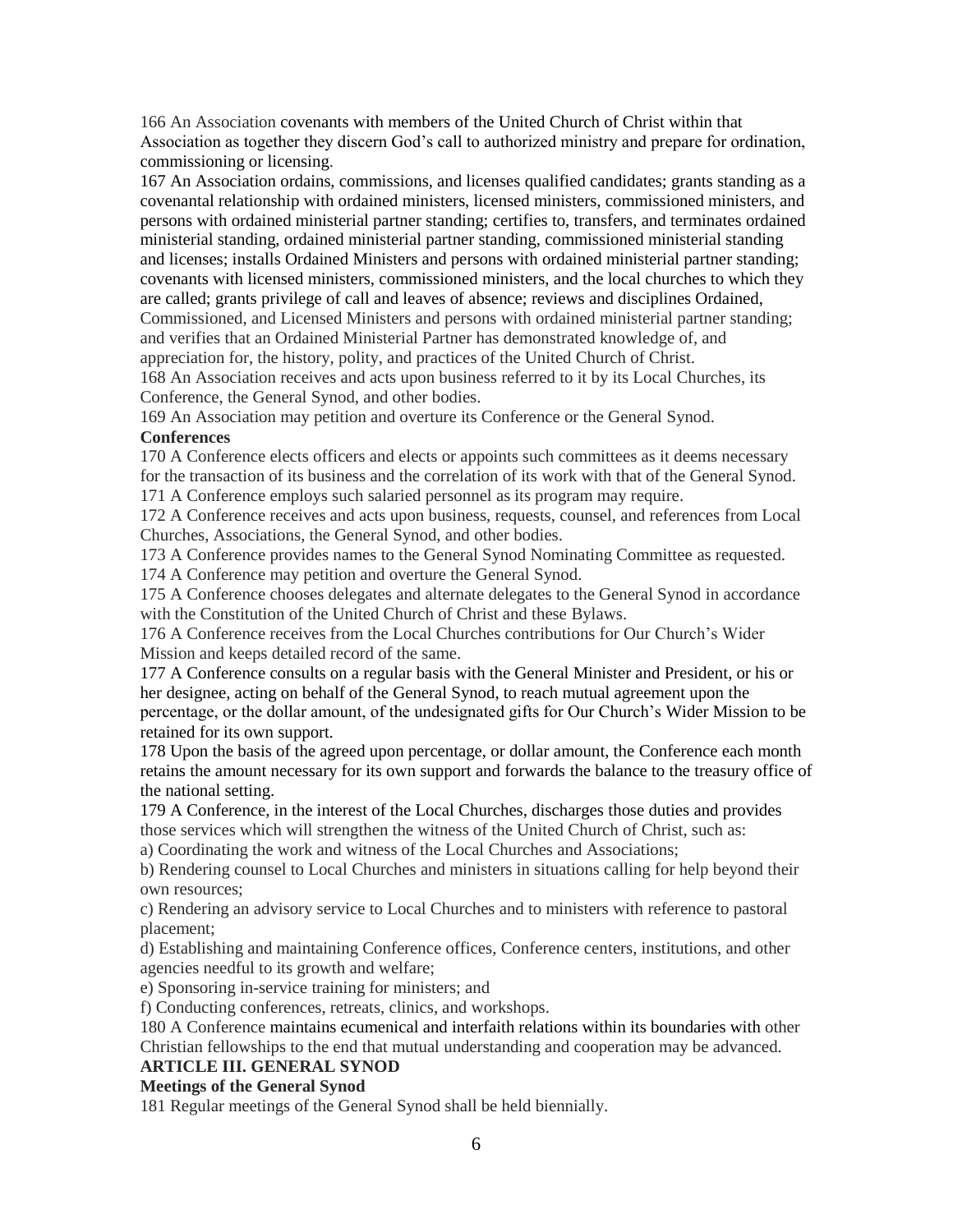166 An Association covenants with members of the United Church of Christ within that Association as together they discern God's call to authorized ministry and prepare for ordination, commissioning or licensing.

167 An Association ordains, commissions, and licenses qualified candidates; grants standing as a covenantal relationship with ordained ministers, licensed ministers, commissioned ministers, and persons with ordained ministerial partner standing; certifies to, transfers, and terminates ordained ministerial standing, ordained ministerial partner standing, commissioned ministerial standing and licenses; installs Ordained Ministers and persons with ordained ministerial partner standing; covenants with licensed ministers, commissioned ministers, and the local churches to which they are called; grants privilege of call and leaves of absence; reviews and disciplines Ordained, Commissioned, and Licensed Ministers and persons with ordained ministerial partner standing; and verifies that an Ordained Ministerial Partner has demonstrated knowledge of, and appreciation for, the history, polity, and practices of the United Church of Christ.

168 An Association receives and acts upon business referred to it by its Local Churches, its Conference, the General Synod, and other bodies.

169 An Association may petition and overture its Conference or the General Synod.

**Conferences**

170 A Conference elects officers and elects or appoints such committees as it deems necessary for the transaction of its business and the correlation of its work with that of the General Synod.

171 A Conference employs such salaried personnel as its program may require.

172 A Conference receives and acts upon business, requests, counsel, and references from Local Churches, Associations, the General Synod, and other bodies.

173 A Conference provides names to the General Synod Nominating Committee as requested.

174 A Conference may petition and overture the General Synod.

175 A Conference chooses delegates and alternate delegates to the General Synod in accordance with the Constitution of the United Church of Christ and these Bylaws.

176 A Conference receives from the Local Churches contributions for Our Church's Wider Mission and keeps detailed record of the same.

177 A Conference consults on a regular basis with the General Minister and President, or his or her designee, acting on behalf of the General Synod, to reach mutual agreement upon the percentage, or the dollar amount, of the undesignated gifts for Our Church's Wider Mission to be retained for its own support.

178 Upon the basis of the agreed upon percentage, or dollar amount, the Conference each month retains the amount necessary for its own support and forwards the balance to the treasury office of the national setting.

179 A Conference, in the interest of the Local Churches, discharges those duties and provides those services which will strengthen the witness of the United Church of Christ, such as:

a) Coordinating the work and witness of the Local Churches and Associations;

b) Rendering counsel to Local Churches and ministers in situations calling for help beyond their own resources;

c) Rendering an advisory service to Local Churches and to ministers with reference to pastoral placement;

d) Establishing and maintaining Conference offices, Conference centers, institutions, and other agencies needful to its growth and welfare;

e) Sponsoring in-service training for ministers; and

f) Conducting conferences, retreats, clinics, and workshops.

180 A Conference maintains ecumenical and interfaith relations within its boundaries with other Christian fellowships to the end that mutual understanding and cooperation may be advanced.

**ARTICLE III. GENERAL SYNOD**

**Meetings of the General Synod**

181 Regular meetings of the General Synod shall be held biennially.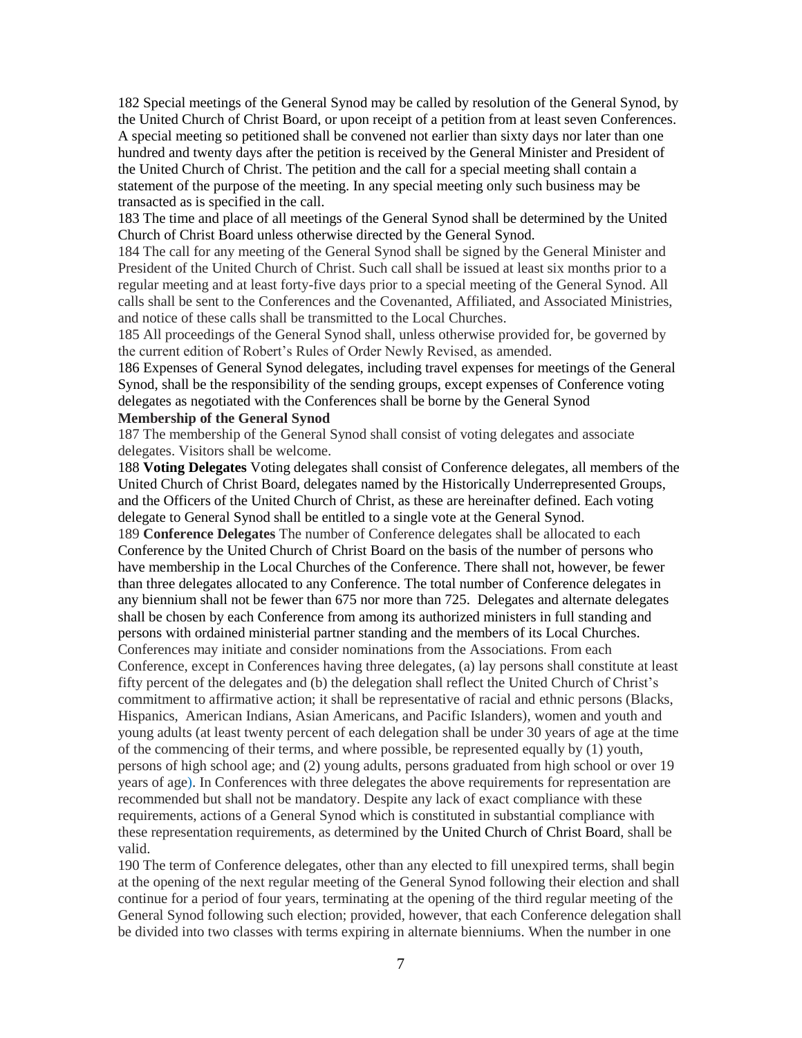182 Special meetings of the General Synod may be called by resolution of the General Synod, by the United Church of Christ Board, or upon receipt of a petition from at least seven Conferences. A special meeting so petitioned shall be convened not earlier than sixty days nor later than one hundred and twenty days after the petition is received by the General Minister and President of the United Church of Christ. The petition and the call for a special meeting shall contain a statement of the purpose of the meeting. In any special meeting only such business may be transacted as is specified in the call.

183 The time and place of all meetings of the General Synod shall be determined by the United Church of Christ Board unless otherwise directed by the General Synod.

184 The call for any meeting of the General Synod shall be signed by the General Minister and President of the United Church of Christ. Such call shall be issued at least six months prior to a regular meeting and at least forty-five days prior to a special meeting of the General Synod. All calls shall be sent to the Conferences and the Covenanted, Affiliated, and Associated Ministries, and notice of these calls shall be transmitted to the Local Churches.

185 All proceedings of the General Synod shall, unless otherwise provided for, be governed by the current edition of Robert's Rules of Order Newly Revised, as amended.

186 Expenses of General Synod delegates, including travel expenses for meetings of the General Synod, shall be the responsibility of the sending groups, except expenses of Conference voting delegates as negotiated with the Conferences shall be borne by the General Synod

**Membership of the General Synod**

187 The membership of the General Synod shall consist of voting delegates and associate delegates. Visitors shall be welcome.

188 **Voting Delegates** Voting delegates shall consist of Conference delegates, all members of the United Church of Christ Board, delegates named by the Historically Underrepresented Groups, and the Officers of the United Church of Christ, as these are hereinafter defined. Each voting delegate to General Synod shall be entitled to a single vote at the General Synod.

189 **Conference Delegates** The number of Conference delegates shall be allocated to each Conference by the United Church of Christ Board on the basis of the number of persons who have membership in the Local Churches of the Conference. There shall not, however, be fewer than three delegates allocated to any Conference. The total number of Conference delegates in any biennium shall not be fewer than 675 nor more than 725. Delegates and alternate delegates shall be chosen by each Conference from among its authorized ministers in full standing and persons with ordained ministerial partner standing and the members of its Local Churches. Conferences may initiate and consider nominations from the Associations. From each Conference, except in Conferences having three delegates, (a) lay persons shall constitute at least fifty percent of the delegates and (b) the delegation shall reflect the United Church of Christ's commitment to affirmative action; it shall be representative of racial and ethnic persons (Blacks, Hispanics, American Indians, Asian Americans, and Pacific Islanders), women and youth and young adults (at least twenty percent of each delegation shall be under 30 years of age at the time of the commencing of their terms, and where possible, be represented equally by (1) youth, persons of high school age; and (2) young adults, persons graduated from high school or over 19 years of age). In Conferences with three delegates the above requirements for representation are recommended but shall not be mandatory. Despite any lack of exact compliance with these requirements, actions of a General Synod which is constituted in substantial compliance with these representation requirements, as determined by the United Church of Christ Board, shall be valid.

190 The term of Conference delegates, other than any elected to fill unexpired terms, shall begin at the opening of the next regular meeting of the General Synod following their election and shall continue for a period of four years, terminating at the opening of the third regular meeting of the General Synod following such election; provided, however, that each Conference delegation shall be divided into two classes with terms expiring in alternate bienniums. When the number in one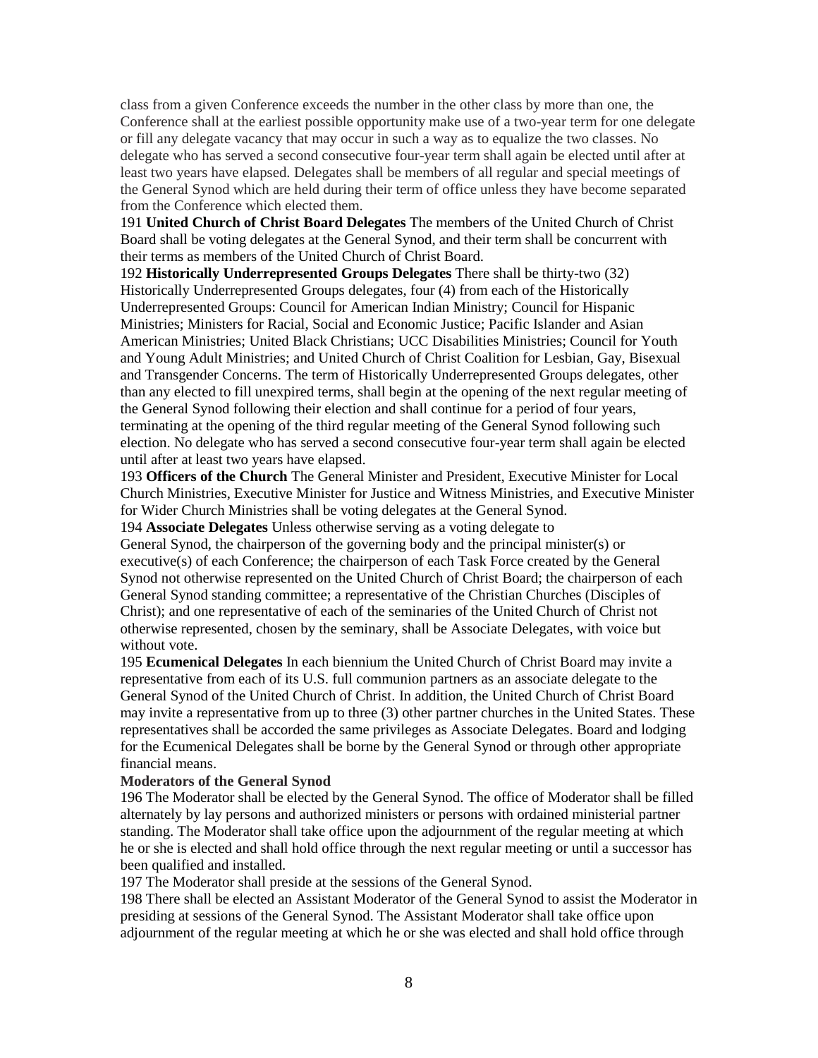class from a given Conference exceeds the number in the other class by more than one, the Conference shall at the earliest possible opportunity make use of a two-year term for one delegate or fill any delegate vacancy that may occur in such a way as to equalize the two classes. No delegate who has served a second consecutive four-year term shall again be elected until after at least two years have elapsed. Delegates shall be members of all regular and special meetings of the General Synod which are held during their term of office unless they have become separated from the Conference which elected them.

191 **United Church of Christ Board Delegates** The members of the United Church of Christ Board shall be voting delegates at the General Synod, and their term shall be concurrent with their terms as members of the United Church of Christ Board.

192 **Historically Underrepresented Groups Delegates** There shall be thirty-two (32) Historically Underrepresented Groups delegates, four (4) from each of the Historically Underrepresented Groups: Council for American Indian Ministry; Council for Hispanic Ministries; Ministers for Racial, Social and Economic Justice; Pacific Islander and Asian American Ministries; United Black Christians; UCC Disabilities Ministries; Council for Youth and Young Adult Ministries; and United Church of Christ Coalition for Lesbian, Gay, Bisexual and Transgender Concerns. The term of Historically Underrepresented Groups delegates, other than any elected to fill unexpired terms, shall begin at the opening of the next regular meeting of the General Synod following their election and shall continue for a period of four years, terminating at the opening of the third regular meeting of the General Synod following such election. No delegate who has served a second consecutive four-year term shall again be elected until after at least two years have elapsed.

193 **Officers of the Church** The General Minister and President, Executive Minister for Local Church Ministries, Executive Minister for Justice and Witness Ministries, and Executive Minister for Wider Church Ministries shall be voting delegates at the General Synod.

194 **Associate Delegates** Unless otherwise serving as a voting delegate to General Synod, the chairperson of the governing body and the principal minister(s) or executive(s) of each Conference; the chairperson of each Task Force created by the General Synod not otherwise represented on the United Church of Christ Board; the chairperson of each General Synod standing committee; a representative of the Christian Churches (Disciples of Christ); and one representative of each of the seminaries of the United Church of Christ not otherwise represented, chosen by the seminary, shall be Associate Delegates, with voice but without vote.

195 **Ecumenical Delegates** In each biennium the United Church of Christ Board may invite a representative from each of its U.S. full communion partners as an associate delegate to the General Synod of the United Church of Christ. In addition, the United Church of Christ Board may invite a representative from up to three (3) other partner churches in the United States. These representatives shall be accorded the same privileges as Associate Delegates. Board and lodging for the Ecumenical Delegates shall be borne by the General Synod or through other appropriate financial means.

**Moderators of the General Synod**

196 The Moderator shall be elected by the General Synod. The office of Moderator shall be filled alternately by lay persons and authorized ministers or persons with ordained ministerial partner standing. The Moderator shall take office upon the adjournment of the regular meeting at which he or she is elected and shall hold office through the next regular meeting or until a successor has been qualified and installed.

197 The Moderator shall preside at the sessions of the General Synod.

198 There shall be elected an Assistant Moderator of the General Synod to assist the Moderator in presiding at sessions of the General Synod. The Assistant Moderator shall take office upon adjournment of the regular meeting at which he or she was elected and shall hold office through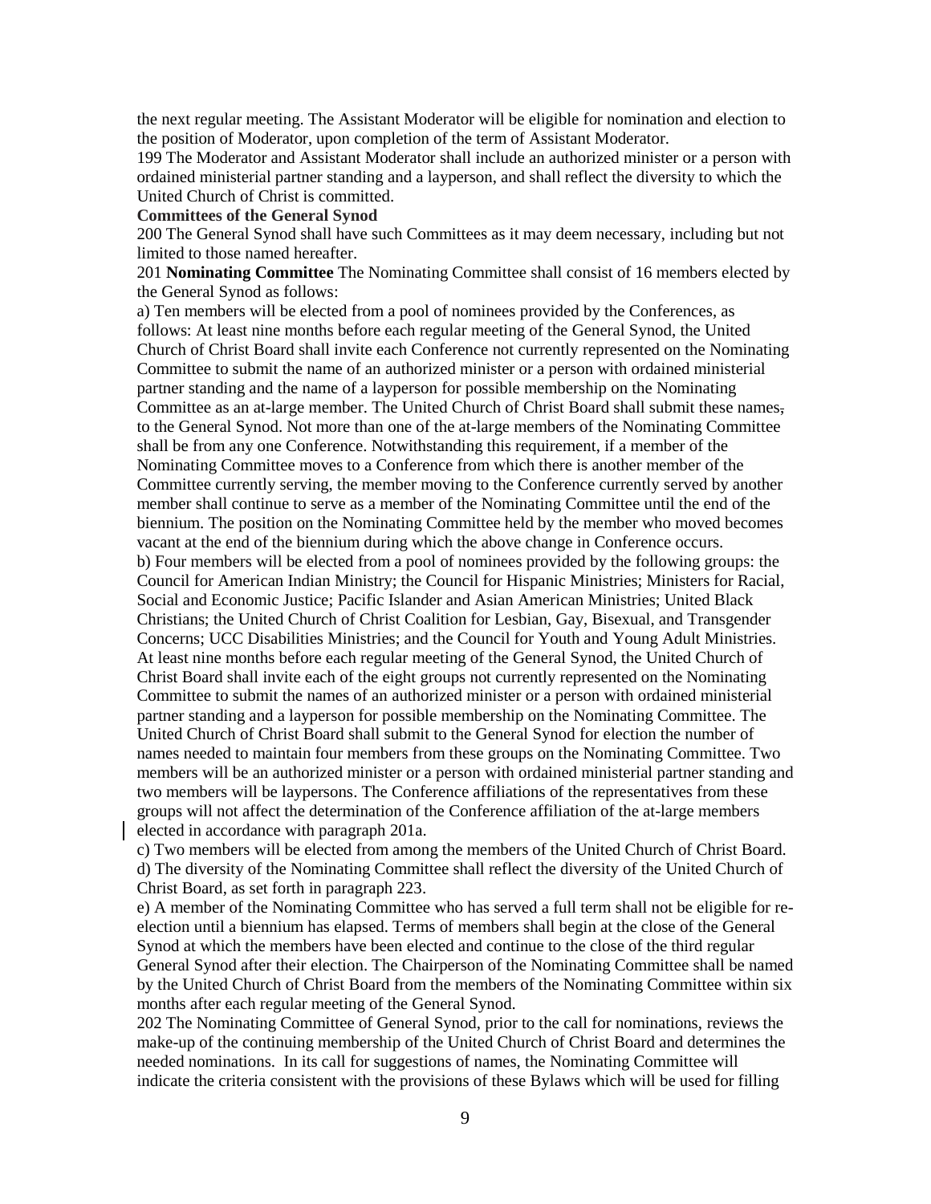the next regular meeting. The Assistant Moderator will be eligible for nomination and election to the position of Moderator, upon completion of the term of Assistant Moderator.

199 The Moderator and Assistant Moderator shall include an authorized minister or a person with ordained ministerial partner standing and a layperson, and shall reflect the diversity to which the United Church of Christ is committed.

**Committees of the General Synod**

200 The General Synod shall have such Committees as it may deem necessary, including but not limited to those named hereafter.

201 **Nominating Committee** The Nominating Committee shall consist of 16 members elected by the General Synod as follows:

a) Ten members will be elected from a pool of nominees provided by the Conferences, as follows: At least nine months before each regular meeting of the General Synod, the United Church of Christ Board shall invite each Conference not currently represented on the Nominating Committee to submit the name of an authorized minister or a person with ordained ministerial partner standing and the name of a layperson for possible membership on the Nominating Committee as an at-large member. The United Church of Christ Board shall submit these names, to the General Synod. Not more than one of the at-large members of the Nominating Committee shall be from any one Conference. Notwithstanding this requirement, if a member of the Nominating Committee moves to a Conference from which there is another member of the Committee currently serving, the member moving to the Conference currently served by another member shall continue to serve as a member of the Nominating Committee until the end of the biennium. The position on the Nominating Committee held by the member who moved becomes vacant at the end of the biennium during which the above change in Conference occurs.

b) Four members will be elected from a pool of nominees provided by the following groups: the Council for American Indian Ministry; the Council for Hispanic Ministries; Ministers for Racial, Social and Economic Justice; Pacific Islander and Asian American Ministries; United Black Christians; the United Church of Christ Coalition for Lesbian, Gay, Bisexual, and Transgender Concerns; UCC Disabilities Ministries; and the Council for Youth and Young Adult Ministries. At least nine months before each regular meeting of the General Synod, the United Church of Christ Board shall invite each of the eight groups not currently represented on the Nominating Committee to submit the names of an authorized minister or a person with ordained ministerial partner standing and a layperson for possible membership on the Nominating Committee. The United Church of Christ Board shall submit to the General Synod for election the number of names needed to maintain four members from these groups on the Nominating Committee. Two members will be an authorized minister or a person with ordained ministerial partner standing and two members will be laypersons. The Conference affiliations of the representatives from these groups will not affect the determination of the Conference affiliation of the at-large members elected in accordance with paragraph 201a.

c) Two members will be elected from among the members of the United Church of Christ Board.

d) The diversity of the Nominating Committee shall reflect the diversity of the United Church of Christ Board, as set forth in paragraph 223.

e) A member of the Nominating Committee who has served a full term shall not be eligible for re-election until a biennium has elapsed. Terms of members shall begin at the close of the General Synod at which the members have been elected and continue to the close of the third regular General Synod after their election. The Chairperson of the Nominating Committee shall be named by the United Church of Christ Board from the members of the Nominating Committee within six months after each regular meeting of the General Synod.

202 The Nominating Committee of General Synod, prior to the call for nominations, reviews the make-up of the continuing membership of the United Church of Christ Board and determines the needed nominations. In its call for suggestions of names, the Nominating Committee will indicate the criteria consistent with the provisions of these Bylaws which will be used for filling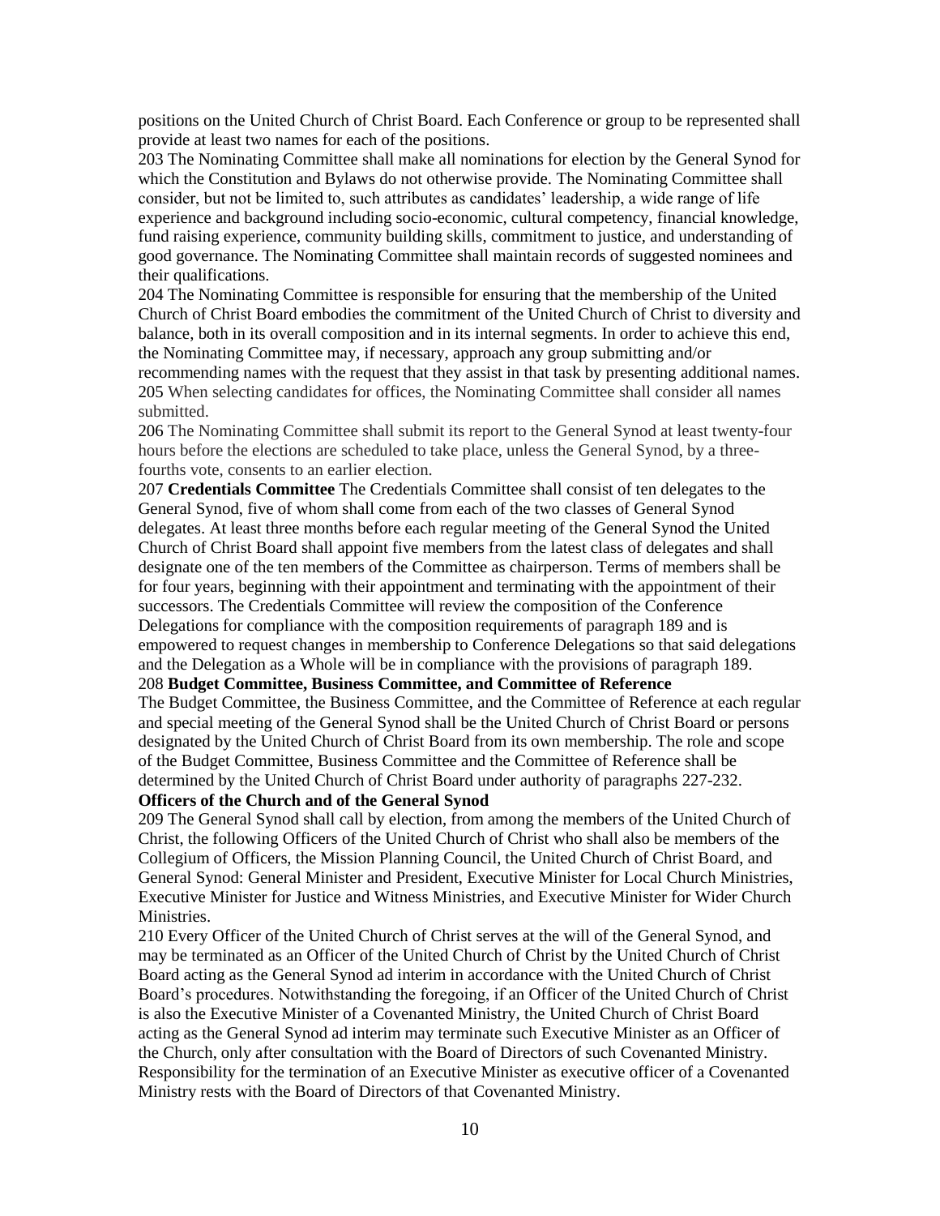positions on the United Church of Christ Board. Each Conference or group to be represented shall provide at least two names for each of the positions.

203 The Nominating Committee shall make all nominations for election by the General Synod for which the Constitution and Bylaws do not otherwise provide. The Nominating Committee shall consider, but not be limited to, such attributes as candidates' leadership, a wide range of life experience and background including socio-economic, cultural competency, financial knowledge, fund raising experience, community building skills, commitment to justice, and understanding of good governance. The Nominating Committee shall maintain records of suggested nominees and their qualifications.

204 The Nominating Committee is responsible for ensuring that the membership of the United Church of Christ Board embodies the commitment of the United Church of Christ to diversity and balance, both in its overall composition and in its internal segments. In order to achieve this end, the Nominating Committee may, if necessary, approach any group submitting and/or recommending names with the request that they assist in that task by presenting additional names.

205 When selecting candidates for offices, the Nominating Committee shall consider all names submitted.

206 The Nominating Committee shall submit its report to the General Synod at least twenty-four hours before the elections are scheduled to take place, unless the General Synod, by a three-fourths vote, consents to an earlier election.

207 **Credentials Committee** The Credentials Committee shall consist of ten delegates to the General Synod, five of whom shall come from each of the two classes of General Synod delegates. At least three months before each regular meeting of the General Synod the United Church of Christ Board shall appoint five members from the latest class of delegates and shall designate one of the ten members of the Committee as chairperson. Terms of members shall be for four years, beginning with their appointment and terminating with the appointment of their successors. The Credentials Committee will review the composition of the Conference Delegations for compliance with the composition requirements of paragraph 189 and is empowered to request changes in membership to Conference Delegations so that said delegations and the Delegation as a Whole will be in compliance with the provisions of paragraph 189.

208 **Budget Committee, Business Committee, and Committee of Reference**

The Budget Committee, the Business Committee, and the Committee of Reference at each regular and special meeting of the General Synod shall be the United Church of Christ Board or persons designated by the United Church of Christ Board from its own membership. The role and scope of the Budget Committee, Business Committee and the Committee of Reference shall be determined by the United Church of Christ Board under authority of paragraphs 227-232.

**Officers of the Church and of the General Synod**

209 The General Synod shall call by election, from among the members of the United Church of Christ, the following Officers of the United Church of Christ who shall also be members of the Collegium of Officers, the Mission Planning Council, the United Church of Christ Board, and General Synod: General Minister and President, Executive Minister for Local Church Ministries, Executive Minister for Justice and Witness Ministries, and Executive Minister for Wider Church Ministries.

210 Every Officer of the United Church of Christ serves at the will of the General Synod, and may be terminated as an Officer of the United Church of Christ by the United Church of Christ Board acting as the General Synod ad interim in accordance with the United Church of Christ Board's procedures. Notwithstanding the foregoing, if an Officer of the United Church of Christ is also the Executive Minister of a Covenanted Ministry, the United Church of Christ Board acting as the General Synod ad interim may terminate such Executive Minister as an Officer of the Church, only after consultation with the Board of Directors of such Covenanted Ministry. Responsibility for the termination of an Executive Minister as executive officer of a Covenanted Ministry rests with the Board of Directors of that Covenanted Ministry.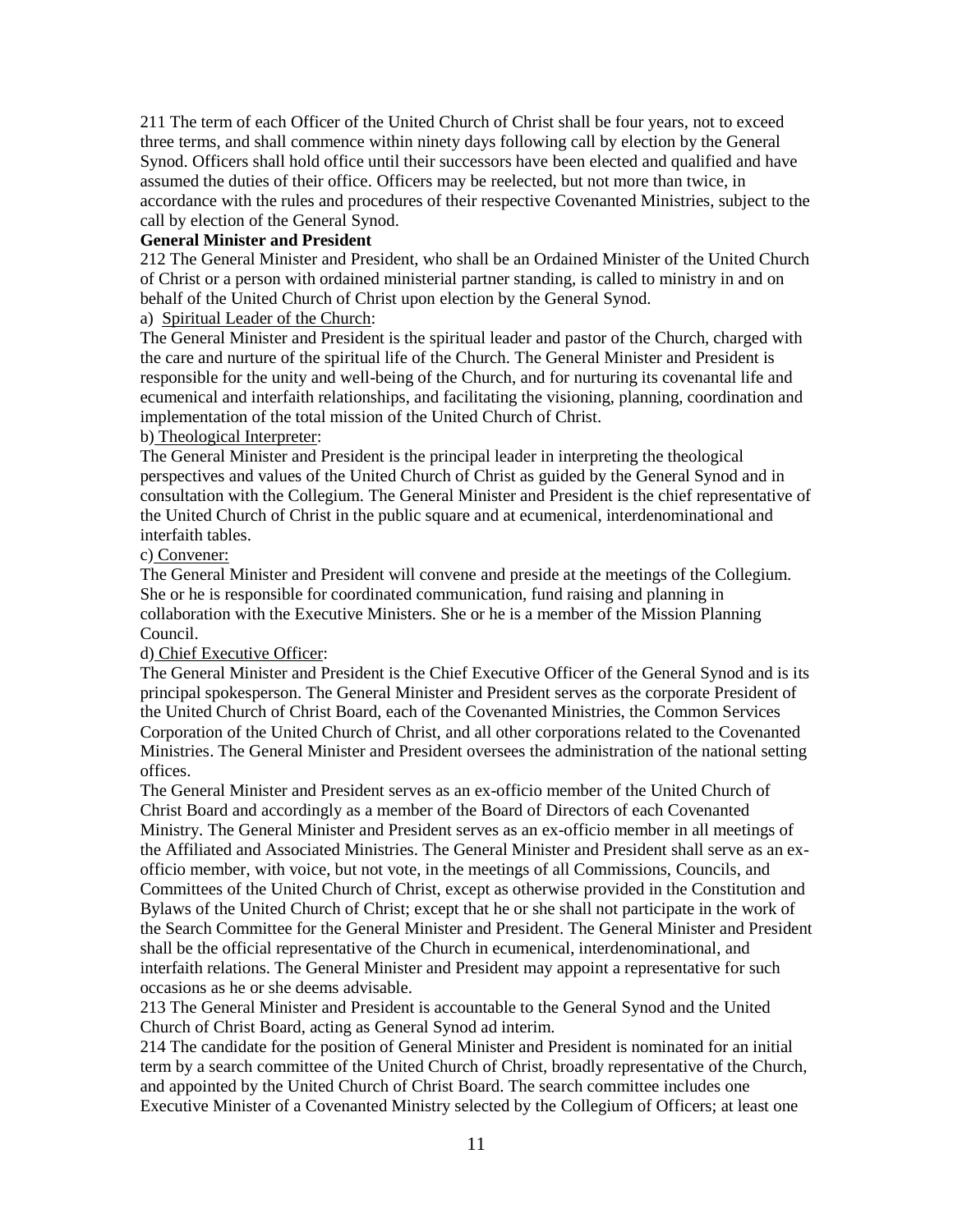211 The term of each Officer of the United Church of Christ shall be four years, not to exceed three terms, and shall commence within ninety days following call by election by the General Synod. Officers shall hold office until their successors have been elected and qualified and have assumed the duties of their office. Officers may be reelected, but not more than twice, in accordance with the rules and procedures of their respective Covenanted Ministries, subject to the call by election of the General Synod.

**General Minister and President**

212 The General Minister and President, who shall be an Ordained Minister of the United Church of Christ or a person with ordained ministerial partner standing, is called to ministry in and on behalf of the United Church of Christ upon election by the General Synod.

a) Spiritual Leader of the Church:

The General Minister and President is the spiritual leader and pastor of the Church, charged with the care and nurture of the spiritual life of the Church. The General Minister and President is responsible for the unity and well-being of the Church, and for nurturing its covenantal life and ecumenical and interfaith relationships, and facilitating the visioning, planning, coordination and implementation of the total mission of the United Church of Christ.

b) Theological Interpreter:

The General Minister and President is the principal leader in interpreting the theological perspectives and values of the United Church of Christ as guided by the General Synod and in consultation with the Collegium. The General Minister and President is the chief representative of the United Church of Christ in the public square and at ecumenical, interdenominational and interfaith tables.

c) Convener:

The General Minister and President will convene and preside at the meetings of the Collegium. She or he is responsible for coordinated communication, fund raising and planning in collaboration with the Executive Ministers. She or he is a member of the Mission Planning Council.

d) Chief Executive Officer:

The General Minister and President is the Chief Executive Officer of the General Synod and is its principal spokesperson. The General Minister and President serves as the corporate President of the United Church of Christ Board, each of the Covenanted Ministries, the Common Services Corporation of the United Church of Christ, and all other corporations related to the Covenanted Ministries. The General Minister and President oversees the administration of the national setting offices.

The General Minister and President serves as an ex-officio member of the United Church of Christ Board and accordingly as a member of the Board of Directors of each Covenanted Ministry. The General Minister and President serves as an ex-officio member in all meetings of the Affiliated and Associated Ministries. The General Minister and President shall serve as an ex-officio member, with voice, but not vote, in the meetings of all Commissions, Councils, and Committees of the United Church of Christ, except as otherwise provided in the Constitution and Bylaws of the United Church of Christ; except that he or she shall not participate in the work of the Search Committee for the General Minister and President. The General Minister and President shall be the official representative of the Church in ecumenical, interdenominational, and interfaith relations. The General Minister and President may appoint a representative for such occasions as he or she deems advisable.

213 The General Minister and President is accountable to the General Synod and the United Church of Christ Board, acting as General Synod ad interim.

214 The candidate for the position of General Minister and President is nominated for an initial term by a search committee of the United Church of Christ, broadly representative of the Church, and appointed by the United Church of Christ Board. The search committee includes one Executive Minister of a Covenanted Ministry selected by the Collegium of Officers; at least one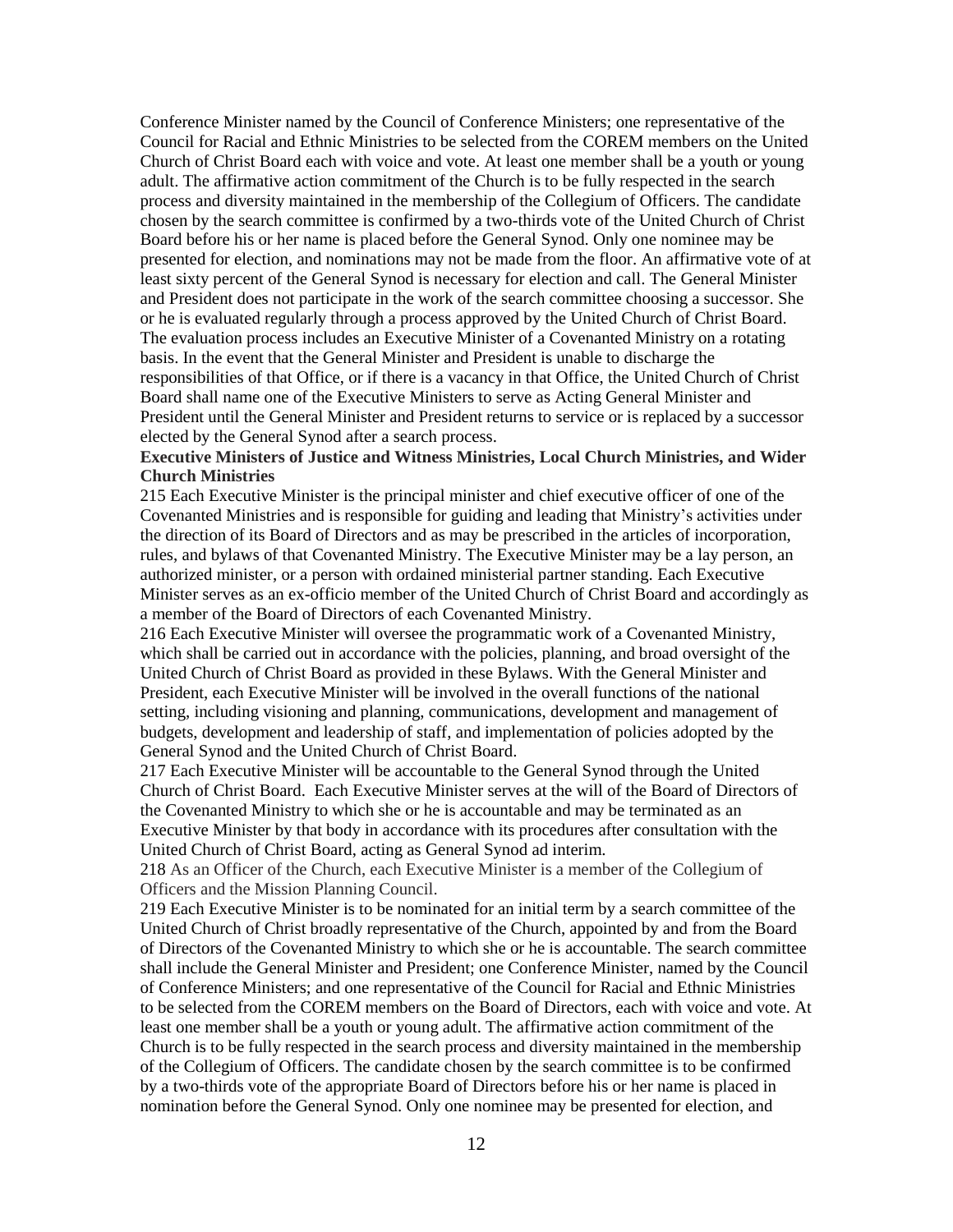Conference Minister named by the Council of Conference Ministers; one representative of the Council for Racial and Ethnic Ministries to be selected from the COREM members on the United Church of Christ Board each with voice and vote. At least one member shall be a youth or young adult. The affirmative action commitment of the Church is to be fully respected in the search process and diversity maintained in the membership of the Collegium of Officers. The candidate chosen by the search committee is confirmed by a two-thirds vote of the United Church of Christ Board before his or her name is placed before the General Synod. Only one nominee may be presented for election, and nominations may not be made from the floor. An affirmative vote of at least sixty percent of the General Synod is necessary for election and call. The General Minister and President does not participate in the work of the search committee choosing a successor. She or he is evaluated regularly through a process approved by the United Church of Christ Board. The evaluation process includes an Executive Minister of a Covenanted Ministry on a rotating basis. In the event that the General Minister and President is unable to discharge the responsibilities of that Office, or if there is a vacancy in that Office, the United Church of Christ Board shall name one of the Executive Ministers to serve as Acting General Minister and President until the General Minister and President returns to service or is replaced by a successor elected by the General Synod after a search process.

**Executive Ministers of Justice and Witness Ministries, Local Church Ministries, and Wider Church Ministries**

215 Each Executive Minister is the principal minister and chief executive officer of one of the Covenanted Ministries and is responsible for guiding and leading that Ministry's activities under the direction of its Board of Directors and as may be prescribed in the articles of incorporation, rules, and bylaws of that Covenanted Ministry. The Executive Minister may be a lay person, an authorized minister, or a person with ordained ministerial partner standing. Each Executive Minister serves as an ex-officio member of the United Church of Christ Board and accordingly as a member of the Board of Directors of each Covenanted Ministry.

216 Each Executive Minister will oversee the programmatic work of a Covenanted Ministry, which shall be carried out in accordance with the policies, planning, and broad oversight of the United Church of Christ Board as provided in these Bylaws. With the General Minister and President, each Executive Minister will be involved in the overall functions of the national setting, including visioning and planning, communications, development and management of budgets, development and leadership of staff, and implementation of policies adopted by the General Synod and the United Church of Christ Board.

217 Each Executive Minister will be accountable to the General Synod through the United Church of Christ Board. Each Executive Minister serves at the will of the Board of Directors of the Covenanted Ministry to which she or he is accountable and may be terminated as an Executive Minister by that body in accordance with its procedures after consultation with the United Church of Christ Board, acting as General Synod ad interim.

218 As an Officer of the Church, each Executive Minister is a member of the Collegium of Officers and the Mission Planning Council.

219 Each Executive Minister is to be nominated for an initial term by a search committee of the United Church of Christ broadly representative of the Church, appointed by and from the Board of Directors of the Covenanted Ministry to which she or he is accountable. The search committee shall include the General Minister and President; one Conference Minister, named by the Council of Conference Ministers; and one representative of the Council for Racial and Ethnic Ministries to be selected from the COREM members on the Board of Directors, each with voice and vote. At least one member shall be a youth or young adult. The affirmative action commitment of the Church is to be fully respected in the search process and diversity maintained in the membership of the Collegium of Officers. The candidate chosen by the search committee is to be confirmed by a two-thirds vote of the appropriate Board of Directors before his or her name is placed in nomination before the General Synod. Only one nominee may be presented for election, and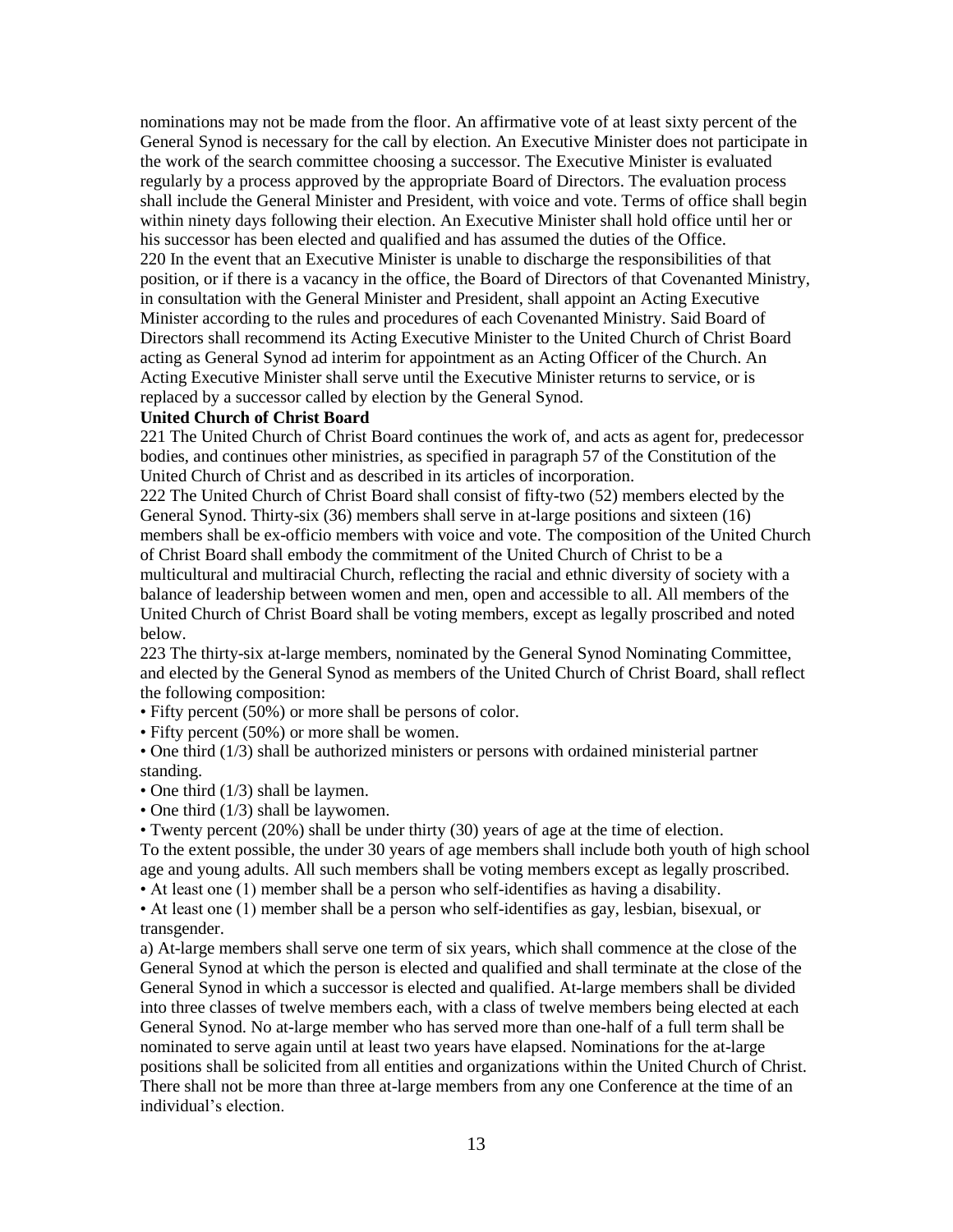nominations may not be made from the floor. An affirmative vote of at least sixty percent of the General Synod is necessary for the call by election. An Executive Minister does not participate in the work of the search committee choosing a successor. The Executive Minister is evaluated regularly by a process approved by the appropriate Board of Directors. The evaluation process shall include the General Minister and President, with voice and vote. Terms of office shall begin within ninety days following their election. An Executive Minister shall hold office until her or his successor has been elected and qualified and has assumed the duties of the Office.

220 In the event that an Executive Minister is unable to discharge the responsibilities of that position, or if there is a vacancy in the office, the Board of Directors of that Covenanted Ministry, in consultation with the General Minister and President, shall appoint an Acting Executive Minister according to the rules and procedures of each Covenanted Ministry. Said Board of Directors shall recommend its Acting Executive Minister to the United Church of Christ Board acting as General Synod ad interim for appointment as an Acting Officer of the Church. An Acting Executive Minister shall serve until the Executive Minister returns to service, or is replaced by a successor called by election by the General Synod.

**United Church of Christ Board**

221 The United Church of Christ Board continues the work of, and acts as agent for, predecessor bodies, and continues other ministries, as specified in paragraph 57 of the Constitution of the United Church of Christ and as described in its articles of incorporation.

222 The United Church of Christ Board shall consist of fifty-two (52) members elected by the General Synod. Thirty-six (36) members shall serve in at-large positions and sixteen (16) members shall be ex-officio members with voice and vote. The composition of the United Church of Christ Board shall embody the commitment of the United Church of Christ to be a multicultural and multiracial Church, reflecting the racial and ethnic diversity of society with a balance of leadership between women and men, open and accessible to all. All members of the United Church of Christ Board shall be voting members, except as legally proscribed and noted below.

223 The thirty-six at-large members, nominated by the General Synod Nominating Committee, and elected by the General Synod as members of the United Church of Christ Board, shall reflect the following composition:

- Fifty percent (50%) or more shall be persons of color.
- Fifty percent (50%) or more shall be women.
- One third (1/3) shall be authorized ministers or persons with ordained ministerial partner standing.
- One third (1/3) shall be laymen.
- One third (1/3) shall be laywomen.
- Twenty percent (20%) shall be under thirty (30) years of age at the time of election.

To the extent possible, the under 30 years of age members shall include both youth of high school age and young adults. All such members shall be voting members except as legally proscribed.

- At least one (1) member shall be a person who self-identifies as having a disability.
- At least one (1) member shall be a person who self-identifies as gay, lesbian, bisexual, or transgender.

a) At-large members shall serve one term of six years, which shall commence at the close of the General Synod at which the person is elected and qualified and shall terminate at the close of the General Synod in which a successor is elected and qualified. At-large members shall be divided into three classes of twelve members each, with a class of twelve members being elected at each General Synod. No at-large member who has served more than one-half of a full term shall be nominated to serve again until at least two years have elapsed. Nominations for the at-large positions shall be solicited from all entities and organizations within the United Church of Christ. There shall not be more than three at-large members from any one Conference at the time of an individual's election.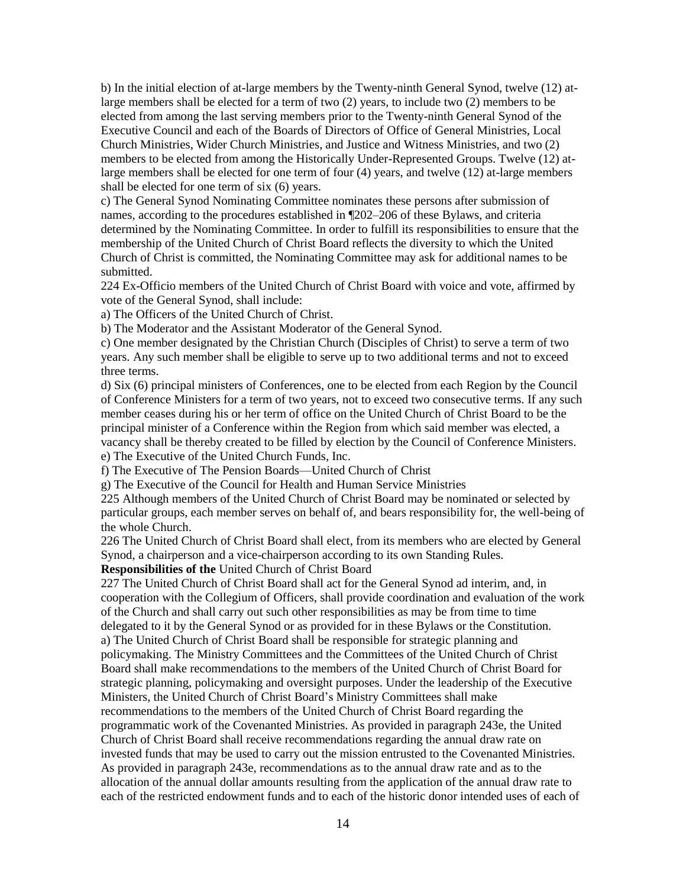b) In the initial election of at-large members by the Twenty-ninth General Synod, twelve (12) at-large members shall be elected for a term of two (2) years, to include two (2) members to be elected from among the last serving members prior to the Twenty-ninth General Synod of the Executive Council and each of the Boards of Directors of Office of General Ministries, Local Church Ministries, Wider Church Ministries, and Justice and Witness Ministries, and two (2) members to be elected from among the Historically Under-Represented Groups. Twelve (12) at-large members shall be elected for one term of four (4) years, and twelve (12) at-large members shall be elected for one term of six (6) years.

c) The General Synod Nominating Committee nominates these persons after submission of names, according to the procedures established in ¶202–206 of these Bylaws, and criteria determined by the Nominating Committee. In order to fulfill its responsibilities to ensure that the membership of the United Church of Christ Board reflects the diversity to which the United Church of Christ is committed, the Nominating Committee may ask for additional names to be submitted.

224 Ex-Officio members of the United Church of Christ Board with voice and vote, affirmed by vote of the General Synod, shall include:

a) The Officers of the United Church of Christ.

b) The Moderator and the Assistant Moderator of the General Synod.

c) One member designated by the Christian Church (Disciples of Christ) to serve a term of two years. Any such member shall be eligible to serve up to two additional terms and not to exceed three terms.

d) Six (6) principal ministers of Conferences, one to be elected from each Region by the Council of Conference Ministers for a term of two years, not to exceed two consecutive terms. If any such member ceases during his or her term of office on the United Church of Christ Board to be the principal minister of a Conference within the Region from which said member was elected, a vacancy shall be thereby created to be filled by election by the Council of Conference Ministers.

e) The Executive of the United Church Funds, Inc.

f) The Executive of The Pension Boards—United Church of Christ

g) The Executive of the Council for Health and Human Service Ministries

225 Although members of the United Church of Christ Board may be nominated or selected by particular groups, each member serves on behalf of, and bears responsibility for, the well-being of the whole Church.

226 The United Church of Christ Board shall elect, from its members who are elected by General Synod, a chairperson and a vice-chairperson according to its own Standing Rules.

**Responsibilities of the** United Church of Christ Board

227 The United Church of Christ Board shall act for the General Synod ad interim, and, in cooperation with the Collegium of Officers, shall provide coordination and evaluation of the work of the Church and shall carry out such other responsibilities as may be from time to time delegated to it by the General Synod or as provided for in these Bylaws or the Constitution.

a) The United Church of Christ Board shall be responsible for strategic planning and policymaking. The Ministry Committees and the Committees of the United Church of Christ Board shall make recommendations to the members of the United Church of Christ Board for strategic planning, policymaking and oversight purposes. Under the leadership of the Executive Ministers, the United Church of Christ Board's Ministry Committees shall make recommendations to the members of the United Church of Christ Board regarding the programmatic work of the Covenanted Ministries. As provided in paragraph 243e, the United Church of Christ Board shall receive recommendations regarding the annual draw rate on invested funds that may be used to carry out the mission entrusted to the Covenanted Ministries. As provided in paragraph 243e, recommendations as to the annual draw rate and as to the allocation of the annual dollar amounts resulting from the application of the annual draw rate to each of the restricted endowment funds and to each of the historic donor intended uses of each of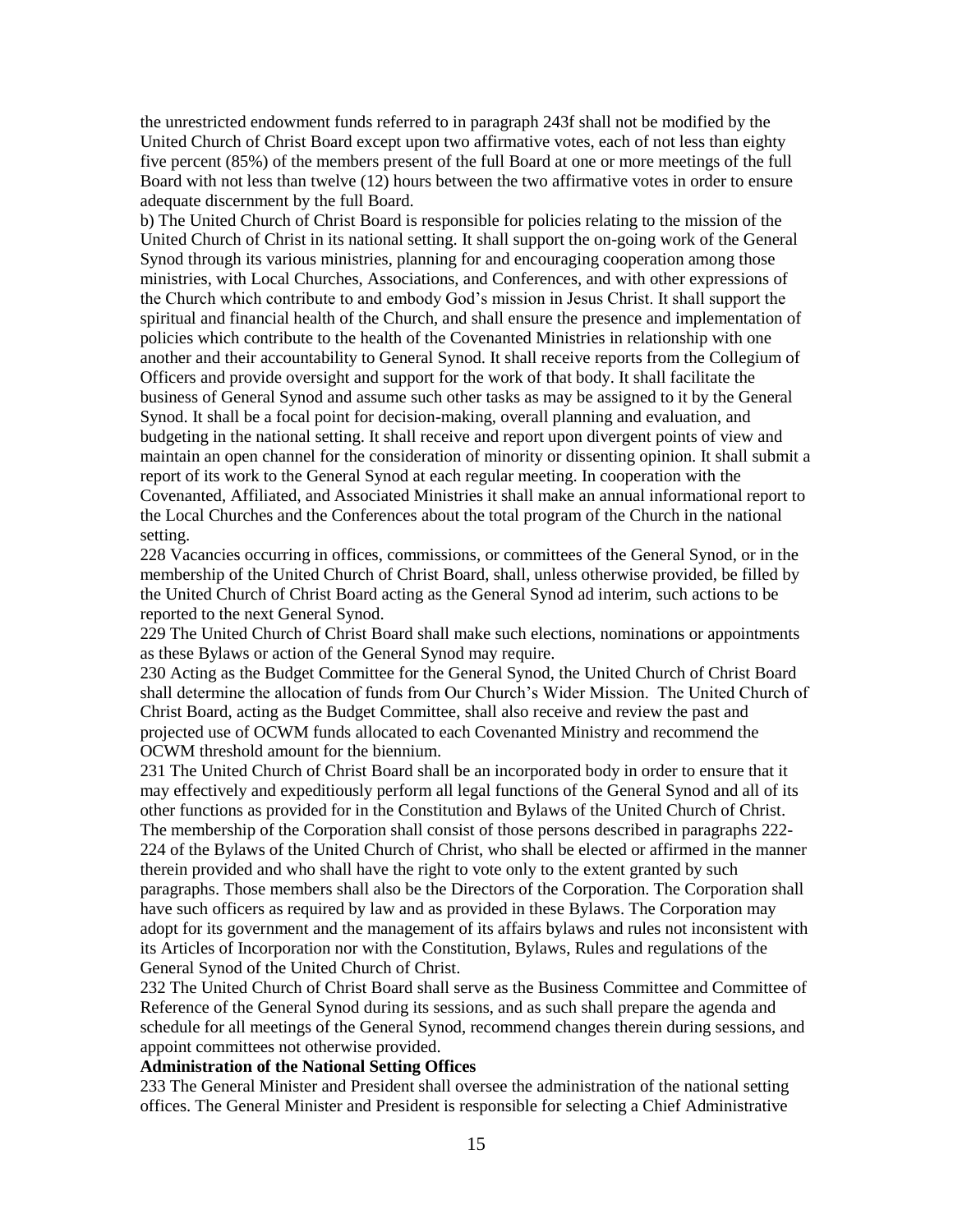the unrestricted endowment funds referred to in paragraph 243f shall not be modified by the United Church of Christ Board except upon two affirmative votes, each of not less than eighty five percent (85%) of the members present of the full Board at one or more meetings of the full Board with not less than twelve (12) hours between the two affirmative votes in order to ensure adequate discernment by the full Board.

b) The United Church of Christ Board is responsible for policies relating to the mission of the United Church of Christ in its national setting. It shall support the on-going work of the General Synod through its various ministries, planning for and encouraging cooperation among those ministries, with Local Churches, Associations, and Conferences, and with other expressions of the Church which contribute to and embody God's mission in Jesus Christ. It shall support the spiritual and financial health of the Church, and shall ensure the presence and implementation of policies which contribute to the health of the Covenanted Ministries in relationship with one another and their accountability to General Synod. It shall receive reports from the Collegium of Officers and provide oversight and support for the work of that body. It shall facilitate the business of General Synod and assume such other tasks as may be assigned to it by the General Synod. It shall be a focal point for decision-making, overall planning and evaluation, and budgeting in the national setting. It shall receive and report upon divergent points of view and maintain an open channel for the consideration of minority or dissenting opinion. It shall submit a report of its work to the General Synod at each regular meeting. In cooperation with the Covenanted, Affiliated, and Associated Ministries it shall make an annual informational report to the Local Churches and the Conferences about the total program of the Church in the national setting.

228 Vacancies occurring in offices, commissions, or committees of the General Synod, or in the membership of the United Church of Christ Board, shall, unless otherwise provided, be filled by the United Church of Christ Board acting as the General Synod ad interim, such actions to be reported to the next General Synod.

229 The United Church of Christ Board shall make such elections, nominations or appointments as these Bylaws or action of the General Synod may require.

230 Acting as the Budget Committee for the General Synod, the United Church of Christ Board shall determine the allocation of funds from Our Church's Wider Mission. The United Church of Christ Board, acting as the Budget Committee, shall also receive and review the past and projected use of OCWM funds allocated to each Covenanted Ministry and recommend the OCWM threshold amount for the biennium.

231 The United Church of Christ Board shall be an incorporated body in order to ensure that it may effectively and expeditiously perform all legal functions of the General Synod and all of its other functions as provided for in the Constitution and Bylaws of the United Church of Christ. The membership of the Corporation shall consist of those persons described in paragraphs 222-224 of the Bylaws of the United Church of Christ, who shall be elected or affirmed in the manner therein provided and who shall have the right to vote only to the extent granted by such paragraphs. Those members shall also be the Directors of the Corporation. The Corporation shall have such officers as required by law and as provided in these Bylaws. The Corporation may adopt for its government and the management of its affairs bylaws and rules not inconsistent with its Articles of Incorporation nor with the Constitution, Bylaws, Rules and regulations of the General Synod of the United Church of Christ.

232 The United Church of Christ Board shall serve as the Business Committee and Committee of Reference of the General Synod during its sessions, and as such shall prepare the agenda and schedule for all meetings of the General Synod, recommend changes therein during sessions, and appoint committees not otherwise provided.

**Administration of the National Setting Offices**

233 The General Minister and President shall oversee the administration of the national setting offices. The General Minister and President is responsible for selecting a Chief Administrative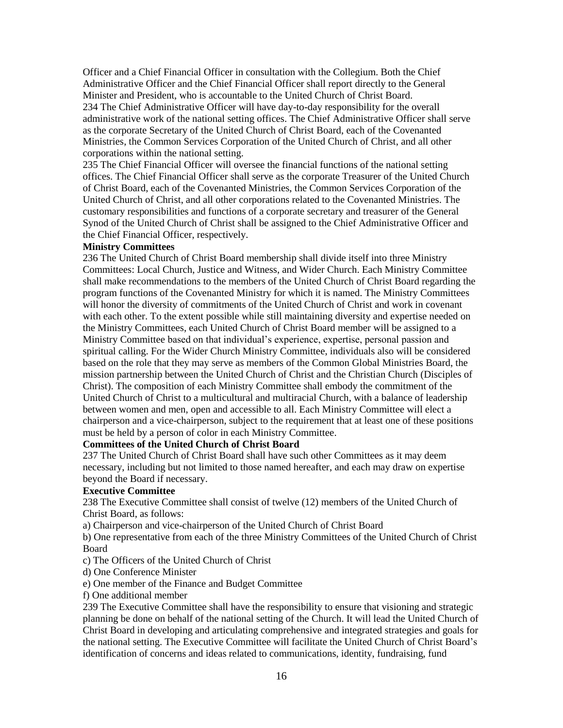Officer and a Chief Financial Officer in consultation with the Collegium. Both the Chief Administrative Officer and the Chief Financial Officer shall report directly to the General Minister and President, who is accountable to the United Church of Christ Board.

234 The Chief Administrative Officer will have day-to-day responsibility for the overall administrative work of the national setting offices. The Chief Administrative Officer shall serve as the corporate Secretary of the United Church of Christ Board, each of the Covenanted Ministries, the Common Services Corporation of the United Church of Christ, and all other corporations within the national setting.

235 The Chief Financial Officer will oversee the financial functions of the national setting offices. The Chief Financial Officer shall serve as the corporate Treasurer of the United Church of Christ Board, each of the Covenanted Ministries, the Common Services Corporation of the United Church of Christ, and all other corporations related to the Covenanted Ministries. The customary responsibilities and functions of a corporate secretary and treasurer of the General Synod of the United Church of Christ shall be assigned to the Chief Administrative Officer and the Chief Financial Officer, respectively.

**Ministry Committees**

236 The United Church of Christ Board membership shall divide itself into three Ministry Committees: Local Church, Justice and Witness, and Wider Church. Each Ministry Committee shall make recommendations to the members of the United Church of Christ Board regarding the program functions of the Covenanted Ministry for which it is named. The Ministry Committees will honor the diversity of commitments of the United Church of Christ and work in covenant with each other. To the extent possible while still maintaining diversity and expertise needed on the Ministry Committees, each United Church of Christ Board member will be assigned to a Ministry Committee based on that individual's experience, expertise, personal passion and spiritual calling. For the Wider Church Ministry Committee, individuals also will be considered based on the role that they may serve as members of the Common Global Ministries Board, the mission partnership between the United Church of Christ and the Christian Church (Disciples of Christ). The composition of each Ministry Committee shall embody the commitment of the United Church of Christ to a multicultural and multiracial Church, with a balance of leadership between women and men, open and accessible to all. Each Ministry Committee will elect a chairperson and a vice-chairperson, subject to the requirement that at least one of these positions must be held by a person of color in each Ministry Committee.

**Committees of the United Church of Christ Board**

237 The United Church of Christ Board shall have such other Committees as it may deem necessary, including but not limited to those named hereafter, and each may draw on expertise beyond the Board if necessary.

**Executive Committee**

238 The Executive Committee shall consist of twelve (12) members of the United Church of Christ Board, as follows:

a) Chairperson and vice-chairperson of the United Church of Christ Board

b) One representative from each of the three Ministry Committees of the United Church of Christ Board

c) The Officers of the United Church of Christ

d) One Conference Minister

e) One member of the Finance and Budget Committee

f) One additional member

239 The Executive Committee shall have the responsibility to ensure that visioning and strategic planning be done on behalf of the national setting of the Church. It will lead the United Church of Christ Board in developing and articulating comprehensive and integrated strategies and goals for the national setting. The Executive Committee will facilitate the United Church of Christ Board's identification of concerns and ideas related to communications, identity, fundraising, fund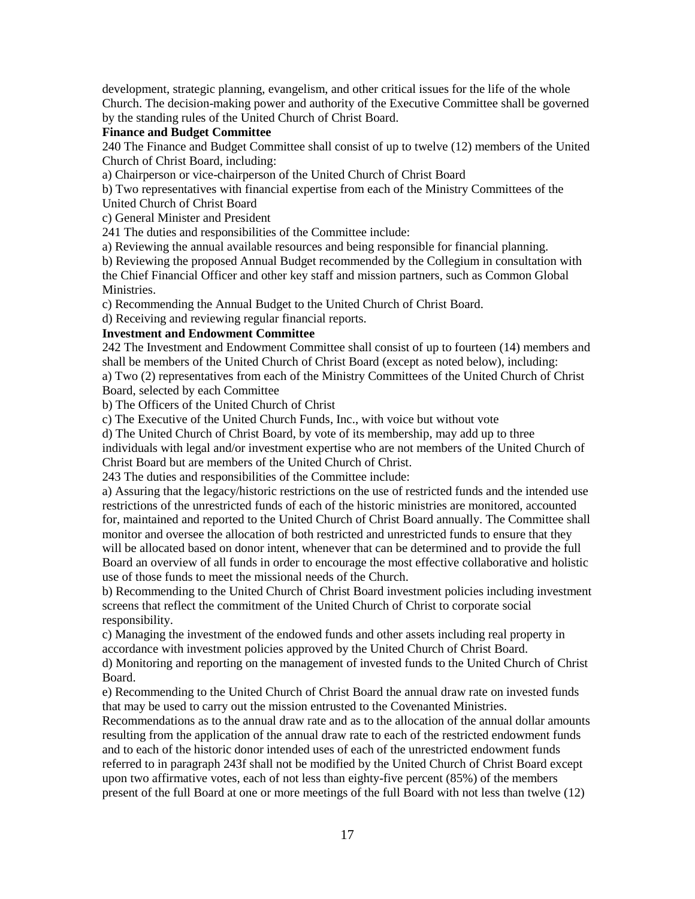development, strategic planning, evangelism, and other critical issues for the life of the whole Church. The decision-making power and authority of the Executive Committee shall be governed by the standing rules of the United Church of Christ Board.

**Finance and Budget Committee**

240 The Finance and Budget Committee shall consist of up to twelve (12) members of the United Church of Christ Board, including:

a) Chairperson or vice-chairperson of the United Church of Christ Board

b) Two representatives with financial expertise from each of the Ministry Committees of the United Church of Christ Board

c) General Minister and President

241 The duties and responsibilities of the Committee include:

a) Reviewing the annual available resources and being responsible for financial planning.

b) Reviewing the proposed Annual Budget recommended by the Collegium in consultation with the Chief Financial Officer and other key staff and mission partners, such as Common Global Ministries.

c) Recommending the Annual Budget to the United Church of Christ Board.

d) Receiving and reviewing regular financial reports.

**Investment and Endowment Committee**

242 The Investment and Endowment Committee shall consist of up to fourteen (14) members and shall be members of the United Church of Christ Board (except as noted below), including:

a) Two (2) representatives from each of the Ministry Committees of the United Church of Christ Board, selected by each Committee

b) The Officers of the United Church of Christ

c) The Executive of the United Church Funds, Inc., with voice but without vote

d) The United Church of Christ Board, by vote of its membership, may add up to three individuals with legal and/or investment expertise who are not members of the United Church of Christ Board but are members of the United Church of Christ.

243 The duties and responsibilities of the Committee include:

a) Assuring that the legacy/historic restrictions on the use of restricted funds and the intended use restrictions of the unrestricted funds of each of the historic ministries are monitored, accounted for, maintained and reported to the United Church of Christ Board annually. The Committee shall monitor and oversee the allocation of both restricted and unrestricted funds to ensure that they will be allocated based on donor intent, whenever that can be determined and to provide the full Board an overview of all funds in order to encourage the most effective collaborative and holistic use of those funds to meet the missional needs of the Church.

b) Recommending to the United Church of Christ Board investment policies including investment screens that reflect the commitment of the United Church of Christ to corporate social responsibility.

c) Managing the investment of the endowed funds and other assets including real property in accordance with investment policies approved by the United Church of Christ Board.

d) Monitoring and reporting on the management of invested funds to the United Church of Christ Board.

e) Recommending to the United Church of Christ Board the annual draw rate on invested funds that may be used to carry out the mission entrusted to the Covenanted Ministries. Recommendations as to the annual draw rate and as to the allocation of the annual dollar amounts resulting from the application of the annual draw rate to each of the restricted endowment funds and to each of the historic donor intended uses of each of the unrestricted endowment funds referred to in paragraph 243f shall not be modified by the United Church of Christ Board except upon two affirmative votes, each of not less than eighty-five percent (85%) of the members present of the full Board at one or more meetings of the full Board with not less than twelve (12)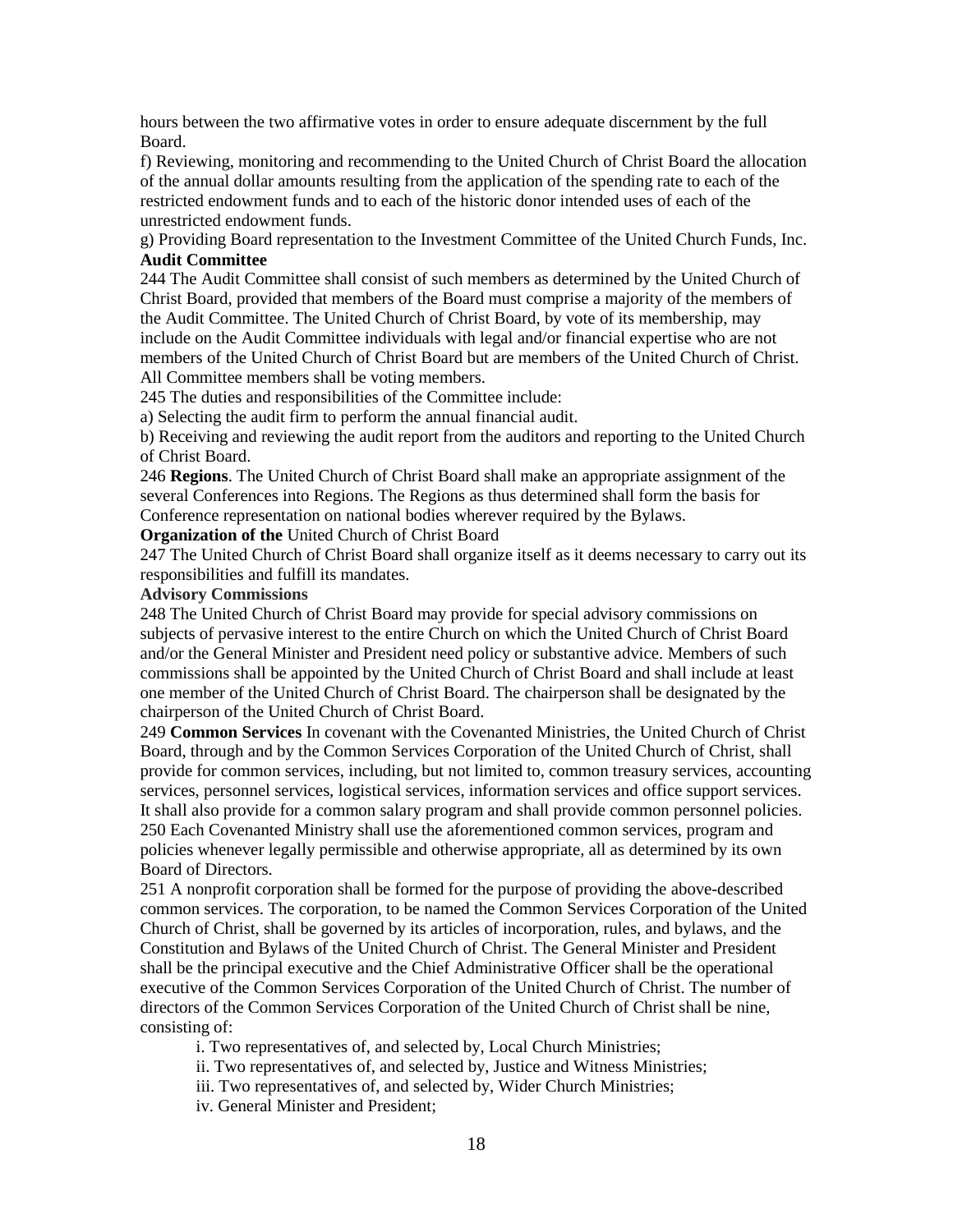hours between the two affirmative votes in order to ensure adequate discernment by the full Board.

f) Reviewing, monitoring and recommending to the United Church of Christ Board the allocation of the annual dollar amounts resulting from the application of the spending rate to each of the restricted endowment funds and to each of the historic donor intended uses of each of the unrestricted endowment funds.

g) Providing Board representation to the Investment Committee of the United Church Funds, Inc.

**Audit Committee**

244 The Audit Committee shall consist of such members as determined by the United Church of Christ Board, provided that members of the Board must comprise a majority of the members of the Audit Committee. The United Church of Christ Board, by vote of its membership, may include on the Audit Committee individuals with legal and/or financial expertise who are not members of the United Church of Christ Board but are members of the United Church of Christ. All Committee members shall be voting members.

245 The duties and responsibilities of the Committee include:

a) Selecting the audit firm to perform the annual financial audit.

b) Receiving and reviewing the audit report from the auditors and reporting to the United Church of Christ Board.

246 **Regions**. The United Church of Christ Board shall make an appropriate assignment of the several Conferences into Regions. The Regions as thus determined shall form the basis for Conference representation on national bodies wherever required by the Bylaws.

**Organization of the** United Church of Christ Board

247 The United Church of Christ Board shall organize itself as it deems necessary to carry out its responsibilities and fulfill its mandates.

**Advisory Commissions**

248 The United Church of Christ Board may provide for special advisory commissions on subjects of pervasive interest to the entire Church on which the United Church of Christ Board and/or the General Minister and President need policy or substantive advice. Members of such commissions shall be appointed by the United Church of Christ Board and shall include at least one member of the United Church of Christ Board. The chairperson shall be designated by the chairperson of the United Church of Christ Board.

249 **Common Services** In covenant with the Covenanted Ministries, the United Church of Christ Board, through and by the Common Services Corporation of the United Church of Christ, shall provide for common services, including, but not limited to, common treasury services, accounting services, personnel services, logistical services, information services and office support services. It shall also provide for a common salary program and shall provide common personnel policies.

250 Each Covenanted Ministry shall use the aforementioned common services, program and policies whenever legally permissible and otherwise appropriate, all as determined by its own Board of Directors.

251 A nonprofit corporation shall be formed for the purpose of providing the above-described common services. The corporation, to be named the Common Services Corporation of the United Church of Christ, shall be governed by its articles of incorporation, rules, and bylaws, and the Constitution and Bylaws of the United Church of Christ. The General Minister and President shall be the principal executive and the Chief Administrative Officer shall be the operational executive of the Common Services Corporation of the United Church of Christ. The number of directors of the Common Services Corporation of the United Church of Christ shall be nine, consisting of:

i. Two representatives of, and selected by, Local Church Ministries;

ii. Two representatives of, and selected by, Justice and Witness Ministries;

iii. Two representatives of, and selected by, Wider Church Ministries;

iv. General Minister and President;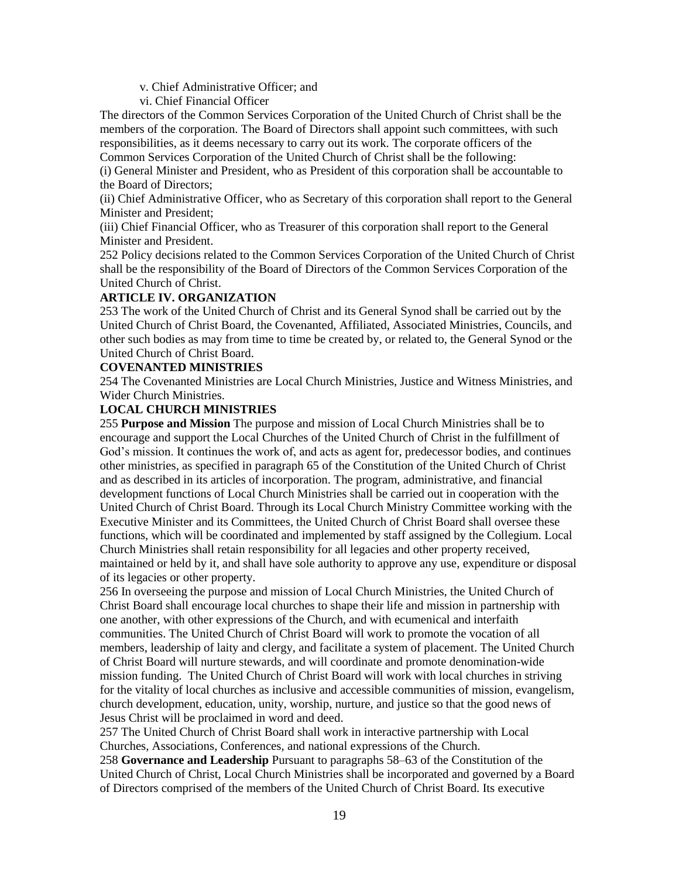v. Chief Administrative Officer; and

vi. Chief Financial Officer

The directors of the Common Services Corporation of the United Church of Christ shall be the members of the corporation. The Board of Directors shall appoint such committees, with such responsibilities, as it deems necessary to carry out its work. The corporate officers of the Common Services Corporation of the United Church of Christ shall be the following:

(i) General Minister and President, who as President of this corporation shall be accountable to the Board of Directors;

(ii) Chief Administrative Officer, who as Secretary of this corporation shall report to the General Minister and President;

(iii) Chief Financial Officer, who as Treasurer of this corporation shall report to the General Minister and President.

252 Policy decisions related to the Common Services Corporation of the United Church of Christ shall be the responsibility of the Board of Directors of the Common Services Corporation of the United Church of Christ.

**ARTICLE IV. ORGANIZATION**

253 The work of the United Church of Christ and its General Synod shall be carried out by the United Church of Christ Board, the Covenanted, Affiliated, Associated Ministries, Councils, and other such bodies as may from time to time be created by, or related to, the General Synod or the United Church of Christ Board.

**COVENANTED MINISTRIES**

254 The Covenanted Ministries are Local Church Ministries, Justice and Witness Ministries, and Wider Church Ministries.

**LOCAL CHURCH MINISTRIES**

255 **Purpose and Mission** The purpose and mission of Local Church Ministries shall be to encourage and support the Local Churches of the United Church of Christ in the fulfillment of God's mission. It continues the work of, and acts as agent for, predecessor bodies, and continues other ministries, as specified in paragraph 65 of the Constitution of the United Church of Christ and as described in its articles of incorporation. The program, administrative, and financial development functions of Local Church Ministries shall be carried out in cooperation with the United Church of Christ Board. Through its Local Church Ministry Committee working with the Executive Minister and its Committees, the United Church of Christ Board shall oversee these functions, which will be coordinated and implemented by staff assigned by the Collegium. Local Church Ministries shall retain responsibility for all legacies and other property received, maintained or held by it, and shall have sole authority to approve any use, expenditure or disposal of its legacies or other property.

256 In overseeing the purpose and mission of Local Church Ministries, the United Church of Christ Board shall encourage local churches to shape their life and mission in partnership with one another, with other expressions of the Church, and with ecumenical and interfaith communities. The United Church of Christ Board will work to promote the vocation of all members, leadership of laity and clergy, and facilitate a system of placement. The United Church of Christ Board will nurture stewards, and will coordinate and promote denomination-wide mission funding. The United Church of Christ Board will work with local churches in striving for the vitality of local churches as inclusive and accessible communities of mission, evangelism, church development, education, unity, worship, nurture, and justice so that the good news of Jesus Christ will be proclaimed in word and deed.

257 The United Church of Christ Board shall work in interactive partnership with Local Churches, Associations, Conferences, and national expressions of the Church.

258 **Governance and Leadership** Pursuant to paragraphs 58–63 of the Constitution of the United Church of Christ, Local Church Ministries shall be incorporated and governed by a Board of Directors comprised of the members of the United Church of Christ Board. Its executive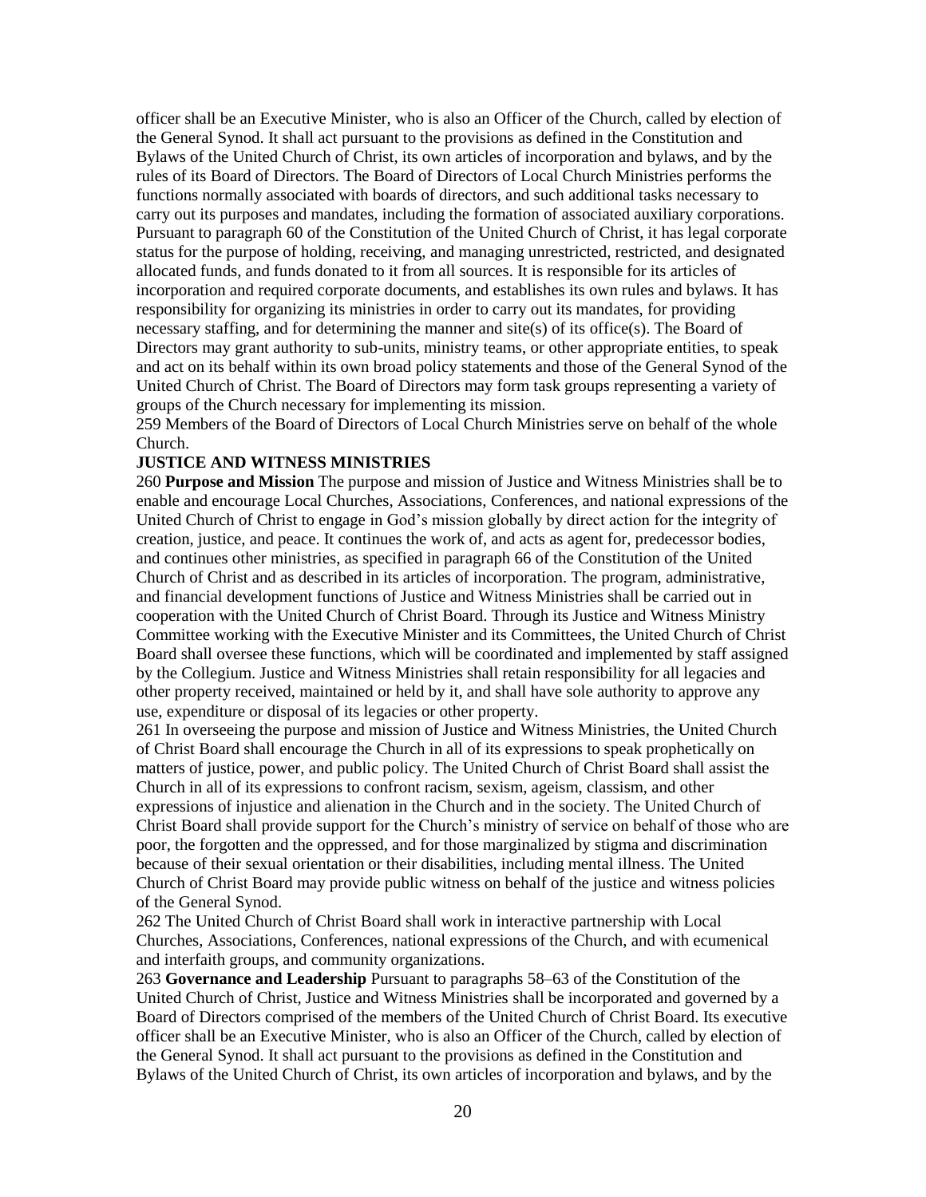officer shall be an Executive Minister, who is also an Officer of the Church, called by election of the General Synod. It shall act pursuant to the provisions as defined in the Constitution and Bylaws of the United Church of Christ, its own articles of incorporation and bylaws, and by the rules of its Board of Directors. The Board of Directors of Local Church Ministries performs the functions normally associated with boards of directors, and such additional tasks necessary to carry out its purposes and mandates, including the formation of associated auxiliary corporations. Pursuant to paragraph 60 of the Constitution of the United Church of Christ, it has legal corporate status for the purpose of holding, receiving, and managing unrestricted, restricted, and designated allocated funds, and funds donated to it from all sources. It is responsible for its articles of incorporation and required corporate documents, and establishes its own rules and bylaws. It has responsibility for organizing its ministries in order to carry out its mandates, for providing necessary staffing, and for determining the manner and site(s) of its office(s). The Board of Directors may grant authority to sub-units, ministry teams, or other appropriate entities, to speak and act on its behalf within its own broad policy statements and those of the General Synod of the United Church of Christ. The Board of Directors may form task groups representing a variety of groups of the Church necessary for implementing its mission.

259 Members of the Board of Directors of Local Church Ministries serve on behalf of the whole Church.

**JUSTICE AND WITNESS MINISTRIES**

260 **Purpose and Mission** The purpose and mission of Justice and Witness Ministries shall be to enable and encourage Local Churches, Associations, Conferences, and national expressions of the United Church of Christ to engage in God's mission globally by direct action for the integrity of creation, justice, and peace. It continues the work of, and acts as agent for, predecessor bodies, and continues other ministries, as specified in paragraph 66 of the Constitution of the United Church of Christ and as described in its articles of incorporation. The program, administrative, and financial development functions of Justice and Witness Ministries shall be carried out in cooperation with the United Church of Christ Board. Through its Justice and Witness Ministry Committee working with the Executive Minister and its Committees, the United Church of Christ Board shall oversee these functions, which will be coordinated and implemented by staff assigned by the Collegium. Justice and Witness Ministries shall retain responsibility for all legacies and other property received, maintained or held by it, and shall have sole authority to approve any use, expenditure or disposal of its legacies or other property.

261 In overseeing the purpose and mission of Justice and Witness Ministries, the United Church of Christ Board shall encourage the Church in all of its expressions to speak prophetically on matters of justice, power, and public policy. The United Church of Christ Board shall assist the Church in all of its expressions to confront racism, sexism, ageism, classism, and other expressions of injustice and alienation in the Church and in the society. The United Church of Christ Board shall provide support for the Church's ministry of service on behalf of those who are poor, the forgotten and the oppressed, and for those marginalized by stigma and discrimination because of their sexual orientation or their disabilities, including mental illness. The United Church of Christ Board may provide public witness on behalf of the justice and witness policies of the General Synod.

262 The United Church of Christ Board shall work in interactive partnership with Local Churches, Associations, Conferences, national expressions of the Church, and with ecumenical and interfaith groups, and community organizations.

263 **Governance and Leadership** Pursuant to paragraphs 58–63 of the Constitution of the United Church of Christ, Justice and Witness Ministries shall be incorporated and governed by a Board of Directors comprised of the members of the United Church of Christ Board. Its executive officer shall be an Executive Minister, who is also an Officer of the Church, called by election of the General Synod. It shall act pursuant to the provisions as defined in the Constitution and Bylaws of the United Church of Christ, its own articles of incorporation and bylaws, and by the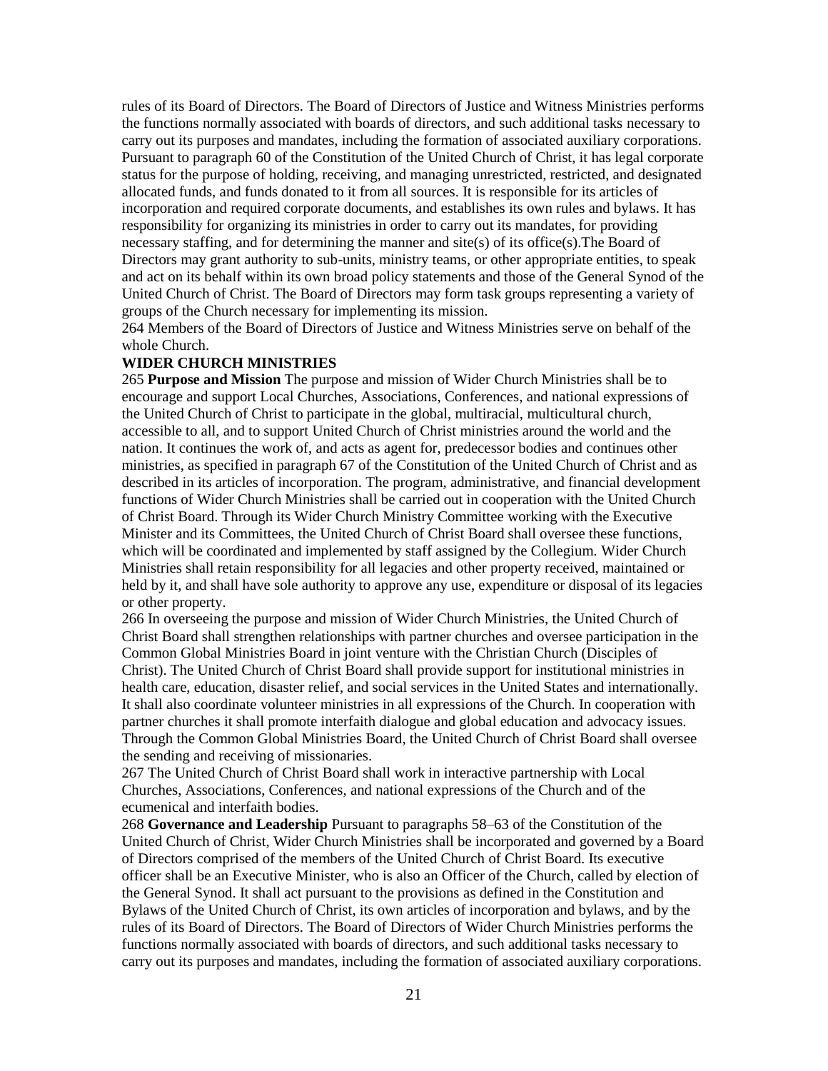rules of its Board of Directors. The Board of Directors of Justice and Witness Ministries performs the functions normally associated with boards of directors, and such additional tasks necessary to carry out its purposes and mandates, including the formation of associated auxiliary corporations. Pursuant to paragraph 60 of the Constitution of the United Church of Christ, it has legal corporate status for the purpose of holding, receiving, and managing unrestricted, restricted, and designated allocated funds, and funds donated to it from all sources. It is responsible for its articles of incorporation and required corporate documents, and establishes its own rules and bylaws. It has responsibility for organizing its ministries in order to carry out its mandates, for providing necessary staffing, and for determining the manner and site(s) of its office(s).The Board of Directors may grant authority to sub-units, ministry teams, or other appropriate entities, to speak and act on its behalf within its own broad policy statements and those of the General Synod of the United Church of Christ. The Board of Directors may form task groups representing a variety of groups of the Church necessary for implementing its mission.

264 Members of the Board of Directors of Justice and Witness Ministries serve on behalf of the whole Church.

**WIDER CHURCH MINISTRIES**

265 **Purpose and Mission** The purpose and mission of Wider Church Ministries shall be to encourage and support Local Churches, Associations, Conferences, and national expressions of the United Church of Christ to participate in the global, multiracial, multicultural church, accessible to all, and to support United Church of Christ ministries around the world and the nation. It continues the work of, and acts as agent for, predecessor bodies and continues other ministries, as specified in paragraph 67 of the Constitution of the United Church of Christ and as described in its articles of incorporation. The program, administrative, and financial development functions of Wider Church Ministries shall be carried out in cooperation with the United Church of Christ Board. Through its Wider Church Ministry Committee working with the Executive Minister and its Committees, the United Church of Christ Board shall oversee these functions, which will be coordinated and implemented by staff assigned by the Collegium. Wider Church Ministries shall retain responsibility for all legacies and other property received, maintained or held by it, and shall have sole authority to approve any use, expenditure or disposal of its legacies or other property.

266 In overseeing the purpose and mission of Wider Church Ministries, the United Church of Christ Board shall strengthen relationships with partner churches and oversee participation in the Common Global Ministries Board in joint venture with the Christian Church (Disciples of Christ). The United Church of Christ Board shall provide support for institutional ministries in health care, education, disaster relief, and social services in the United States and internationally. It shall also coordinate volunteer ministries in all expressions of the Church. In cooperation with partner churches it shall promote interfaith dialogue and global education and advocacy issues. Through the Common Global Ministries Board, the United Church of Christ Board shall oversee the sending and receiving of missionaries.

267 The United Church of Christ Board shall work in interactive partnership with Local Churches, Associations, Conferences, and national expressions of the Church and of the ecumenical and interfaith bodies.

268 **Governance and Leadership** Pursuant to paragraphs 58–63 of the Constitution of the United Church of Christ, Wider Church Ministries shall be incorporated and governed by a Board of Directors comprised of the members of the United Church of Christ Board. Its executive officer shall be an Executive Minister, who is also an Officer of the Church, called by election of the General Synod. It shall act pursuant to the provisions as defined in the Constitution and Bylaws of the United Church of Christ, its own articles of incorporation and bylaws, and by the rules of its Board of Directors. The Board of Directors of Wider Church Ministries performs the functions normally associated with boards of directors, and such additional tasks necessary to carry out its purposes and mandates, including the formation of associated auxiliary corporations.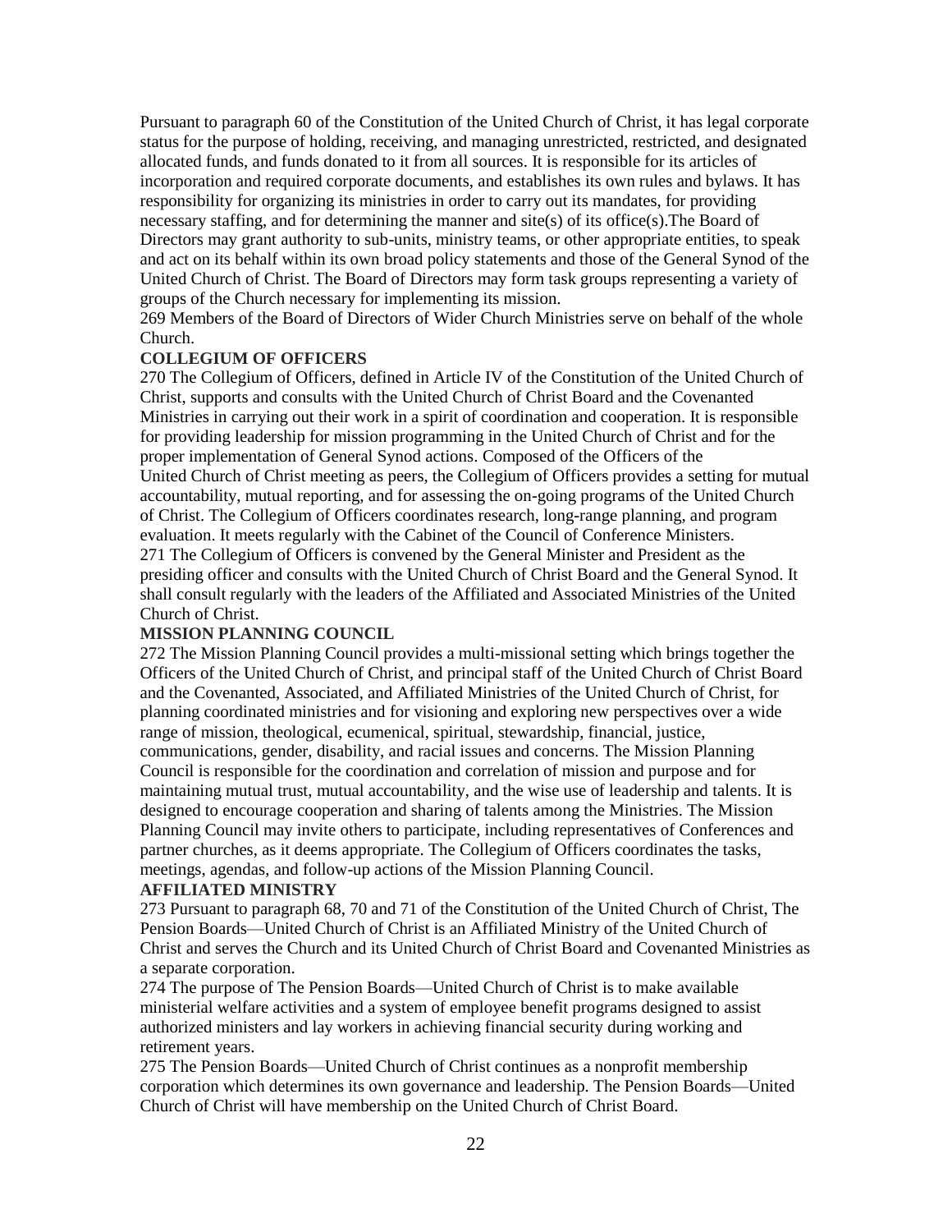Pursuant to paragraph 60 of the Constitution of the United Church of Christ, it has legal corporate status for the purpose of holding, receiving, and managing unrestricted, restricted, and designated allocated funds, and funds donated to it from all sources. It is responsible for its articles of incorporation and required corporate documents, and establishes its own rules and bylaws. It has responsibility for organizing its ministries in order to carry out its mandates, for providing necessary staffing, and for determining the manner and site(s) of its office(s).The Board of Directors may grant authority to sub-units, ministry teams, or other appropriate entities, to speak and act on its behalf within its own broad policy statements and those of the General Synod of the United Church of Christ. The Board of Directors may form task groups representing a variety of groups of the Church necessary for implementing its mission.

269 Members of the Board of Directors of Wider Church Ministries serve on behalf of the whole Church.

**COLLEGIUM OF OFFICERS**

270 The Collegium of Officers, defined in Article IV of the Constitution of the United Church of Christ, supports and consults with the United Church of Christ Board and the Covenanted Ministries in carrying out their work in a spirit of coordination and cooperation. It is responsible for providing leadership for mission programming in the United Church of Christ and for the proper implementation of General Synod actions. Composed of the Officers of the United Church of Christ meeting as peers, the Collegium of Officers provides a setting for mutual accountability, mutual reporting, and for assessing the on-going programs of the United Church of Christ. The Collegium of Officers coordinates research, long-range planning, and program evaluation. It meets regularly with the Cabinet of the Council of Conference Ministers.

271 The Collegium of Officers is convened by the General Minister and President as the presiding officer and consults with the United Church of Christ Board and the General Synod. It shall consult regularly with the leaders of the Affiliated and Associated Ministries of the United Church of Christ.

**MISSION PLANNING COUNCIL**

272 The Mission Planning Council provides a multi-missional setting which brings together the Officers of the United Church of Christ, and principal staff of the United Church of Christ Board and the Covenanted, Associated, and Affiliated Ministries of the United Church of Christ, for planning coordinated ministries and for visioning and exploring new perspectives over a wide range of mission, theological, ecumenical, spiritual, stewardship, financial, justice, communications, gender, disability, and racial issues and concerns. The Mission Planning Council is responsible for the coordination and correlation of mission and purpose and for maintaining mutual trust, mutual accountability, and the wise use of leadership and talents. It is designed to encourage cooperation and sharing of talents among the Ministries. The Mission Planning Council may invite others to participate, including representatives of Conferences and partner churches, as it deems appropriate. The Collegium of Officers coordinates the tasks, meetings, agendas, and follow-up actions of the Mission Planning Council.

**AFFILIATED MINISTRY**

273 Pursuant to paragraph 68, 70 and 71 of the Constitution of the United Church of Christ, The Pension Boards—United Church of Christ is an Affiliated Ministry of the United Church of Christ and serves the Church and its United Church of Christ Board and Covenanted Ministries as a separate corporation.

274 The purpose of The Pension Boards—United Church of Christ is to make available ministerial welfare activities and a system of employee benefit programs designed to assist authorized ministers and lay workers in achieving financial security during working and retirement years.

275 The Pension Boards—United Church of Christ continues as a nonprofit membership corporation which determines its own governance and leadership. The Pension Boards—United Church of Christ will have membership on the United Church of Christ Board.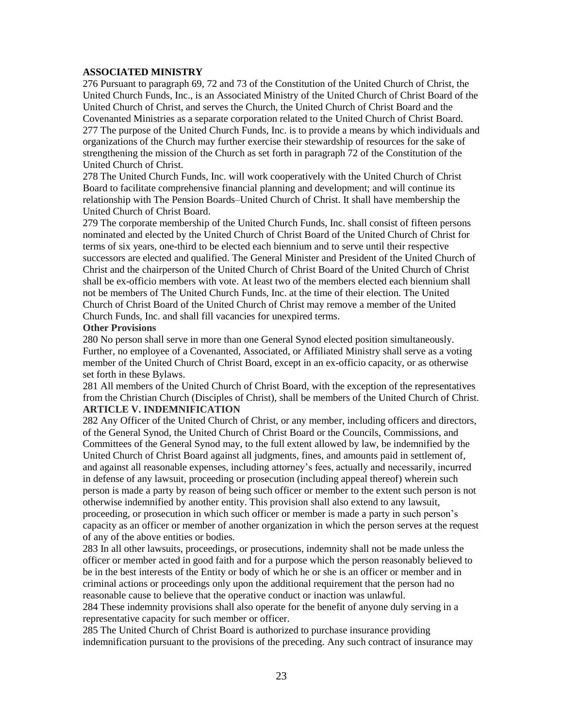**ASSOCIATED MINISTRY**

276 Pursuant to paragraph 69, 72 and 73 of the Constitution of the United Church of Christ, the United Church Funds, Inc., is an Associated Ministry of the United Church of Christ Board of the United Church of Christ, and serves the Church, the United Church of Christ Board and the Covenanted Ministries as a separate corporation related to the United Church of Christ Board.

277 The purpose of the United Church Funds, Inc. is to provide a means by which individuals and organizations of the Church may further exercise their stewardship of resources for the sake of strengthening the mission of the Church as set forth in paragraph 72 of the Constitution of the United Church of Christ.

278 The United Church Funds, Inc. will work cooperatively with the United Church of Christ Board to facilitate comprehensive financial planning and development; and will continue its relationship with The Pension Boards–United Church of Christ. It shall have membership the United Church of Christ Board.

279 The corporate membership of the United Church Funds, Inc. shall consist of fifteen persons nominated and elected by the United Church of Christ Board of the United Church of Christ for terms of six years, one-third to be elected each biennium and to serve until their respective successors are elected and qualified. The General Minister and President of the United Church of Christ and the chairperson of the United Church of Christ Board of the United Church of Christ shall be ex-officio members with vote. At least two of the members elected each biennium shall not be members of The United Church Funds, Inc. at the time of their election. The United Church of Christ Board of the United Church of Christ may remove a member of the United Church Funds, Inc. and shall fill vacancies for unexpired terms.

**Other Provisions**

280 No person shall serve in more than one General Synod elected position simultaneously. Further, no employee of a Covenanted, Associated, or Affiliated Ministry shall serve as a voting member of the United Church of Christ Board, except in an ex-officio capacity, or as otherwise set forth in these Bylaws.

281 All members of the United Church of Christ Board, with the exception of the representatives from the Christian Church (Disciples of Christ), shall be members of the United Church of Christ.

**ARTICLE V. INDEMNIFICATION**

282 Any Officer of the United Church of Christ, or any member, including officers and directors, of the General Synod, the United Church of Christ Board or the Councils, Commissions, and Committees of the General Synod may, to the full extent allowed by law, be indemnified by the United Church of Christ Board against all judgments, fines, and amounts paid in settlement of, and against all reasonable expenses, including attorney's fees, actually and necessarily, incurred in defense of any lawsuit, proceeding or prosecution (including appeal thereof) wherein such person is made a party by reason of being such officer or member to the extent such person is not otherwise indemnified by another entity. This provision shall also extend to any lawsuit, proceeding, or prosecution in which such officer or member is made a party in such person's capacity as an officer or member of another organization in which the person serves at the request of any of the above entities or bodies.

283 In all other lawsuits, proceedings, or prosecutions, indemnity shall not be made unless the officer or member acted in good faith and for a purpose which the person reasonably believed to be in the best interests of the Entity or body of which he or she is an officer or member and in criminal actions or proceedings only upon the additional requirement that the person had no reasonable cause to believe that the operative conduct or inaction was unlawful.

284 These indemnity provisions shall also operate for the benefit of anyone duly serving in a representative capacity for such member or officer.

285 The United Church of Christ Board is authorized to purchase insurance providing indemnification pursuant to the provisions of the preceding. Any such contract of insurance may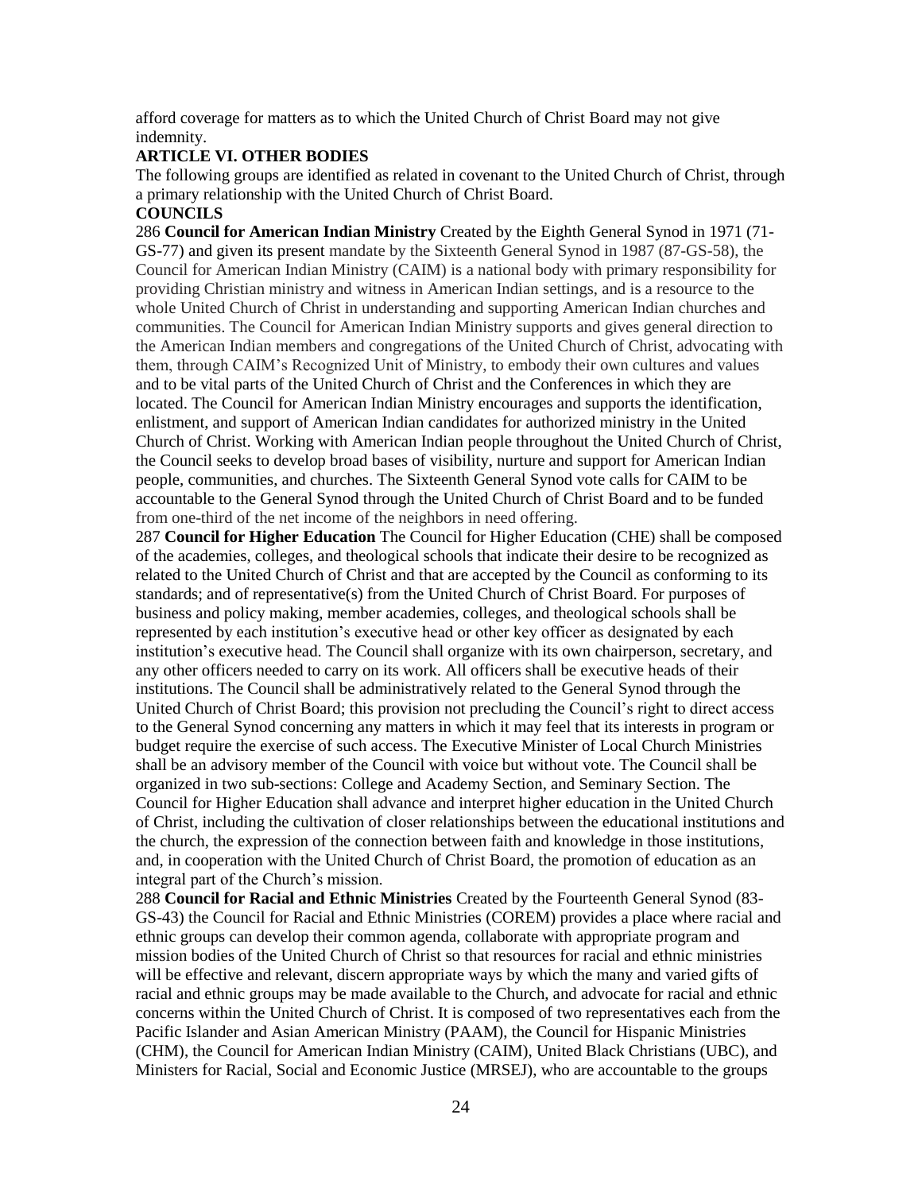afford coverage for matters as to which the United Church of Christ Board may not give indemnity.

**ARTICLE VI. OTHER BODIES**

The following groups are identified as related in covenant to the United Church of Christ, through a primary relationship with the United Church of Christ Board.

**COUNCILS**

286 **Council for American Indian Ministry** Created by the Eighth General Synod in 1971 (71-GS-77) and given its present mandate by the Sixteenth General Synod in 1987 (87-GS-58), the Council for American Indian Ministry (CAIM) is a national body with primary responsibility for providing Christian ministry and witness in American Indian settings, and is a resource to the whole United Church of Christ in understanding and supporting American Indian churches and communities. The Council for American Indian Ministry supports and gives general direction to the American Indian members and congregations of the United Church of Christ, advocating with them, through CAIM's Recognized Unit of Ministry, to embody their own cultures and values and to be vital parts of the United Church of Christ and the Conferences in which they are located. The Council for American Indian Ministry encourages and supports the identification, enlistment, and support of American Indian candidates for authorized ministry in the United Church of Christ. Working with American Indian people throughout the United Church of Christ, the Council seeks to develop broad bases of visibility, nurture and support for American Indian people, communities, and churches. The Sixteenth General Synod vote calls for CAIM to be accountable to the General Synod through the United Church of Christ Board and to be funded from one-third of the net income of the neighbors in need offering.

287 **Council for Higher Education** The Council for Higher Education (CHE) shall be composed of the academies, colleges, and theological schools that indicate their desire to be recognized as related to the United Church of Christ and that are accepted by the Council as conforming to its standards; and of representative(s) from the United Church of Christ Board. For purposes of business and policy making, member academies, colleges, and theological schools shall be represented by each institution's executive head or other key officer as designated by each institution's executive head. The Council shall organize with its own chairperson, secretary, and any other officers needed to carry on its work. All officers shall be executive heads of their institutions. The Council shall be administratively related to the General Synod through the United Church of Christ Board; this provision not precluding the Council's right to direct access to the General Synod concerning any matters in which it may feel that its interests in program or budget require the exercise of such access. The Executive Minister of Local Church Ministries shall be an advisory member of the Council with voice but without vote. The Council shall be organized in two sub-sections: College and Academy Section, and Seminary Section. The Council for Higher Education shall advance and interpret higher education in the United Church of Christ, including the cultivation of closer relationships between the educational institutions and the church, the expression of the connection between faith and knowledge in those institutions, and, in cooperation with the United Church of Christ Board, the promotion of education as an integral part of the Church's mission.

288 **Council for Racial and Ethnic Ministries** Created by the Fourteenth General Synod (83-GS-43) the Council for Racial and Ethnic Ministries (COREM) provides a place where racial and ethnic groups can develop their common agenda, collaborate with appropriate program and mission bodies of the United Church of Christ so that resources for racial and ethnic ministries will be effective and relevant, discern appropriate ways by which the many and varied gifts of racial and ethnic groups may be made available to the Church, and advocate for racial and ethnic concerns within the United Church of Christ. It is composed of two representatives each from the Pacific Islander and Asian American Ministry (PAAM), the Council for Hispanic Ministries (CHM), the Council for American Indian Ministry (CAIM), United Black Christians (UBC), and Ministers for Racial, Social and Economic Justice (MRSEJ), who are accountable to the groups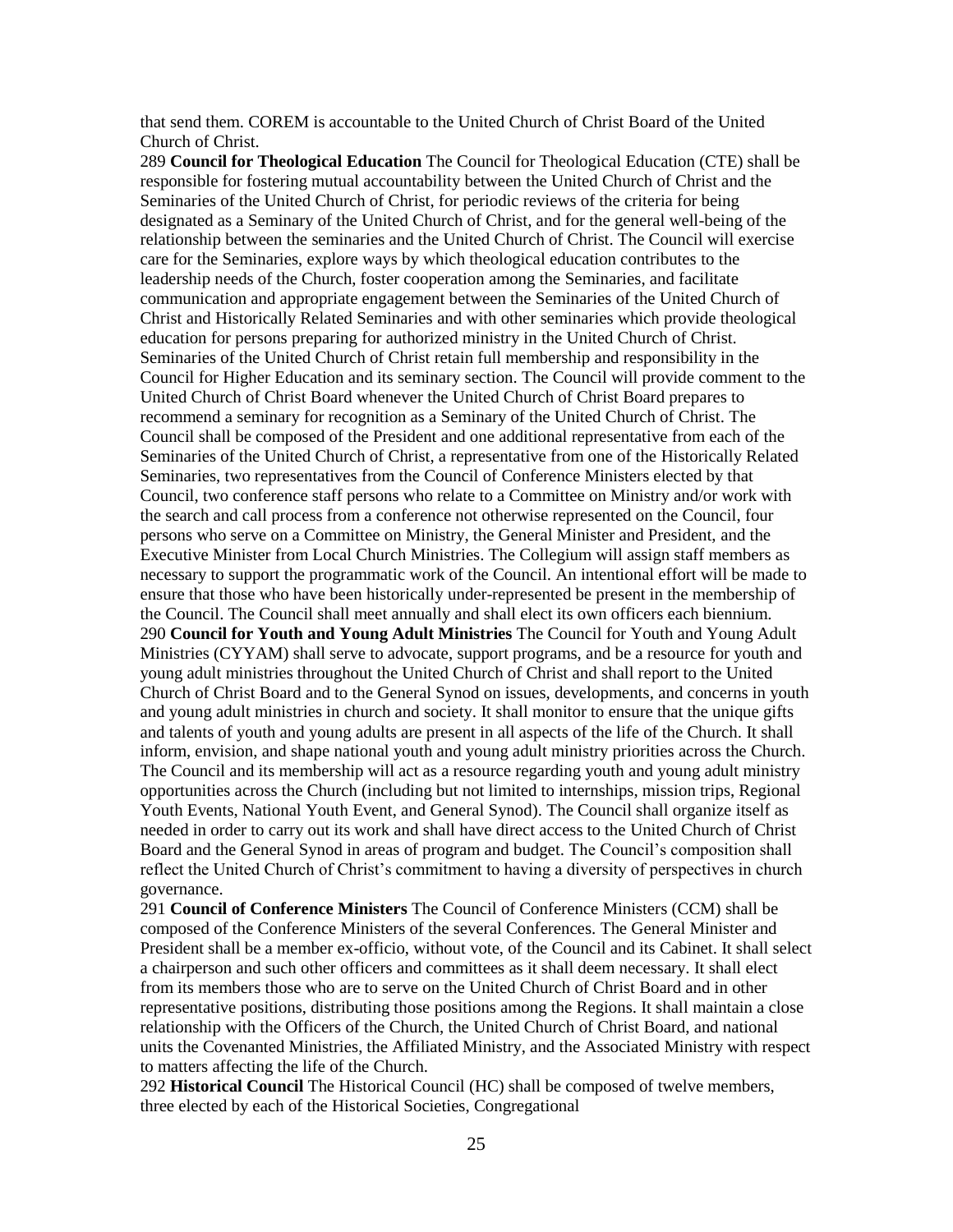that send them. COREM is accountable to the United Church of Christ Board of the United Church of Christ.

289 **Council for Theological Education** The Council for Theological Education (CTE) shall be responsible for fostering mutual accountability between the United Church of Christ and the Seminaries of the United Church of Christ, for periodic reviews of the criteria for being designated as a Seminary of the United Church of Christ, and for the general well-being of the relationship between the seminaries and the United Church of Christ. The Council will exercise care for the Seminaries, explore ways by which theological education contributes to the leadership needs of the Church, foster cooperation among the Seminaries, and facilitate communication and appropriate engagement between the Seminaries of the United Church of Christ and Historically Related Seminaries and with other seminaries which provide theological education for persons preparing for authorized ministry in the United Church of Christ. Seminaries of the United Church of Christ retain full membership and responsibility in the Council for Higher Education and its seminary section. The Council will provide comment to the United Church of Christ Board whenever the United Church of Christ Board prepares to recommend a seminary for recognition as a Seminary of the United Church of Christ. The Council shall be composed of the President and one additional representative from each of the Seminaries of the United Church of Christ, a representative from one of the Historically Related Seminaries, two representatives from the Council of Conference Ministers elected by that Council, two conference staff persons who relate to a Committee on Ministry and/or work with the search and call process from a conference not otherwise represented on the Council, four persons who serve on a Committee on Ministry, the General Minister and President, and the Executive Minister from Local Church Ministries. The Collegium will assign staff members as necessary to support the programmatic work of the Council. An intentional effort will be made to ensure that those who have been historically under-represented be present in the membership of the Council. The Council shall meet annually and shall elect its own officers each biennium.

290 **Council for Youth and Young Adult Ministries** The Council for Youth and Young Adult Ministries (CYYAM) shall serve to advocate, support programs, and be a resource for youth and young adult ministries throughout the United Church of Christ and shall report to the United Church of Christ Board and to the General Synod on issues, developments, and concerns in youth and young adult ministries in church and society. It shall monitor to ensure that the unique gifts and talents of youth and young adults are present in all aspects of the life of the Church. It shall inform, envision, and shape national youth and young adult ministry priorities across the Church. The Council and its membership will act as a resource regarding youth and young adult ministry opportunities across the Church (including but not limited to internships, mission trips, Regional Youth Events, National Youth Event, and General Synod). The Council shall organize itself as needed in order to carry out its work and shall have direct access to the United Church of Christ Board and the General Synod in areas of program and budget. The Council's composition shall reflect the United Church of Christ's commitment to having a diversity of perspectives in church governance.

291 **Council of Conference Ministers** The Council of Conference Ministers (CCM) shall be composed of the Conference Ministers of the several Conferences. The General Minister and President shall be a member ex-officio, without vote, of the Council and its Cabinet. It shall select a chairperson and such other officers and committees as it shall deem necessary. It shall elect from its members those who are to serve on the United Church of Christ Board and in other representative positions, distributing those positions among the Regions. It shall maintain a close relationship with the Officers of the Church, the United Church of Christ Board, and national units the Covenanted Ministries, the Affiliated Ministry, and the Associated Ministry with respect to matters affecting the life of the Church.

292 **Historical Council** The Historical Council (HC) shall be composed of twelve members, three elected by each of the Historical Societies, Congregational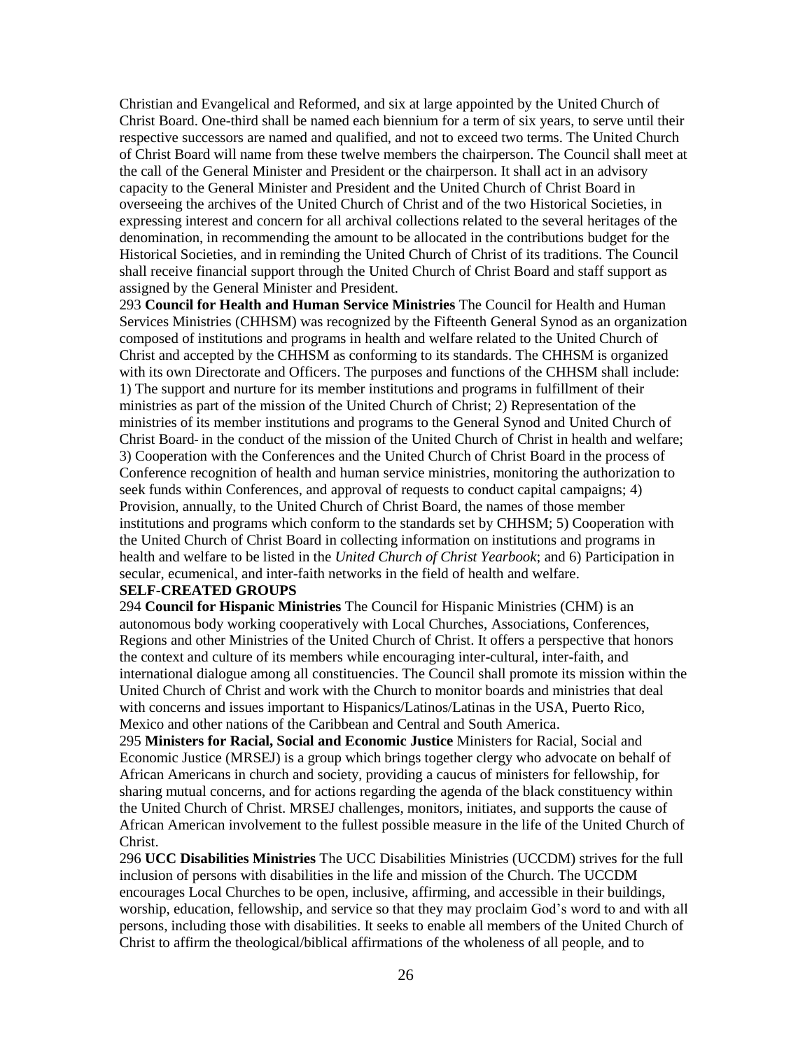Christian and Evangelical and Reformed, and six at large appointed by the United Church of Christ Board. One-third shall be named each biennium for a term of six years, to serve until their respective successors are named and qualified, and not to exceed two terms. The United Church of Christ Board will name from these twelve members the chairperson. The Council shall meet at the call of the General Minister and President or the chairperson. It shall act in an advisory capacity to the General Minister and President and the United Church of Christ Board in overseeing the archives of the United Church of Christ and of the two Historical Societies, in expressing interest and concern for all archival collections related to the several heritages of the denomination, in recommending the amount to be allocated in the contributions budget for the Historical Societies, and in reminding the United Church of Christ of its traditions. The Council shall receive financial support through the United Church of Christ Board and staff support as assigned by the General Minister and President.

293 **Council for Health and Human Service Ministries** The Council for Health and Human Services Ministries (CHHSM) was recognized by the Fifteenth General Synod as an organization composed of institutions and programs in health and welfare related to the United Church of Christ and accepted by the CHHSM as conforming to its standards. The CHHSM is organized with its own Directorate and Officers. The purposes and functions of the CHHSM shall include: 1) The support and nurture for its member institutions and programs in fulfillment of their ministries as part of the mission of the United Church of Christ; 2) Representation of the ministries of its member institutions and programs to the General Synod and United Church of Christ Board in the conduct of the mission of the United Church of Christ in health and welfare; 3) Cooperation with the Conferences and the United Church of Christ Board in the process of Conference recognition of health and human service ministries, monitoring the authorization to seek funds within Conferences, and approval of requests to conduct capital campaigns; 4) Provision, annually, to the United Church of Christ Board, the names of those member institutions and programs which conform to the standards set by CHHSM; 5) Cooperation with the United Church of Christ Board in collecting information on institutions and programs in health and welfare to be listed in the *United Church of Christ Yearbook*; and 6) Participation in secular, ecumenical, and inter-faith networks in the field of health and welfare.

**SELF-CREATED GROUPS**

294 **Council for Hispanic Ministries** The Council for Hispanic Ministries (CHM) is an autonomous body working cooperatively with Local Churches, Associations, Conferences, Regions and other Ministries of the United Church of Christ. It offers a perspective that honors the context and culture of its members while encouraging inter-cultural, inter-faith, and international dialogue among all constituencies. The Council shall promote its mission within the United Church of Christ and work with the Church to monitor boards and ministries that deal with concerns and issues important to Hispanics/Latinos/Latinas in the USA, Puerto Rico, Mexico and other nations of the Caribbean and Central and South America.

295 **Ministers for Racial, Social and Economic Justice** Ministers for Racial, Social and Economic Justice (MRSEJ) is a group which brings together clergy who advocate on behalf of African Americans in church and society, providing a caucus of ministers for fellowship, for sharing mutual concerns, and for actions regarding the agenda of the black constituency within the United Church of Christ. MRSEJ challenges, monitors, initiates, and supports the cause of African American involvement to the fullest possible measure in the life of the United Church of Christ.

296 **UCC Disabilities Ministries** The UCC Disabilities Ministries (UCCDM) strives for the full inclusion of persons with disabilities in the life and mission of the Church. The UCCDM encourages Local Churches to be open, inclusive, affirming, and accessible in their buildings, worship, education, fellowship, and service so that they may proclaim God's word to and with all persons, including those with disabilities. It seeks to enable all members of the United Church of Christ to affirm the theological/biblical affirmations of the wholeness of all people, and to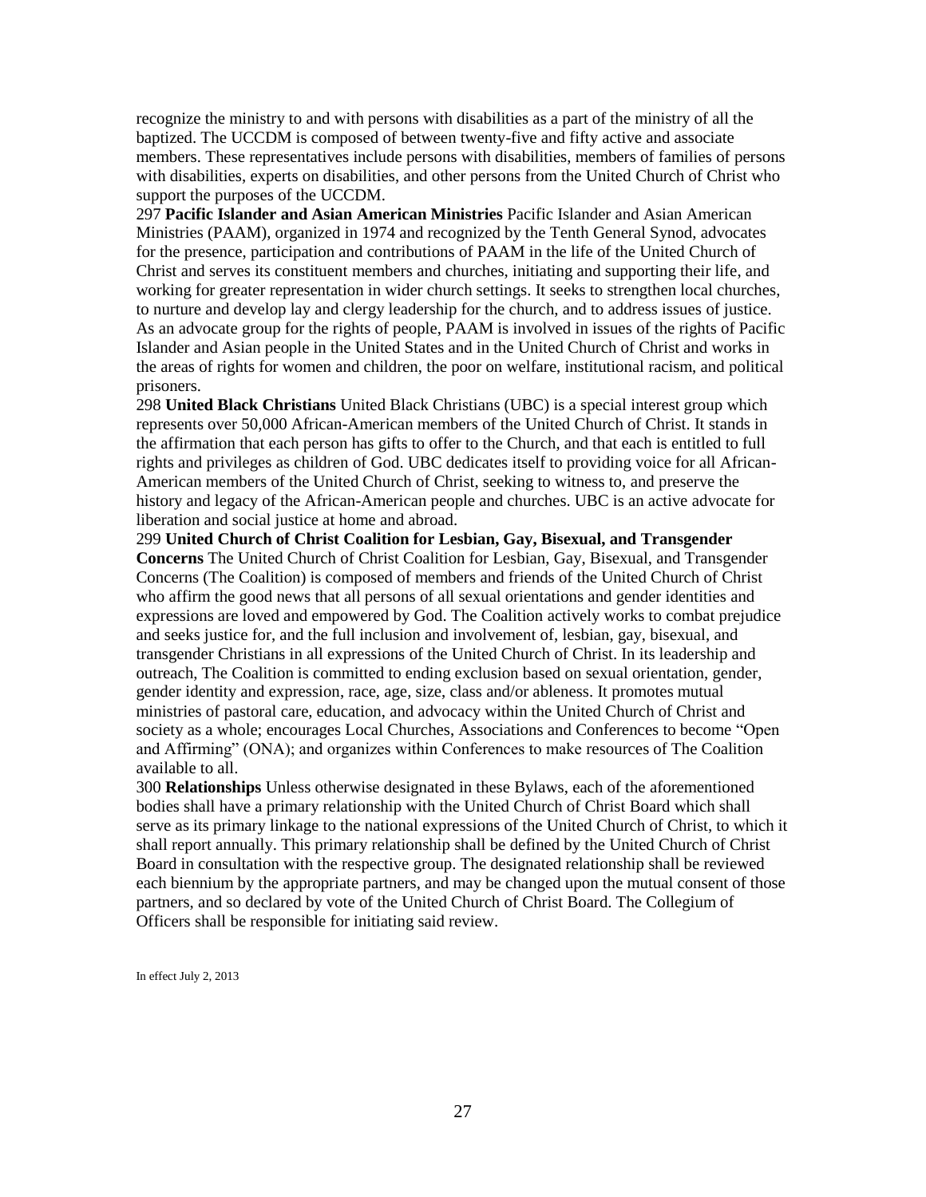recognize the ministry to and with persons with disabilities as a part of the ministry of all the baptized. The UCCDM is composed of between twenty-five and fifty active and associate members. These representatives include persons with disabilities, members of families of persons with disabilities, experts on disabilities, and other persons from the United Church of Christ who support the purposes of the UCCDM.

297 **Pacific Islander and Asian American Ministries** Pacific Islander and Asian American Ministries (PAAM), organized in 1974 and recognized by the Tenth General Synod, advocates for the presence, participation and contributions of PAAM in the life of the United Church of Christ and serves its constituent members and churches, initiating and supporting their life, and working for greater representation in wider church settings. It seeks to strengthen local churches, to nurture and develop lay and clergy leadership for the church, and to address issues of justice. As an advocate group for the rights of people, PAAM is involved in issues of the rights of Pacific Islander and Asian people in the United States and in the United Church of Christ and works in the areas of rights for women and children, the poor on welfare, institutional racism, and political prisoners.

298 **United Black Christians** United Black Christians (UBC) is a special interest group which represents over 50,000 African-American members of the United Church of Christ. It stands in the affirmation that each person has gifts to offer to the Church, and that each is entitled to full rights and privileges as children of God. UBC dedicates itself to providing voice for all African-American members of the United Church of Christ, seeking to witness to, and preserve the history and legacy of the African-American people and churches. UBC is an active advocate for liberation and social justice at home and abroad.

299 **United Church of Christ Coalition for Lesbian, Gay, Bisexual, and Transgender Concerns** The United Church of Christ Coalition for Lesbian, Gay, Bisexual, and Transgender Concerns (The Coalition) is composed of members and friends of the United Church of Christ who affirm the good news that all persons of all sexual orientations and gender identities and expressions are loved and empowered by God. The Coalition actively works to combat prejudice and seeks justice for, and the full inclusion and involvement of, lesbian, gay, bisexual, and transgender Christians in all expressions of the United Church of Christ. In its leadership and outreach, The Coalition is committed to ending exclusion based on sexual orientation, gender, gender identity and expression, race, age, size, class and/or ableness. It promotes mutual ministries of pastoral care, education, and advocacy within the United Church of Christ and society as a whole; encourages Local Churches, Associations and Conferences to become "Open and Affirming" (ONA); and organizes within Conferences to make resources of The Coalition available to all.

300 **Relationships** Unless otherwise designated in these Bylaws, each of the aforementioned bodies shall have a primary relationship with the United Church of Christ Board which shall serve as its primary linkage to the national expressions of the United Church of Christ, to which it shall report annually. This primary relationship shall be defined by the United Church of Christ Board in consultation with the respective group. The designated relationship shall be reviewed each biennium by the appropriate partners, and may be changed upon the mutual consent of those partners, and so declared by vote of the United Church of Christ Board. The Collegium of Officers shall be responsible for initiating said review.

In effect July 2, 2013